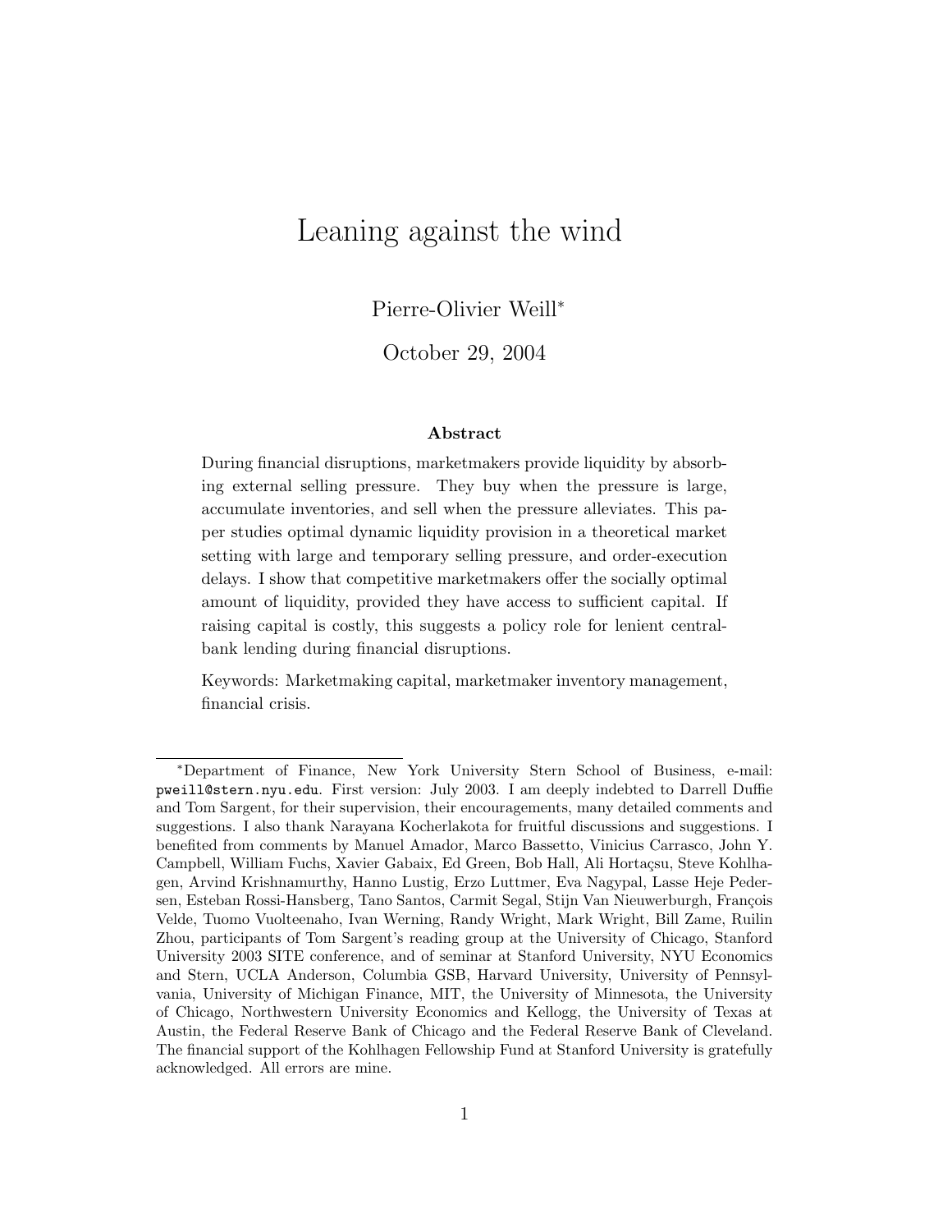# Leaning against the wind

Pierre-Olivier Weill*

October 29, 2004

### Abstract

During financial disruptions, marketmakers provide liquidity by absorbing external selling pressure. They buy when the pressure is large, accumulate inventories, and sell when the pressure alleviates. This paper studies optimal dynamic liquidity provision in a theoretical market setting with large and temporary selling pressure, and order-execution delays. I show that competitive marketmakers offer the socially optimal amount of liquidity, provided they have access to sufficient capital. If raising capital is costly, this suggests a policy role for lenient central-bank lending during financial disruptions.

Keywords: Marketmaking capital, marketmaker inventory management, financial crisis.

---

*Department of Finance, New York University Stern School of Business, e-mail: pweill@stern.nyu.edu. First version: July 2003. I am deeply indebted to Darrell Duffie and Tom Sargent, for their supervision, their encouragements, many detailed comments and suggestions. I also thank Narayana Kocherlakota for fruitful discussions and suggestions. I benefited from comments by Manuel Amador, Marco Bassetto, Vinicius Carrasco, John Y. Campbell, William Fuchs, Xavier Gabaix, Ed Green, Bob Hall, Ali Hortaçsu, Steve Kohlhagen, Arvind Krishnamurthy, Hanno Lustig, Erzo Luttmer, Eva Nagypal, Lasse Heje Pedersen, Esteban Rossi-Hansberg, Tano Santos, Carmit Segal, Stijn Van Nieuwerburgh, François Velde, Tuomo Vuolteenaho, Ivan Werning, Randy Wright, Mark Wright, Bill Zame, Ruilin Zhou, participants of Tom Sargent's reading group at the University of Chicago, Stanford University 2003 SITE conference, and of seminar at Stanford University, NYU Economics and Stern, UCLA Anderson, Columbia GSB, Harvard University, University of Pennsylvania, University of Michigan Finance, MIT, the University of Minnesota, the University of Chicago, Northwestern University Economics and Kellogg, the University of Texas at Austin, the Federal Reserve Bank of Chicago and the Federal Reserve Bank of Cleveland. The financial support of the Kohlhagen Fellowship Fund at Stanford University is gratefully acknowledged. All errors are mine.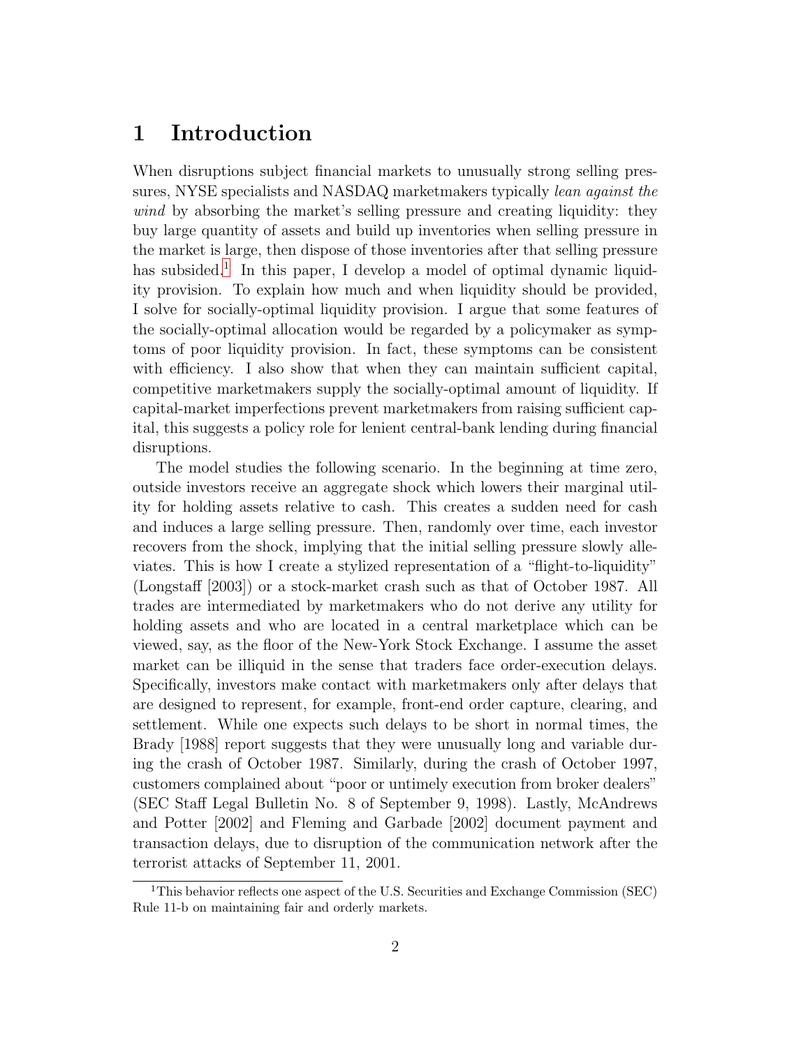# 1 Introduction

When disruptions subject financial markets to unusually strong selling pressures, NYSE specialists and NASDAQ marketmakers typically *lean against the wind* by absorbing the market's selling pressure and creating liquidity: they buy large quantity of assets and build up inventories when selling pressure in the market is large, then dispose of those inventories after that selling pressure has subsided.[1] In this paper, I develop a model of optimal dynamic liquidity provision. To explain how much and when liquidity should be provided, I solve for socially-optimal liquidity provision. I argue that some features of the socially-optimal allocation would be regarded by a policymaker as symptoms of poor liquidity provision. In fact, these symptoms can be consistent with efficiency. I also show that when they can maintain sufficient capital, competitive marketmakers supply the socially-optimal amount of liquidity. If capital-market imperfections prevent marketmakers from raising sufficient capital, this suggests a policy role for lenient central-bank lending during financial disruptions.

The model studies the following scenario. In the beginning at time zero, outside investors receive an aggregate shock which lowers their marginal utility for holding assets relative to cash. This creates a sudden need for cash and induces a large selling pressure. Then, randomly over time, each investor recovers from the shock, implying that the initial selling pressure slowly alleviates. This is how I create a stylized representation of a "flight-to-liquidity" (Longstaff [2003]) or a stock-market crash such as that of October 1987. All trades are intermediated by marketmakers who do not derive any utility for holding assets and who are located in a central marketplace which can be viewed, say, as the floor of the New-York Stock Exchange. I assume the asset market can be illiquid in the sense that traders face order-execution delays. Specifically, investors make contact with marketmakers only after delays that are designed to represent, for example, front-end order capture, clearing, and settlement. While one expects such delays to be short in normal times, the Brady [1988] report suggests that they were unusually long and variable during the crash of October 1987. Similarly, during the crash of October 1997, customers complained about "poor or untimely execution from broker dealers" (SEC Staff Legal Bulletin No. 8 of September 9, 1998). Lastly, McAndrews and Potter [2002] and Fleming and Garbade [2002] document payment and transaction delays, due to disruption of the communication network after the terrorist attacks of September 11, 2001.

[1] This behavior reflects one aspect of the U.S. Securities and Exchange Commission (SEC) Rule 11-b on maintaining fair and orderly markets.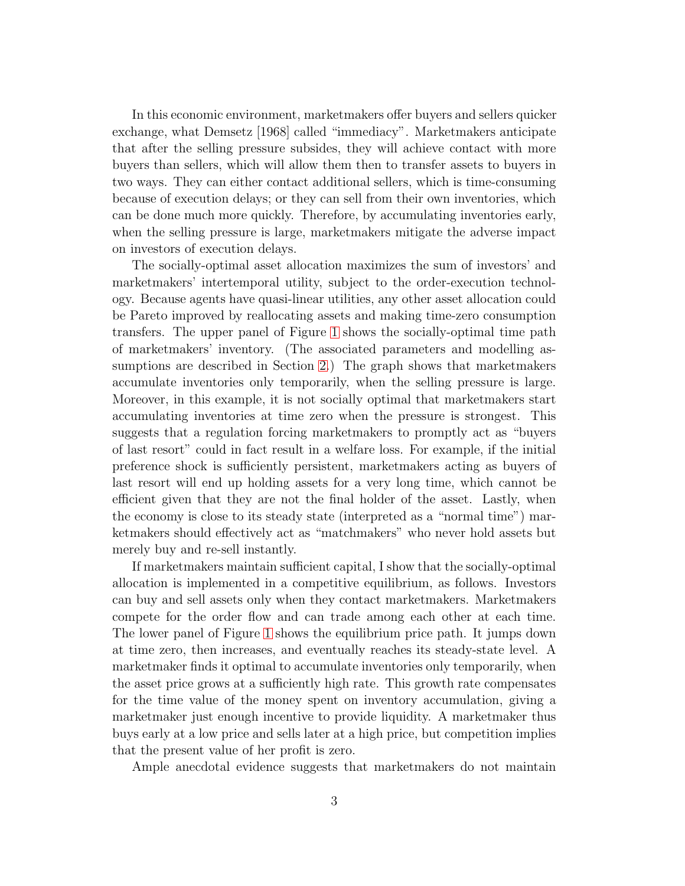In this economic environment, marketmakers offer buyers and sellers quicker exchange, what Demsetz [1968] called "immediacy". Marketmakers anticipate that after the selling pressure subsides, they will achieve contact with more buyers than sellers, which will allow them then to transfer assets to buyers in two ways. They can either contact additional sellers, which is time-consuming because of execution delays; or they can sell from their own inventories, which can be done much more quickly. Therefore, by accumulating inventories early, when the selling pressure is large, marketmakers mitigate the adverse impact on investors of execution delays.

The socially-optimal asset allocation maximizes the sum of investors' and marketmakers' intertemporal utility, subject to the order-execution technology. Because agents have quasi-linear utilities, any other asset allocation could be Pareto improved by reallocating assets and making time-zero consumption transfers. The upper panel of Figure 1 shows the socially-optimal time path of marketmakers' inventory. (The associated parameters and modelling assumptions are described in Section 2.) The graph shows that marketmakers accumulate inventories only temporarily, when the selling pressure is large. Moreover, in this example, it is not socially optimal that marketmakers start accumulating inventories at time zero when the pressure is strongest. This suggests that a regulation forcing marketmakers to promptly act as "buyers of last resort" could in fact result in a welfare loss. For example, if the initial preference shock is sufficiently persistent, marketmakers acting as buyers of last resort will end up holding assets for a very long time, which cannot be efficient given that they are not the final holder of the asset. Lastly, when the economy is close to its steady state (interpreted as a "normal time") marketmakers should effectively act as "matchmakers" who never hold assets but merely buy and re-sell instantly.

If marketmakers maintain sufficient capital, I show that the socially-optimal allocation is implemented in a competitive equilibrium, as follows. Investors can buy and sell assets only when they contact marketmakers. Marketmakers compete for the order flow and can trade among each other at each time. The lower panel of Figure 1 shows the equilibrium price path. It jumps down at time zero, then increases, and eventually reaches its steady-state level. A marketmaker finds it optimal to accumulate inventories only temporarily, when the asset price grows at a sufficiently high rate. This growth rate compensates for the time value of the money spent on inventory accumulation, giving a marketmaker just enough incentive to provide liquidity. A marketmaker thus buys early at a low price and sells later at a high price, but competition implies that the present value of her profit is zero.

Ample anecdotal evidence suggests that marketmakers do not maintain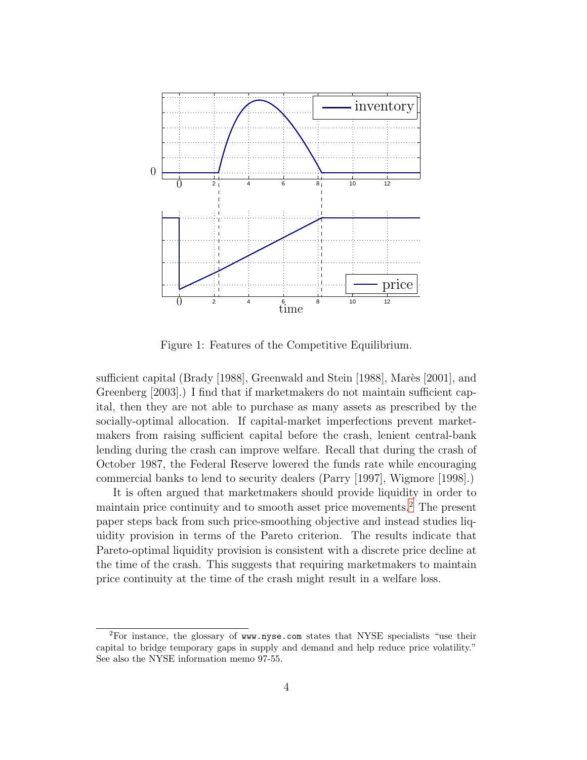Figure 1: Features of the Competitive Equilibrium.

sufficient capital (Brady [1988], Greenwald and Stein [1988], Marès [2001], and Greenberg [2003].) I find that if marketmakers do not maintain sufficient capital, then they are not able to purchase as many assets as prescribed by the socially-optimal allocation. If capital-market imperfections prevent marketmakers from raising sufficient capital before the crash, lenient central-bank lending during the crash can improve welfare. Recall that during the crash of October 1987, the Federal Reserve lowered the funds rate while encouraging commercial banks to lend to security dealers (Parry [1997], Wigmore [1998].)

It is often argued that marketmakers should provide liquidity in order to maintain price continuity and to smooth asset price movements.[2] The present paper steps back from such price-smoothing objective and instead studies liquidity provision in terms of the Pareto criterion. The results indicate that Pareto-optimal liquidity provision is consistent with a discrete price decline at the time of the crash. This suggests that requiring marketmakers to maintain price continuity at the time of the crash might result in a welfare loss.

[2] For instance, the glossary of `www.nyse.com` states that NYSE specialists "use their capital to bridge temporary gaps in supply and demand and help reduce price volatility." See also the NYSE information memo 97-55.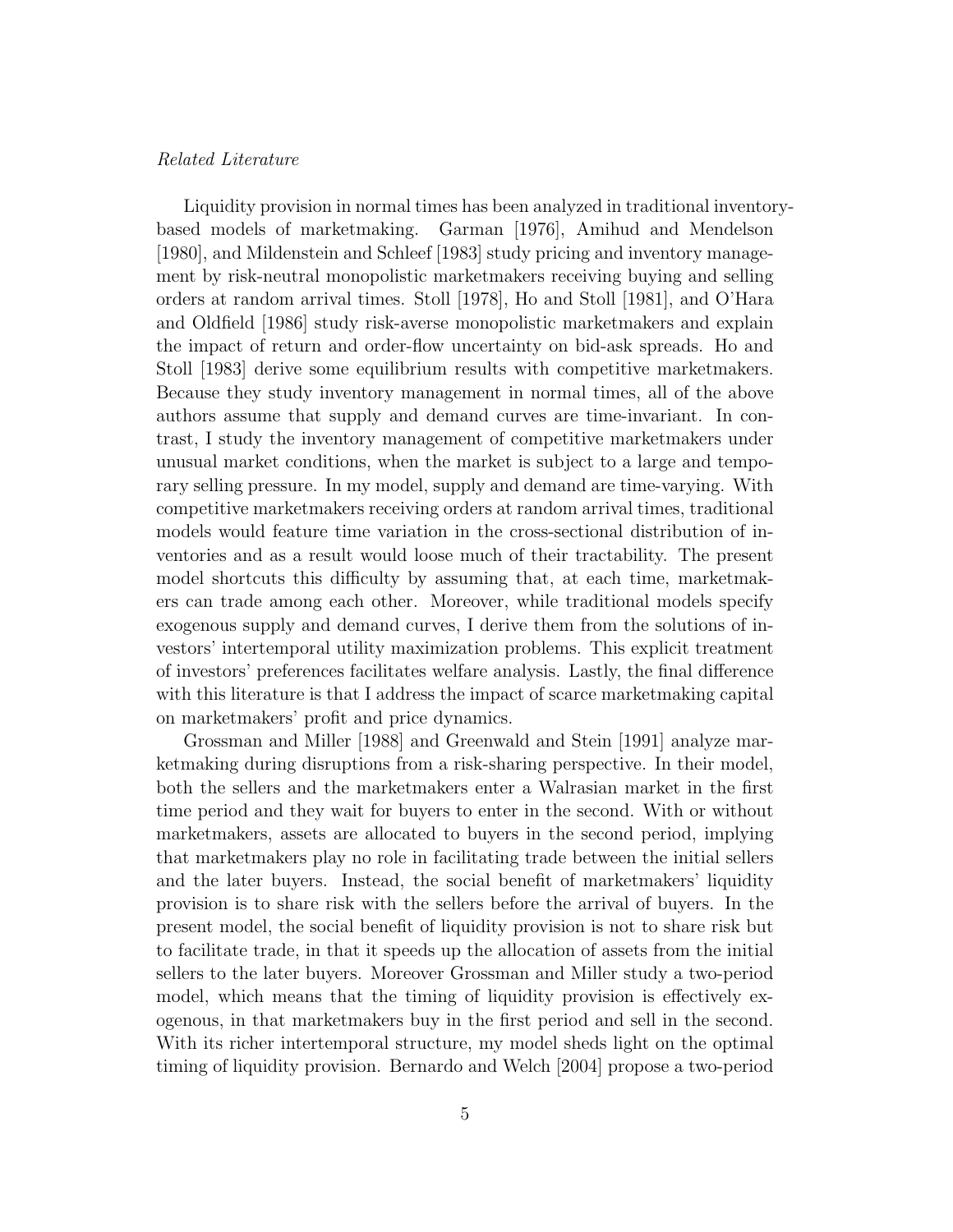*Related Literature*

Liquidity provision in normal times has been analyzed in traditional inventory-based models of marketmaking. Garman [1976], Amihud and Mendelson [1980], and Mildenstein and Schleef [1983] study pricing and inventory management by risk-neutral monopolistic marketmakers receiving buying and selling orders at random arrival times. Stoll [1978], Ho and Stoll [1981], and O'Hara and Oldfield [1986] study risk-averse monopolistic marketmakers and explain the impact of return and order-flow uncertainty on bid-ask spreads. Ho and Stoll [1983] derive some equilibrium results with competitive marketmakers. Because they study inventory management in normal times, all of the above authors assume that supply and demand curves are time-invariant. In contrast, I study the inventory management of competitive marketmakers under unusual market conditions, when the market is subject to a large and temporary selling pressure. In my model, supply and demand are time-varying. With competitive marketmakers receiving orders at random arrival times, traditional models would feature time variation in the cross-sectional distribution of inventories and as a result would loose much of their tractability. The present model shortcuts this difficulty by assuming that, at each time, marketmakers can trade among each other. Moreover, while traditional models specify exogenous supply and demand curves, I derive them from the solutions of investors' intertemporal utility maximization problems. This explicit treatment of investors' preferences facilitates welfare analysis. Lastly, the final difference with this literature is that I address the impact of scarce marketmaking capital on marketmakers' profit and price dynamics.

Grossman and Miller [1988] and Greenwald and Stein [1991] analyze marketmaking during disruptions from a risk-sharing perspective. In their model, both the sellers and the marketmakers enter a Walrasian market in the first time period and they wait for buyers to enter in the second. With or without marketmakers, assets are allocated to buyers in the second period, implying that marketmakers play no role in facilitating trade between the initial sellers and the later buyers. Instead, the social benefit of marketmakers' liquidity provision is to share risk with the sellers before the arrival of buyers. In the present model, the social benefit of liquidity provision is not to share risk but to facilitate trade, in that it speeds up the allocation of assets from the initial sellers to the later buyers. Moreover Grossman and Miller study a two-period model, which means that the timing of liquidity provision is effectively exogenous, in that marketmakers buy in the first period and sell in the second. With its richer intertemporal structure, my model sheds light on the optimal timing of liquidity provision. Bernardo and Welch [2004] propose a two-period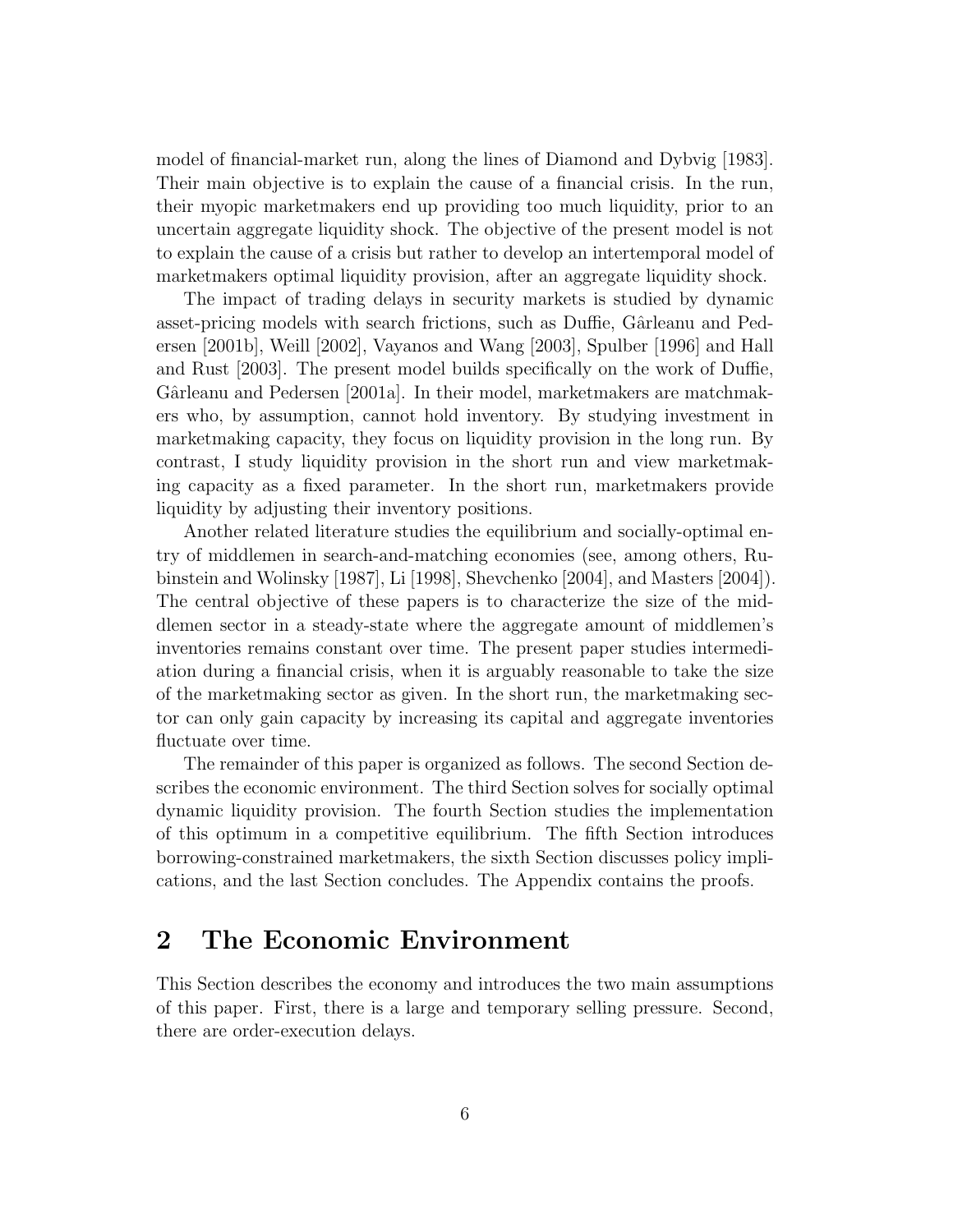model of financial-market run, along the lines of Diamond and Dybvig [1983]. Their main objective is to explain the cause of a financial crisis. In the run, their myopic marketmakers end up providing too much liquidity, prior to an uncertain aggregate liquidity shock. The objective of the present model is not to explain the cause of a crisis but rather to develop an intertemporal model of marketmakers optimal liquidity provision, after an aggregate liquidity shock.

The impact of trading delays in security markets is studied by dynamic asset-pricing models with search frictions, such as Duffie, Gârleanu and Pedersen [2001b], Weill [2002], Vayanos and Wang [2003], Spulber [1996] and Hall and Rust [2003]. The present model builds specifically on the work of Duffie, Gârleanu and Pedersen [2001a]. In their model, marketmakers are matchmakers who, by assumption, cannot hold inventory. By studying investment in marketmaking capacity, they focus on liquidity provision in the long run. By contrast, I study liquidity provision in the short run and view marketmaking capacity as a fixed parameter. In the short run, marketmakers provide liquidity by adjusting their inventory positions.

Another related literature studies the equilibrium and socially-optimal entry of middlemen in search-and-matching economies (see, among others, Rubinstein and Wolinsky [1987], Li [1998], Shevchenko [2004], and Masters [2004]). The central objective of these papers is to characterize the size of the middlemen sector in a steady-state where the aggregate amount of middlemen's inventories remains constant over time. The present paper studies intermediation during a financial crisis, when it is arguably reasonable to take the size of the marketmaking sector as given. In the short run, the marketmaking sector can only gain capacity by increasing its capital and aggregate inventories fluctuate over time.

The remainder of this paper is organized as follows. The second Section describes the economic environment. The third Section solves for socially optimal dynamic liquidity provision. The fourth Section studies the implementation of this optimum in a competitive equilibrium. The fifth Section introduces borrowing-constrained marketmakers, the sixth Section discusses policy implications, and the last Section concludes. The Appendix contains the proofs.

# 2 The Economic Environment

This Section describes the economy and introduces the two main assumptions of this paper. First, there is a large and temporary selling pressure. Second, there are order-execution delays.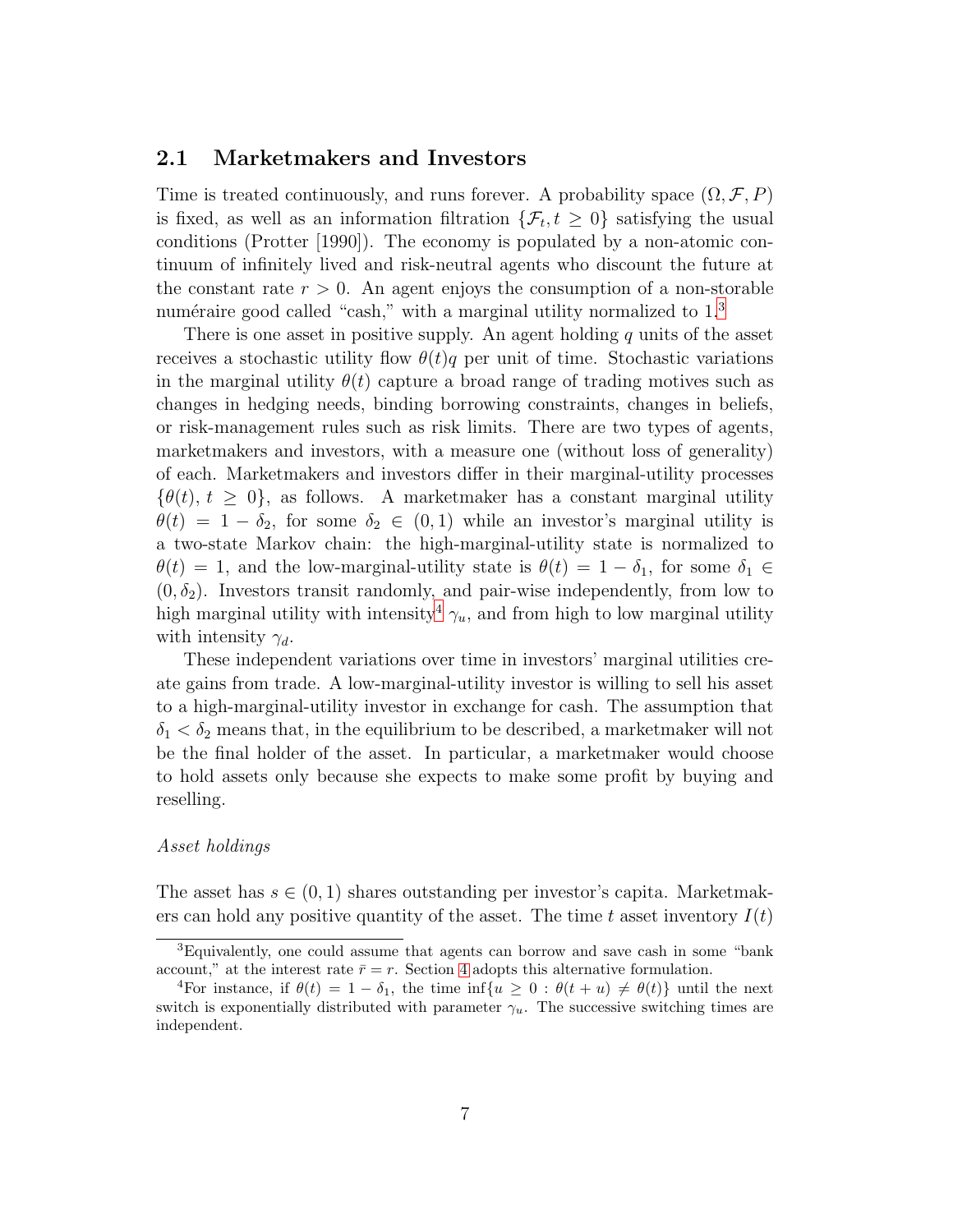## 2.1 Marketmakers and Investors

Time is treated continuously, and runs forever. A probability space $(\Omega, \mathcal{F}, P)$ is fixed, as well as an information filtration $\{\mathcal{F}_t, t \geq 0\}$ satisfying the usual conditions (Protter [1990]). The economy is populated by a non-atomic continuum of infinitely lived and risk-neutral agents who discount the future at the constant rate $r > 0$. An agent enjoys the consumption of a non-storable numéraire good called "cash," with a marginal utility normalized to 1.[3]

There is one asset in positive supply. An agent holding $q$ units of the asset receives a stochastic utility flow $\theta(t)q$ per unit of time. Stochastic variations in the marginal utility $\theta(t)$ capture a broad range of trading motives such as changes in hedging needs, binding borrowing constraints, changes in beliefs, or risk-management rules such as risk limits. There are two types of agents, marketmakers and investors, with a measure one (without loss of generality) of each. Marketmakers and investors differ in their marginal-utility processes $\{\theta(t), t \geq 0\}$, as follows. A marketmaker has a constant marginal utility $\theta(t) = 1 - \delta_2$, for some $\delta_2 \in (0, 1)$ while an investor's marginal utility is a two-state Markov chain: the high-marginal-utility state is normalized to $\theta(t) = 1$, and the low-marginal-utility state is $\theta(t) = 1 - \delta_1$, for some $\delta_1 \in (0, \delta_2)$. Investors transit randomly, and pair-wise independently, from low to high marginal utility with intensity[4] $\gamma_u$, and from high to low marginal utility with intensity $\gamma_d$.

These independent variations over time in investors' marginal utilities create gains from trade. A low-marginal-utility investor is willing to sell his asset to a high-marginal-utility investor in exchange for cash. The assumption that $\delta_1 < \delta_2$ means that, in the equilibrium to be described, a marketmaker will not be the final holder of the asset. In particular, a marketmaker would choose to hold assets only because she expects to make some profit by buying and reselling.

*Asset holdings*

The asset has $s \in (0, 1)$ shares outstanding per investor's capita. Marketmakers can hold any positive quantity of the asset. The time $t$ asset inventory $I(t)$

[3] Equivalently, one could assume that agents can borrow and save cash in some "bank account," at the interest rate $\bar{r} = r$. Section 4 adopts this alternative formulation.

[4] For instance, if $\theta(t) = 1 - \delta_1$, the time $\inf\{u \geq 0 : \theta(t + u) \neq \theta(t)\}$ until the next switch is exponentially distributed with parameter $\gamma_u$. The successive switching times are independent.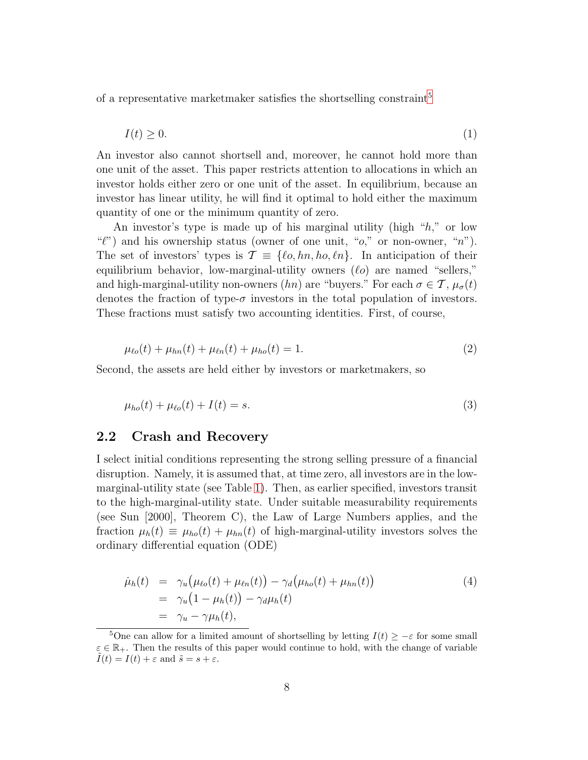of a representative marketmaker satisfies the shortselling constraint[5]

$$I(t) \geq 0. \tag{1}$$

An investor also cannot shortsell and, moreover, he cannot hold more than one unit of the asset. This paper restricts attention to allocations in which an investor holds either zero or one unit of the asset. In equilibrium, because an investor has linear utility, he will find it optimal to hold either the maximum quantity of one or the minimum quantity of zero.

An investor's type is made up of his marginal utility (high "$h$," or low "$\ell$") and his ownership status (owner of one unit, "$o$," or non-owner, "$n$"). The set of investors' types is $\mathcal{T} \equiv \{\ell o, hn, ho, \ell n\}$. In anticipation of their equilibrium behavior, low-marginal-utility owners ($\ell o$) are named "sellers," and high-marginal-utility non-owners ($hn$) are "buyers." For each $\sigma \in \mathcal{T}$, $\mu_\sigma(t)$ denotes the fraction of type-$\sigma$ investors in the total population of investors. These fractions must satisfy two accounting identities. First, of course,

$$\mu_{\ell o}(t) + \mu_{hn}(t) + \mu_{\ell n}(t) + \mu_{ho}(t) = 1. \tag{2}$$

Second, the assets are held either by investors or marketmakers, so

$$\mu_{ho}(t) + \mu_{\ell o}(t) + I(t) = s. \tag{3}$$

## 2.2 Crash and Recovery

I select initial conditions representing the strong selling pressure of a financial disruption. Namely, it is assumed that, at time zero, all investors are in the low-marginal-utility state (see Table 1). Then, as earlier specified, investors transit to the high-marginal-utility state. Under suitable measurability requirements (see Sun [2000], Theorem C), the Law of Large Numbers applies, and the fraction $\mu_h(t) \equiv \mu_{ho}(t) + \mu_{hn}(t)$ of high-marginal-utility investors solves the ordinary differential equation (ODE)

$$\begin{aligned} \dot{\mu}_h(t) &= \gamma_u\big(\mu_{\ell o}(t) + \mu_{\ell n}(t)\big) - \gamma_d\big(\mu_{ho}(t) + \mu_{hn}(t)\big) \\ &= \gamma_u\big(1 - \mu_h(t)\big) - \gamma_d \mu_h(t) \\ &= \gamma_u - \gamma \mu_h(t), \end{aligned} \tag{4}$$

[5] One can allow for a limited amount of shortselling by letting $I(t) \geq -\varepsilon$ for some small $\varepsilon \in \mathbb{R}_+$. Then the results of this paper would continue to hold, with the change of variable $\tilde{I}(t) = I(t) + \varepsilon$ and $\tilde{s} = s + \varepsilon$.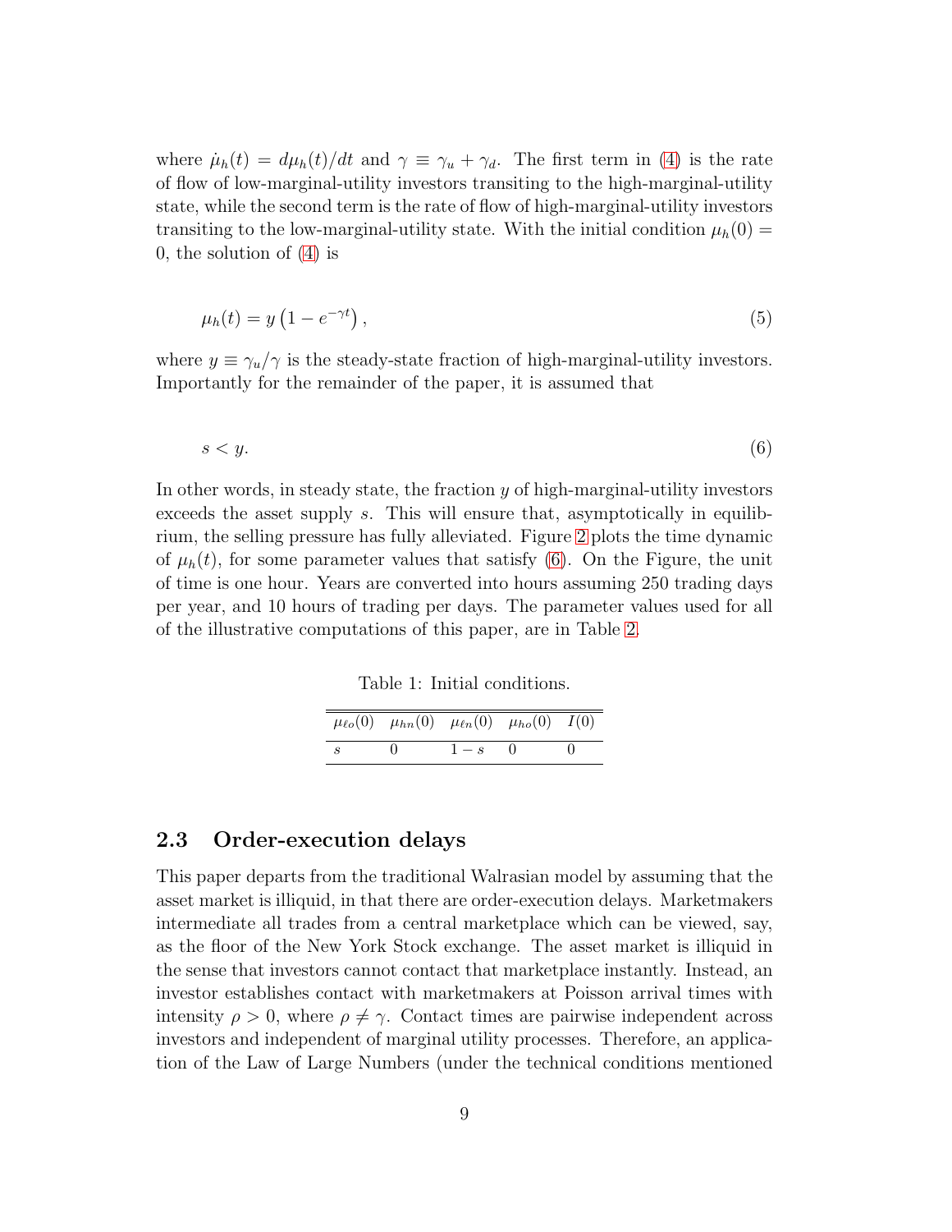where $\dot{\mu}_h(t) = d\mu_h(t)/dt$ and $\gamma \equiv \gamma_u + \gamma_d$. The first term in (4) is the rate of flow of low-marginal-utility investors transiting to the high-marginal-utility state, while the second term is the rate of flow of high-marginal-utility investors transiting to the low-marginal-utility state. With the initial condition $\mu_h(0) = 0$, the solution of (4) is

$$\mu_h(t) = y\left(1 - e^{-\gamma t}\right), \tag{5}$$

where $y \equiv \gamma_u/\gamma$ is the steady-state fraction of high-marginal-utility investors. Importantly for the remainder of the paper, it is assumed that

$$s < y. \tag{6}$$

In other words, in steady state, the fraction $y$ of high-marginal-utility investors exceeds the asset supply $s$. This will ensure that, asymptotically in equilibrium, the selling pressure has fully alleviated. Figure 2 plots the time dynamic of $\mu_h(t)$, for some parameter values that satisfy (6). On the Figure, the unit of time is one hour. Years are converted into hours assuming 250 trading days per year, and 10 hours of trading per days. The parameter values used for all of the illustrative computations of this paper, are in Table 2.

Table 1: Initial conditions.

| $\mu_{\ell o}(0)$ | $\mu_{hn}(0)$ | $\mu_{\ell n}(0)$ | $\mu_{ho}(0)$ | $I(0)$ |
|---|---|---|---|---|
| $s$ | 0 | $1-s$ | 0 | 0 |

## 2.3 Order-execution delays

This paper departs from the traditional Walrasian model by assuming that the asset market is illiquid, in that there are order-execution delays. Marketmakers intermediate all trades from a central marketplace which can be viewed, say, as the floor of the New York Stock exchange. The asset market is illiquid in the sense that investors cannot contact that marketplace instantly. Instead, an investor establishes contact with marketmakers at Poisson arrival times with intensity $\rho > 0$, where $\rho \neq \gamma$. Contact times are pairwise independent across investors and independent of marginal utility processes. Therefore, an application of the Law of Large Numbers (under the technical conditions mentioned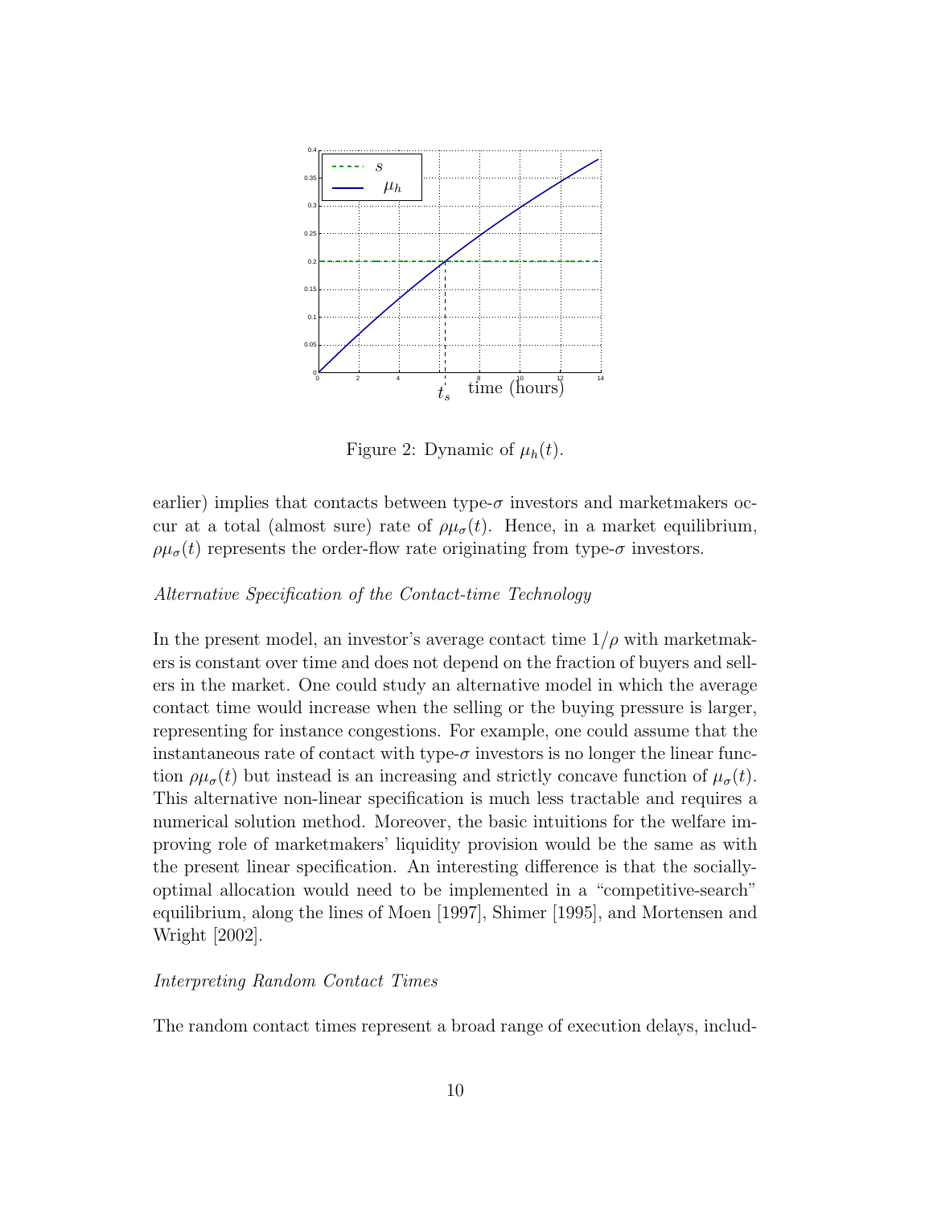Figure 2: Dynamic of $\mu_h(t)$.

earlier) implies that contacts between type-$\sigma$ investors and marketmakers occur at a total (almost sure) rate of $\rho\mu_\sigma(t)$. Hence, in a market equilibrium, $\rho\mu_\sigma(t)$ represents the order-flow rate originating from type-$\sigma$ investors.

*Alternative Specification of the Contact-time Technology*

In the present model, an investor's average contact time $1/\rho$ with marketmakers is constant over time and does not depend on the fraction of buyers and sellers in the market. One could study an alternative model in which the average contact time would increase when the selling or the buying pressure is larger, representing for instance congestions. For example, one could assume that the instantaneous rate of contact with type-$\sigma$ investors is no longer the linear function $\rho\mu_\sigma(t)$ but instead is an increasing and strictly concave function of $\mu_\sigma(t)$. This alternative non-linear specification is much less tractable and requires a numerical solution method. Moreover, the basic intuitions for the welfare improving role of marketmakers' liquidity provision would be the same as with the present linear specification. An interesting difference is that the socially-optimal allocation would need to be implemented in a "competitive-search" equilibrium, along the lines of Moen [1997], Shimer [1995], and Mortensen and Wright [2002].

*Interpreting Random Contact Times*

The random contact times represent a broad range of execution delays, includ-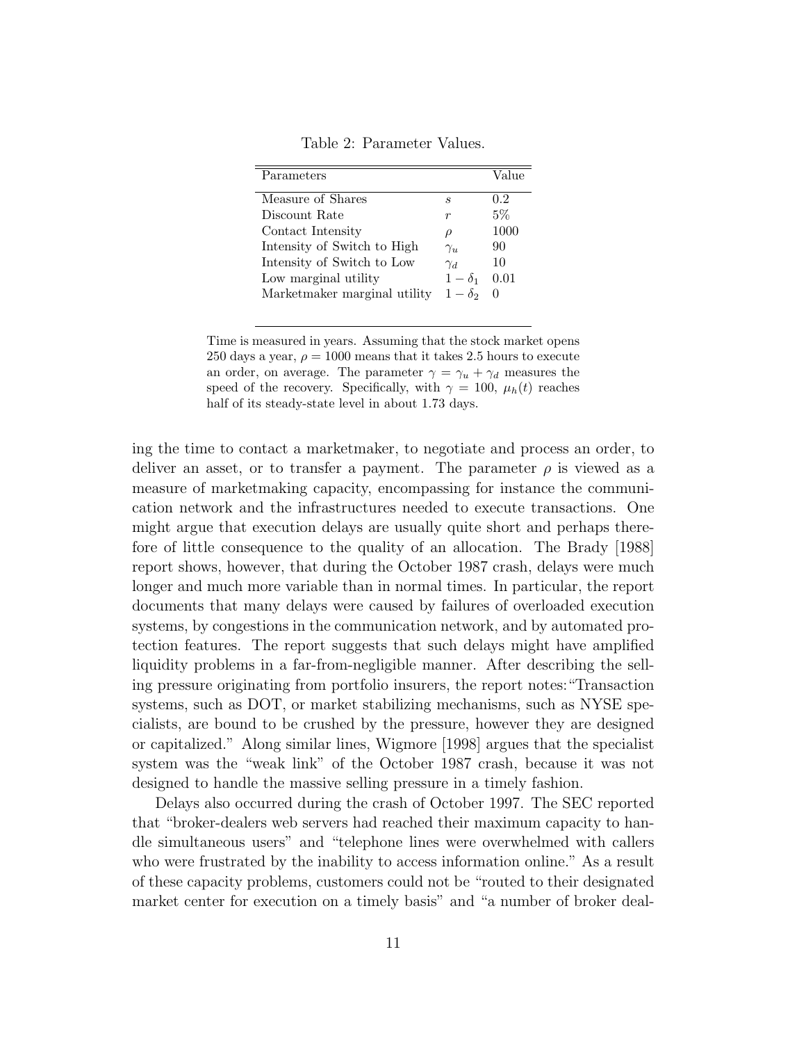Table 2: Parameter Values.

| Parameters | | Value |
|---|---|---|
| Measure of Shares | $s$ | 0.2 |
| Discount Rate | $r$ | 5% |
| Contact Intensity | $\rho$ | 1000 |
| Intensity of Switch to High | $\gamma_u$ | 90 |
| Intensity of Switch to Low | $\gamma_d$ | 10 |
| Low marginal utility | $1-\delta_1$ | 0.01 |
| Marketmaker marginal utility | $1-\delta_2$ | 0 |

Time is measured in years. Assuming that the stock market opens 250 days a year, $\rho = 1000$ means that it takes 2.5 hours to execute an order, on average. The parameter $\gamma = \gamma_u + \gamma_d$ measures the speed of the recovery. Specifically, with $\gamma = 100$, $\mu_h(t)$ reaches half of its steady-state level in about 1.73 days.

ing the time to contact a marketmaker, to negotiate and process an order, to deliver an asset, or to transfer a payment. The parameter $\rho$ is viewed as a measure of marketmaking capacity, encompassing for instance the communication network and the infrastructures needed to execute transactions. One might argue that execution delays are usually quite short and perhaps therefore of little consequence to the quality of an allocation. The Brady [1988] report shows, however, that during the October 1987 crash, delays were much longer and much more variable than in normal times. In particular, the report documents that many delays were caused by failures of overloaded execution systems, by congestions in the communication network, and by automated protection features. The report suggests that such delays might have amplified liquidity problems in a far-from-negligible manner. After describing the selling pressure originating from portfolio insurers, the report notes: "Transaction systems, such as DOT, or market stabilizing mechanisms, such as NYSE specialists, are bound to be crushed by the pressure, however they are designed or capitalized." Along similar lines, Wigmore [1998] argues that the specialist system was the "weak link" of the October 1987 crash, because it was not designed to handle the massive selling pressure in a timely fashion.

Delays also occurred during the crash of October 1997. The SEC reported that "broker-dealers web servers had reached their maximum capacity to handle simultaneous users" and "telephone lines were overwhelmed with callers who were frustrated by the inability to access information online." As a result of these capacity problems, customers could not be "routed to their designated market center for execution on a timely basis" and "a number of broker deal-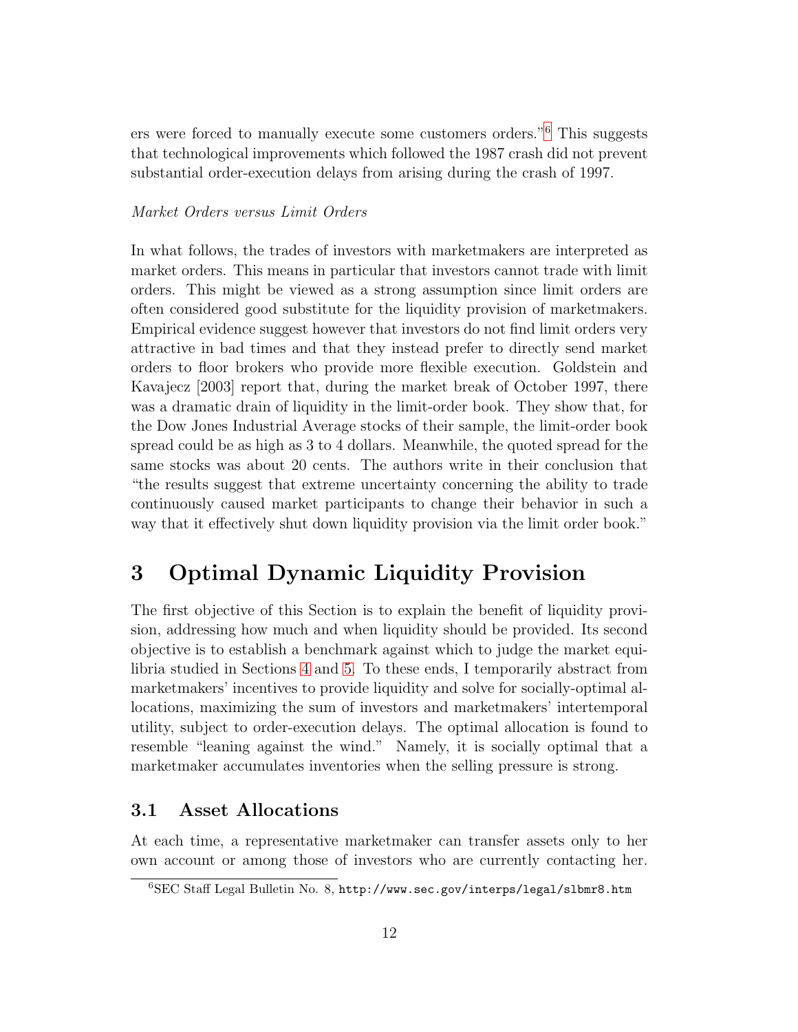ers were forced to manually execute some customers orders."[6] This suggests that technological improvements which followed the 1987 crash did not prevent substantial order-execution delays from arising during the crash of 1997.

*Market Orders versus Limit Orders*

In what follows, the trades of investors with marketmakers are interpreted as market orders. This means in particular that investors cannot trade with limit orders. This might be viewed as a strong assumption since limit orders are often considered good substitute for the liquidity provision of marketmakers. Empirical evidence suggest however that investors do not find limit orders very attractive in bad times and that they instead prefer to directly send market orders to floor brokers who provide more flexible execution. Goldstein and Kavajecz [2003] report that, during the market break of October 1997, there was a dramatic drain of liquidity in the limit-order book. They show that, for the Dow Jones Industrial Average stocks of their sample, the limit-order book spread could be as high as 3 to 4 dollars. Meanwhile, the quoted spread for the same stocks was about 20 cents. The authors write in their conclusion that "the results suggest that extreme uncertainty concerning the ability to trade continuously caused market participants to change their behavior in such a way that it effectively shut down liquidity provision via the limit order book."

# 3 Optimal Dynamic Liquidity Provision

The first objective of this Section is to explain the benefit of liquidity provision, addressing how much and when liquidity should be provided. Its second objective is to establish a benchmark against which to judge the market equilibria studied in Sections 4 and 5. To these ends, I temporarily abstract from marketmakers' incentives to provide liquidity and solve for socially-optimal allocations, maximizing the sum of investors and marketmakers' intertemporal utility, subject to order-execution delays. The optimal allocation is found to resemble "leaning against the wind." Namely, it is socially optimal that a marketmaker accumulates inventories when the selling pressure is strong.

## 3.1 Asset Allocations

At each time, a representative marketmaker can transfer assets only to her own account or among those of investors who are currently contacting her.

[6] SEC Staff Legal Bulletin No. 8, http://www.sec.gov/interps/legal/slbmr8.htm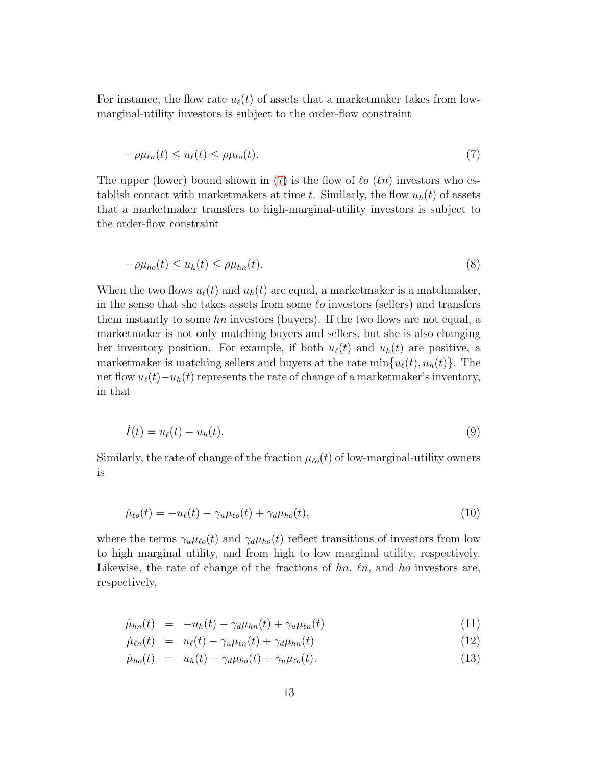For instance, the flow rate $u_\ell(t)$ of assets that a marketmaker takes from low-marginal-utility investors is subject to the order-flow constraint

$$-\rho\mu_{\ell n}(t) \leq u_\ell(t) \leq \rho\mu_{\ell o}(t). \tag{7}$$

The upper (lower) bound shown in (7) is the flow of $\ell o$ ($\ell n$) investors who establish contact with marketmakers at time $t$. Similarly, the flow $u_h(t)$ of assets that a marketmaker transfers to high-marginal-utility investors is subject to the order-flow constraint

$$-\rho\mu_{ho}(t) \leq u_h(t) \leq \rho\mu_{hn}(t). \tag{8}$$

When the two flows $u_\ell(t)$ and $u_h(t)$ are equal, a marketmaker is a matchmaker, in the sense that she takes assets from some $\ell o$ investors (sellers) and transfers them instantly to some $hn$ investors (buyers). If the two flows are not equal, a marketmaker is not only matching buyers and sellers, but she is also changing her inventory position. For example, if both $u_\ell(t)$ and $u_h(t)$ are positive, a marketmaker is matching sellers and buyers at the rate $\min\{u_\ell(t), u_h(t)\}$. The net flow $u_\ell(t) - u_h(t)$ represents the rate of change of a marketmaker's inventory, in that

$$\dot{I}(t) = u_\ell(t) - u_h(t). \tag{9}$$

Similarly, the rate of change of the fraction $\mu_{\ell o}(t)$ of low-marginal-utility owners is

$$\dot{\mu}_{\ell o}(t) = -u_\ell(t) - \gamma_u\mu_{\ell o}(t) + \gamma_d\mu_{ho}(t), \tag{10}$$

where the terms $\gamma_u\mu_{\ell o}(t)$ and $\gamma_d\mu_{ho}(t)$ reflect transitions of investors from low to high marginal utility, and from high to low marginal utility, respectively. Likewise, the rate of change of the fractions of $hn$, $\ell n$, and $ho$ investors are, respectively,

$$\dot{\mu}_{hn}(t) = -u_h(t) - \gamma_d\mu_{hn}(t) + \gamma_u\mu_{\ell n}(t) \tag{11}$$

$$\dot{\mu}_{\ell n}(t) = u_\ell(t) - \gamma_u\mu_{\ell n}(t) + \gamma_d\mu_{hn}(t) \tag{12}$$

$$\dot{\mu}_{ho}(t) = u_h(t) - \gamma_d\mu_{ho}(t) + \gamma_u\mu_{\ell o}(t). \tag{13}$$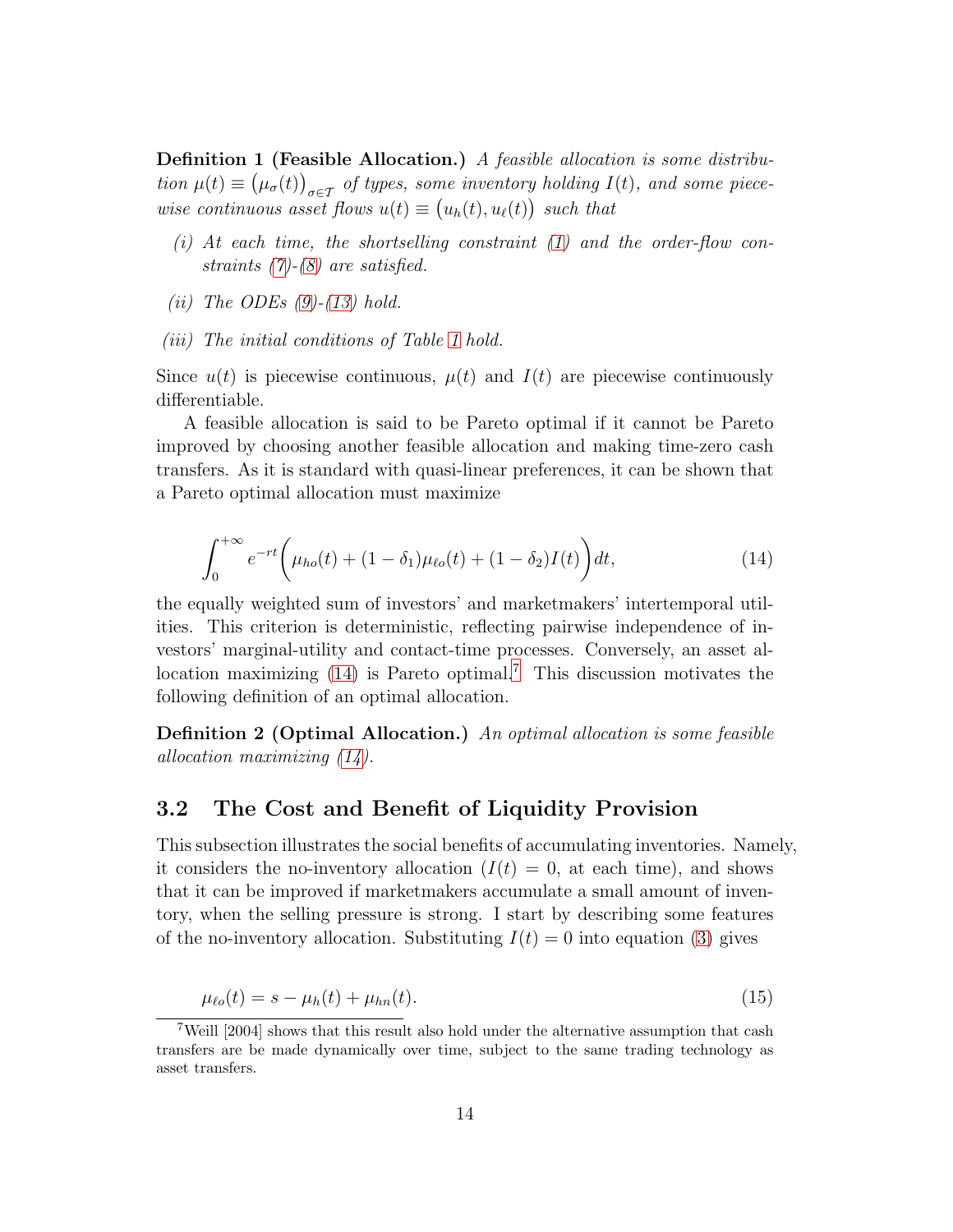**Definition 1 (Feasible Allocation.)** *A feasible allocation is some distribution $\mu(t) \equiv \big(\mu_\sigma(t)\big)_{\sigma \in \mathcal{T}}$ of types, some inventory holding $I(t)$, and some piecewise continuous asset flows $u(t) \equiv \big(u_h(t), u_\ell(t)\big)$ such that*

- *(i) At each time, the shortselling constraint (1) and the order-flow constraints (7)-(8) are satisfied.*
- *(ii) The ODEs (9)-(13) hold.*
- *(iii) The initial conditions of Table 1 hold.*

Since $u(t)$ is piecewise continuous, $\mu(t)$ and $I(t)$ are piecewise continuously differentiable.

A feasible allocation is said to be Pareto optimal if it cannot be Pareto improved by choosing another feasible allocation and making time-zero cash transfers. As it is standard with quasi-linear preferences, it can be shown that a Pareto optimal allocation must maximize

$$\int_0^{+\infty} e^{-rt} \bigg( \mu_{ho}(t) + (1-\delta_1)\mu_{\ell o}(t) + (1-\delta_2) I(t) \bigg) dt, \tag{14}$$

the equally weighted sum of investors' and marketmakers' intertemporal utilities. This criterion is deterministic, reflecting pairwise independence of investors' marginal-utility and contact-time processes. Conversely, an asset allocation maximizing (14) is Pareto optimal.[7] This discussion motivates the following definition of an optimal allocation.

**Definition 2 (Optimal Allocation.)** *An optimal allocation is some feasible allocation maximizing (14).*

## 3.2 The Cost and Benefit of Liquidity Provision

This subsection illustrates the social benefits of accumulating inventories. Namely, it considers the no-inventory allocation ($I(t) = 0$, at each time), and shows that it can be improved if marketmakers accumulate a small amount of inventory, when the selling pressure is strong. I start by describing some features of the no-inventory allocation. Substituting $I(t) = 0$ into equation (3) gives

$$\mu_{\ell o}(t) = s - \mu_h(t) + \mu_{hn}(t). \tag{15}$$

[7] Weill [2004] shows that this result also hold under the alternative assumption that cash transfers are be made dynamically over time, subject to the same trading technology as asset transfers.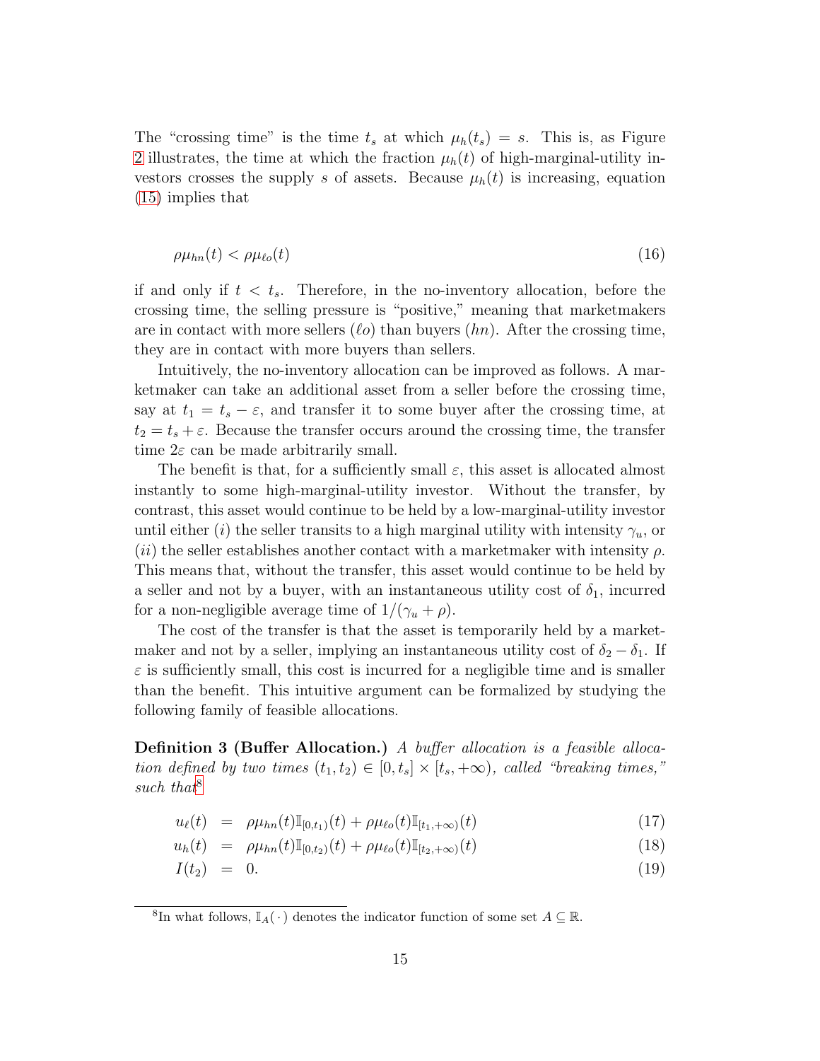The "crossing time" is the time $t_s$ at which $\mu_h(t_s) = s$. This is, as Figure 2 illustrates, the time at which the fraction $\mu_h(t)$ of high-marginal-utility investors crosses the supply $s$ of assets. Because $\mu_h(t)$ is increasing, equation (15) implies that

$$\rho\mu_{hn}(t) < \rho\mu_{\ell o}(t) \tag{16}$$

if and only if $t < t_s$. Therefore, in the no-inventory allocation, before the crossing time, the selling pressure is "positive," meaning that marketmakers are in contact with more sellers ($\ell o$) than buyers ($hn$). After the crossing time, they are in contact with more buyers than sellers.

Intuitively, the no-inventory allocation can be improved as follows. A marketmaker can take an additional asset from a seller before the crossing time, say at $t_1 = t_s - \varepsilon$, and transfer it to some buyer after the crossing time, at $t_2 = t_s + \varepsilon$. Because the transfer occurs around the crossing time, the transfer time $2\varepsilon$ can be made arbitrarily small.

The benefit is that, for a sufficiently small $\varepsilon$, this asset is allocated almost instantly to some high-marginal-utility investor. Without the transfer, by contrast, this asset would continue to be held by a low-marginal-utility investor until either $(i)$ the seller transits to a high marginal utility with intensity $\gamma_u$, or $(ii)$ the seller establishes another contact with a marketmaker with intensity $\rho$. This means that, without the transfer, this asset would continue to be held by a seller and not by a buyer, with an instantaneous utility cost of $\delta_1$, incurred for a non-negligible average time of $1/(\gamma_u + \rho)$.

The cost of the transfer is that the asset is temporarily held by a marketmaker and not by a seller, implying an instantaneous utility cost of $\delta_2 - \delta_1$. If $\varepsilon$ is sufficiently small, this cost is incurred for a negligible time and is smaller than the benefit. This intuitive argument can be formalized by studying the following family of feasible allocations.

**Definition 3 (Buffer Allocation.)** *A buffer allocation is a feasible allocation defined by two times $(t_1, t_2) \in [0, t_s] \times [t_s, +\infty)$, called "breaking times," such that*[8]

$$u_\ell(t) = \rho\mu_{hn}(t)\mathbb{I}_{[0,t_1)}(t) + \rho\mu_{\ell o}(t)\mathbb{I}_{[t_1,+\infty)}(t) \tag{17}$$

$$u_h(t) = \rho\mu_{hn}(t)\mathbb{I}_{[0,t_2)}(t) + \rho\mu_{\ell o}(t)\mathbb{I}_{[t_2,+\infty)}(t) \tag{18}$$

$$I(t_2) = 0. \tag{19}$$

[8] In what follows, $\mathbb{I}_A(\,\cdot\,)$ denotes the indicator function of some set $A \subseteq \mathbb{R}$.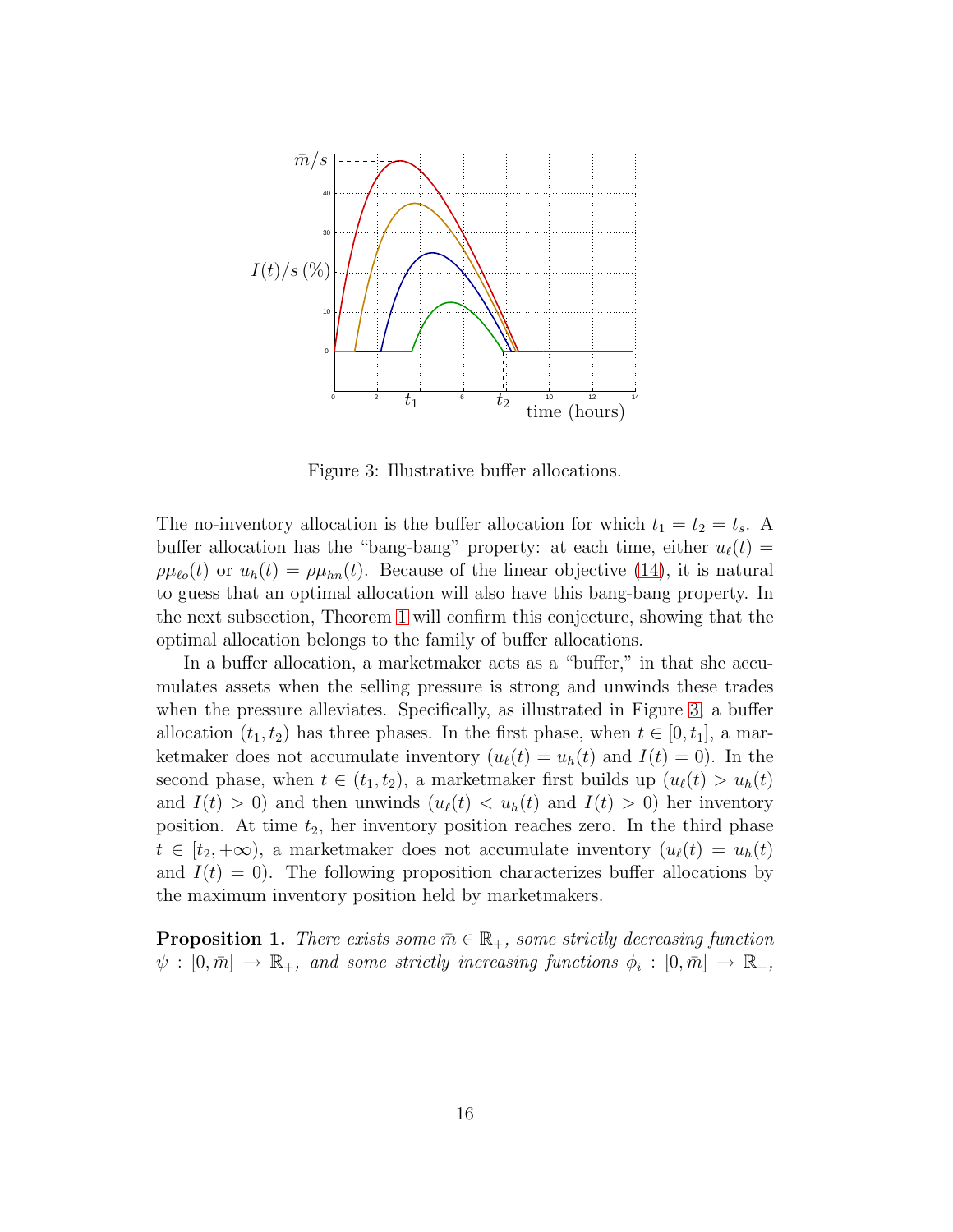Figure 3: Illustrative buffer allocations.

The no-inventory allocation is the buffer allocation for which $t_1 = t_2 = t_s$. A buffer allocation has the "bang-bang" property: at each time, either $u_\ell(t) = \rho\mu_{\ell o}(t)$ or $u_h(t) = \rho\mu_{hn}(t)$. Because of the linear objective (14), it is natural to guess that an optimal allocation will also have this bang-bang property. In the next subsection, Theorem 1 will confirm this conjecture, showing that the optimal allocation belongs to the family of buffer allocations.

In a buffer allocation, a marketmaker acts as a "buffer," in that she accumulates assets when the selling pressure is strong and unwinds these trades when the pressure alleviates. Specifically, as illustrated in Figure 3, a buffer allocation $(t_1, t_2)$ has three phases. In the first phase, when $t \in [0, t_1]$, a marketmaker does not accumulate inventory ($u_\ell(t) = u_h(t)$ and $I(t) = 0$). In the second phase, when $t \in (t_1, t_2)$, a marketmaker first builds up ($u_\ell(t) > u_h(t)$ and $I(t) > 0$) and then unwinds ($u_\ell(t) < u_h(t)$ and $I(t) > 0$) her inventory position. At time $t_2$, her inventory position reaches zero. In the third phase $t \in [t_2, +\infty)$, a marketmaker does not accumulate inventory ($u_\ell(t) = u_h(t)$ and $I(t) = 0$). The following proposition characterizes buffer allocations by the maximum inventory position held by marketmakers.

**Proposition 1.** *There exists some $\bar{m} \in \mathbb{R}_+$, some strictly decreasing function $\psi : [0, \bar{m}] \to \mathbb{R}_+$, and some strictly increasing functions $\phi_i : [0, \bar{m}] \to \mathbb{R}_+$,*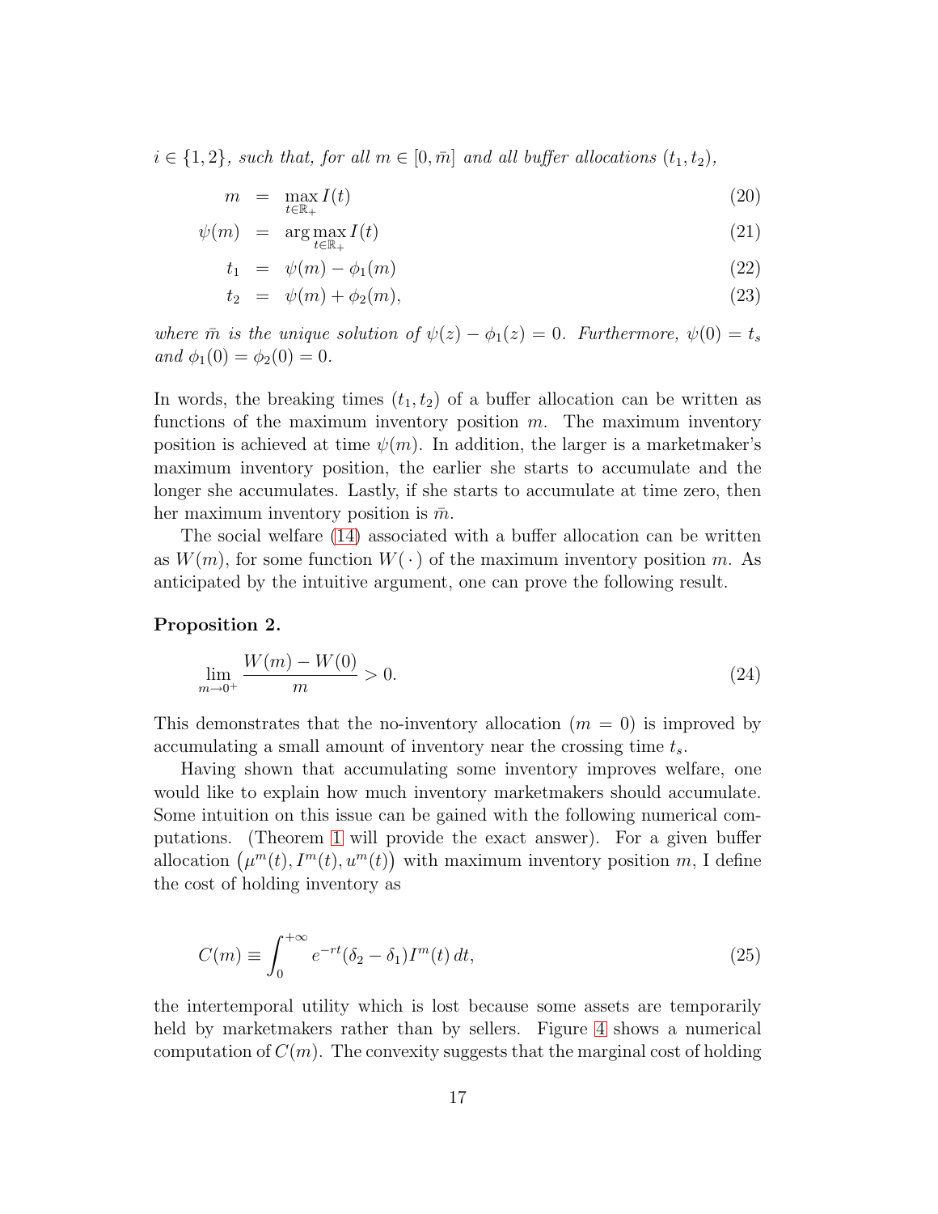*$i \in \{1, 2\}$, such that, for all $m \in [0, \bar{m}]$ and all buffer allocations $(t_1, t_2)$,*

$$
\begin{aligned}
m &= \max_{t \in \mathbb{R}_+} I(t) && (20) \\
\psi(m) &= \arg\max_{t \in \mathbb{R}_+} I(t) && (21) \\
t_1 &= \psi(m) - \phi_1(m) && (22) \\
t_2 &= \psi(m) + \phi_2(m), && (23)
\end{aligned}
$$

*where $\bar{m}$ is the unique solution of $\psi(z) - \phi_1(z) = 0$. Furthermore, $\psi(0) = t_s$ and $\phi_1(0) = \phi_2(0) = 0$.*

In words, the breaking times $(t_1, t_2)$ of a buffer allocation can be written as functions of the maximum inventory position $m$. The maximum inventory position is achieved at time $\psi(m)$. In addition, the larger is a marketmaker's maximum inventory position, the earlier she starts to accumulate and the longer she accumulates. Lastly, if she starts to accumulate at time zero, then her maximum inventory position is $\bar{m}$.

The social welfare (14) associated with a buffer allocation can be written as $W(m)$, for some function $W(\,\cdot\,)$ of the maximum inventory position $m$. As anticipated by the intuitive argument, one can prove the following result.

**Proposition 2.**

$$
\lim_{m \to 0^+} \frac{W(m) - W(0)}{m} > 0. \tag{24}
$$

This demonstrates that the no-inventory allocation ($m = 0$) is improved by accumulating a small amount of inventory near the crossing time $t_s$.

Having shown that accumulating some inventory improves welfare, one would like to explain how much inventory marketmakers should accumulate. Some intuition on this issue can be gained with the following numerical computations. (Theorem 1 will provide the exact answer). For a given buffer allocation $\big(\mu^m(t), I^m(t), u^m(t)\big)$ with maximum inventory position $m$, I define the cost of holding inventory as

$$
C(m) \equiv \int_0^{+\infty} e^{-rt} (\delta_2 - \delta_1) I^m(t)\, dt, \tag{25}
$$

the intertemporal utility which is lost because some assets are temporarily held by marketmakers rather than by sellers. Figure 4 shows a numerical computation of $C(m)$. The convexity suggests that the marginal cost of holding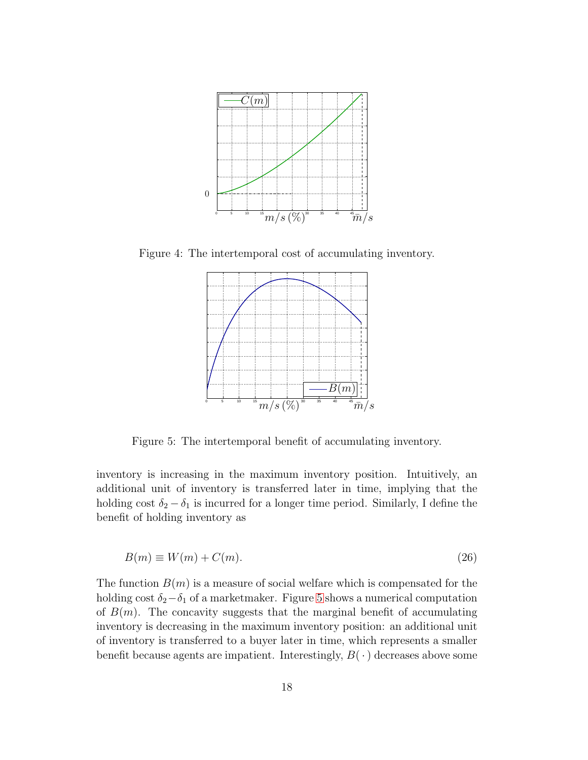Figure 4: The intertemporal cost of accumulating inventory.

Figure 5: The intertemporal benefit of accumulating inventory.

inventory is increasing in the maximum inventory position. Intuitively, an additional unit of inventory is transferred later in time, implying that the holding cost $\delta_2 - \delta_1$ is incurred for a longer time period. Similarly, I define the benefit of holding inventory as

$$B(m) \equiv W(m) + C(m). \tag{26}$$

The function $B(m)$ is a measure of social welfare which is compensated for the holding cost $\delta_2 - \delta_1$ of a marketmaker. Figure 5 shows a numerical computation of $B(m)$. The concavity suggests that the marginal benefit of accumulating inventory is decreasing in the maximum inventory position: an additional unit of inventory is transferred to a buyer later in time, which represents a smaller benefit because agents are impatient. Interestingly, $B(\,\cdot\,)$ decreases above some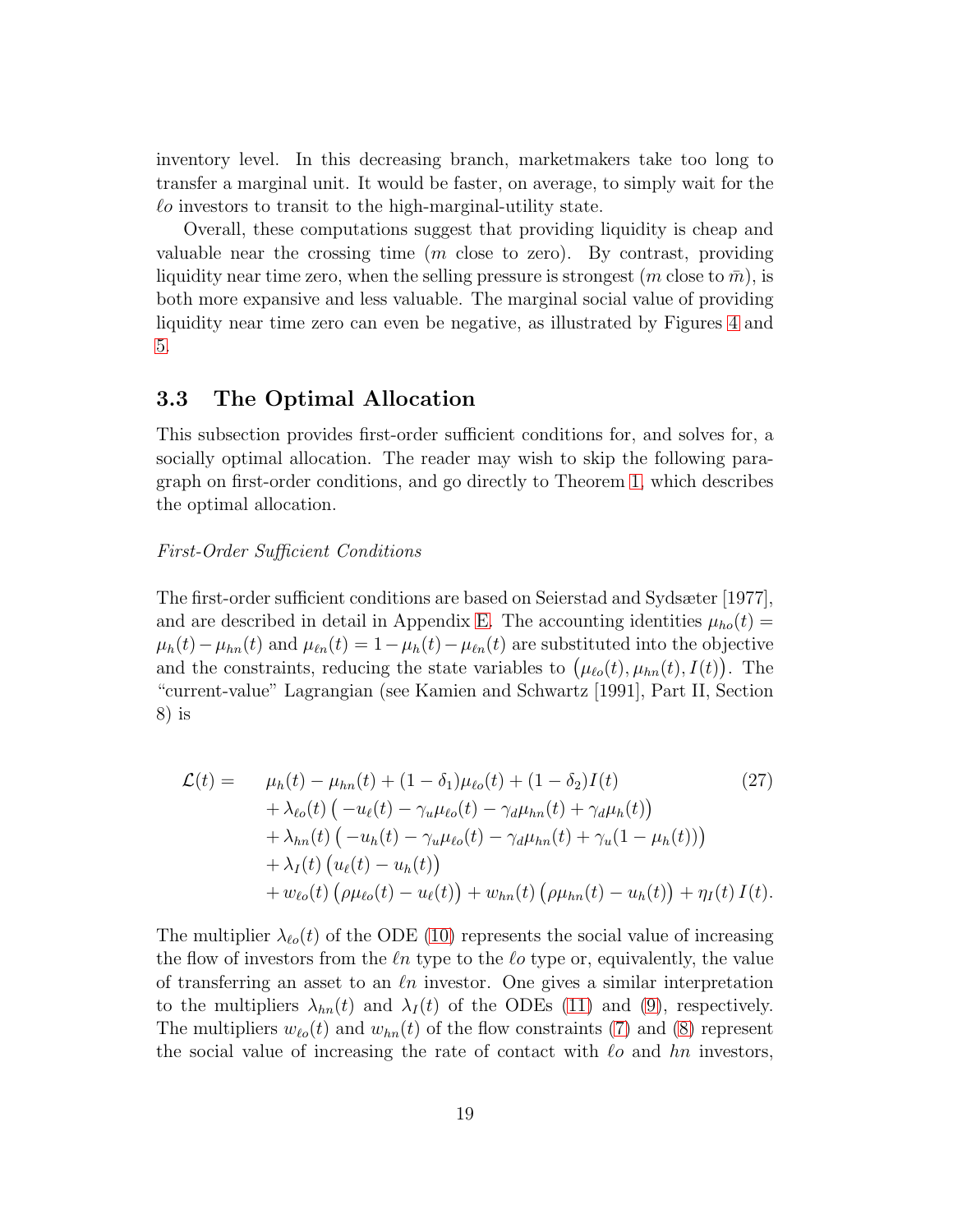inventory level. In this decreasing branch, marketmakers take too long to transfer a marginal unit. It would be faster, on average, to simply wait for the $\ell o$ investors to transit to the high-marginal-utility state.

Overall, these computations suggest that providing liquidity is cheap and valuable near the crossing time ($m$ close to zero). By contrast, providing liquidity near time zero, when the selling pressure is strongest ($m$ close to $\bar{m}$), is both more expansive and less valuable. The marginal social value of providing liquidity near time zero can even be negative, as illustrated by Figures 4 and 5.

## 3.3 The Optimal Allocation

This subsection provides first-order sufficient conditions for, and solves for, a socially optimal allocation. The reader may wish to skip the following paragraph on first-order conditions, and go directly to Theorem 1, which describes the optimal allocation.

*First-Order Sufficient Conditions*

The first-order sufficient conditions are based on Seierstad and Sydsæter [1977], and are described in detail in Appendix E. The accounting identities $\mu_{ho}(t) = \mu_h(t) - \mu_{hn}(t)$ and $\mu_{\ell n}(t) = 1 - \mu_h(t) - \mu_{\ell n}(t)$ are substituted into the objective and the constraints, reducing the state variables to $\big(\mu_{\ell o}(t), \mu_{hn}(t), I(t)\big)$. The "current-value" Lagrangian (see Kamien and Schwartz [1991], Part II, Section 8) is

$$
\begin{aligned}
\mathcal{L}(t) = \quad & \mu_h(t) - \mu_{hn}(t) + (1-\delta_1)\mu_{\ell o}(t) + (1-\delta_2)I(t) \\
& + \lambda_{\ell o}(t)\big(-u_\ell(t) - \gamma_u\mu_{\ell o}(t) - \gamma_d\mu_{hn}(t) + \gamma_d\mu_h(t)\big) \\
& + \lambda_{hn}(t)\big(-u_h(t) - \gamma_u\mu_{\ell o}(t) - \gamma_d\mu_{hn}(t) + \gamma_u(1-\mu_h(t))\big) \\
& + \lambda_I(t)\big(u_\ell(t) - u_h(t)\big) \\
& + w_{\ell o}(t)\big(\rho\mu_{\ell o}(t) - u_\ell(t)\big) + w_{hn}(t)\big(\rho\mu_{hn}(t) - u_h(t)\big) + \eta_I(t)\, I(t).
\end{aligned}
\tag{27}
$$

The multiplier $\lambda_{\ell o}(t)$ of the ODE (10) represents the social value of increasing the flow of investors from the $\ell n$ type to the $\ell o$ type or, equivalently, the value of transferring an asset to an $\ell n$ investor. One gives a similar interpretation to the multipliers $\lambda_{hn}(t)$ and $\lambda_I(t)$ of the ODEs (11) and (9), respectively. The multipliers $w_{\ell o}(t)$ and $w_{hn}(t)$ of the flow constraints (7) and (8) represent the social value of increasing the rate of contact with $\ell o$ and $hn$ investors,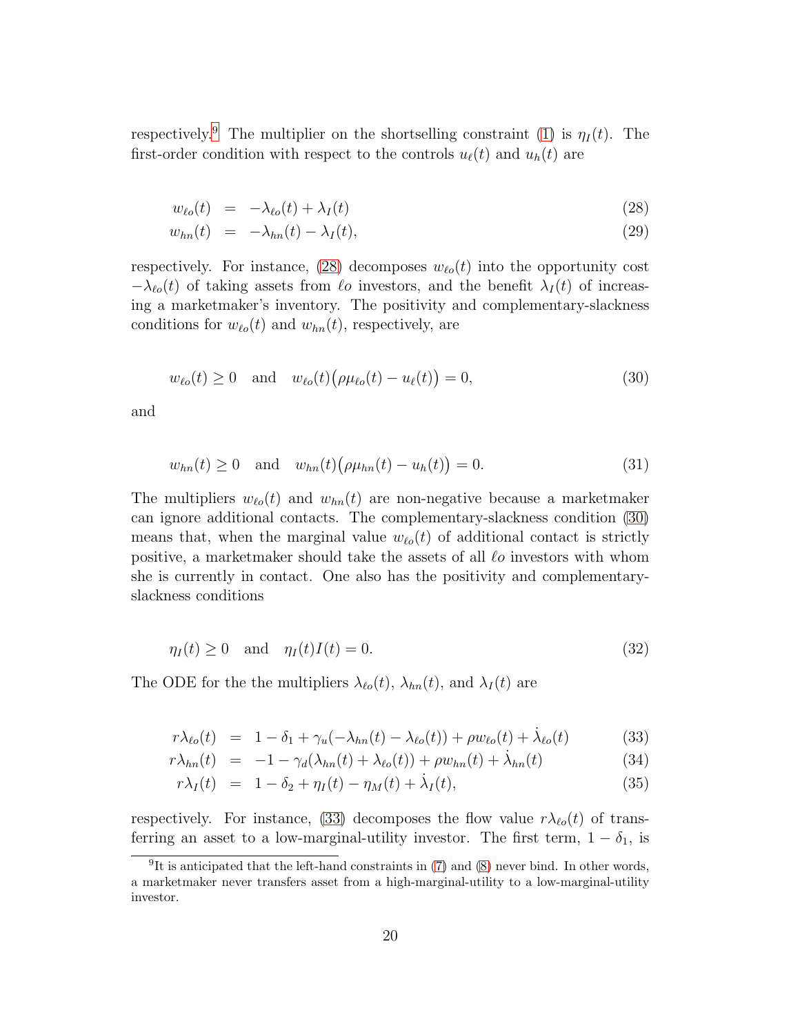respectively.[9] The multiplier on the shortselling constraint (1) is $\eta_I(t)$. The first-order condition with respect to the controls $u_\ell(t)$ and $u_h(t)$ are

$$
\begin{aligned}
w_{\ell o}(t) &= -\lambda_{\ell o}(t) + \lambda_I(t) && (28) \\
w_{hn}(t) &= -\lambda_{hn}(t) - \lambda_I(t), && (29)
\end{aligned}
$$

respectively. For instance, (28) decomposes $w_{\ell o}(t)$ into the opportunity cost $-\lambda_{\ell o}(t)$ of taking assets from $\ell o$ investors, and the benefit $\lambda_I(t)$ of increasing a marketmaker's inventory. The positivity and complementary-slackness conditions for $w_{\ell o}(t)$ and $w_{hn}(t)$, respectively, are

$$
w_{\ell o}(t) \geq 0 \quad \text{and} \quad w_{\ell o}(t)\big(\rho \mu_{\ell o}(t) - u_\ell(t)\big) = 0, \tag{30}
$$

and

$$
w_{hn}(t) \geq 0 \quad \text{and} \quad w_{hn}(t)\big(\rho \mu_{hn}(t) - u_h(t)\big) = 0. \tag{31}
$$

The multipliers $w_{\ell o}(t)$ and $w_{hn}(t)$ are non-negative because a marketmaker can ignore additional contacts. The complementary-slackness condition (30) means that, when the marginal value $w_{\ell o}(t)$ of additional contact is strictly positive, a marketmaker should take the assets of all $\ell o$ investors with whom she is currently in contact. One also has the positivity and complementary-slackness conditions

$$
\eta_I(t) \geq 0 \quad \text{and} \quad \eta_I(t) I(t) = 0. \tag{32}
$$

The ODE for the the multipliers $\lambda_{\ell o}(t)$, $\lambda_{hn}(t)$, and $\lambda_I(t)$ are

$$
\begin{aligned}
r\lambda_{\ell o}(t) &= 1 - \delta_1 + \gamma_u(-\lambda_{hn}(t) - \lambda_{\ell o}(t)) + \rho w_{\ell o}(t) + \dot{\lambda}_{\ell o}(t) && (33) \\
r\lambda_{hn}(t) &= -1 - \gamma_d(\lambda_{hn}(t) + \lambda_{\ell o}(t)) + \rho w_{hn}(t) + \dot{\lambda}_{hn}(t) && (34) \\
r\lambda_I(t) &= 1 - \delta_2 + \eta_I(t) - \eta_M(t) + \dot{\lambda}_I(t), && (35)
\end{aligned}
$$

respectively. For instance, (33) decomposes the flow value $r\lambda_{\ell o}(t)$ of transferring an asset to a low-marginal-utility investor. The first term, $1 - \delta_1$, is

[9] It is anticipated that the left-hand constraints in (7) and (8) never bind. In other words, a marketmaker never transfers asset from a high-marginal-utility to a low-marginal-utility investor.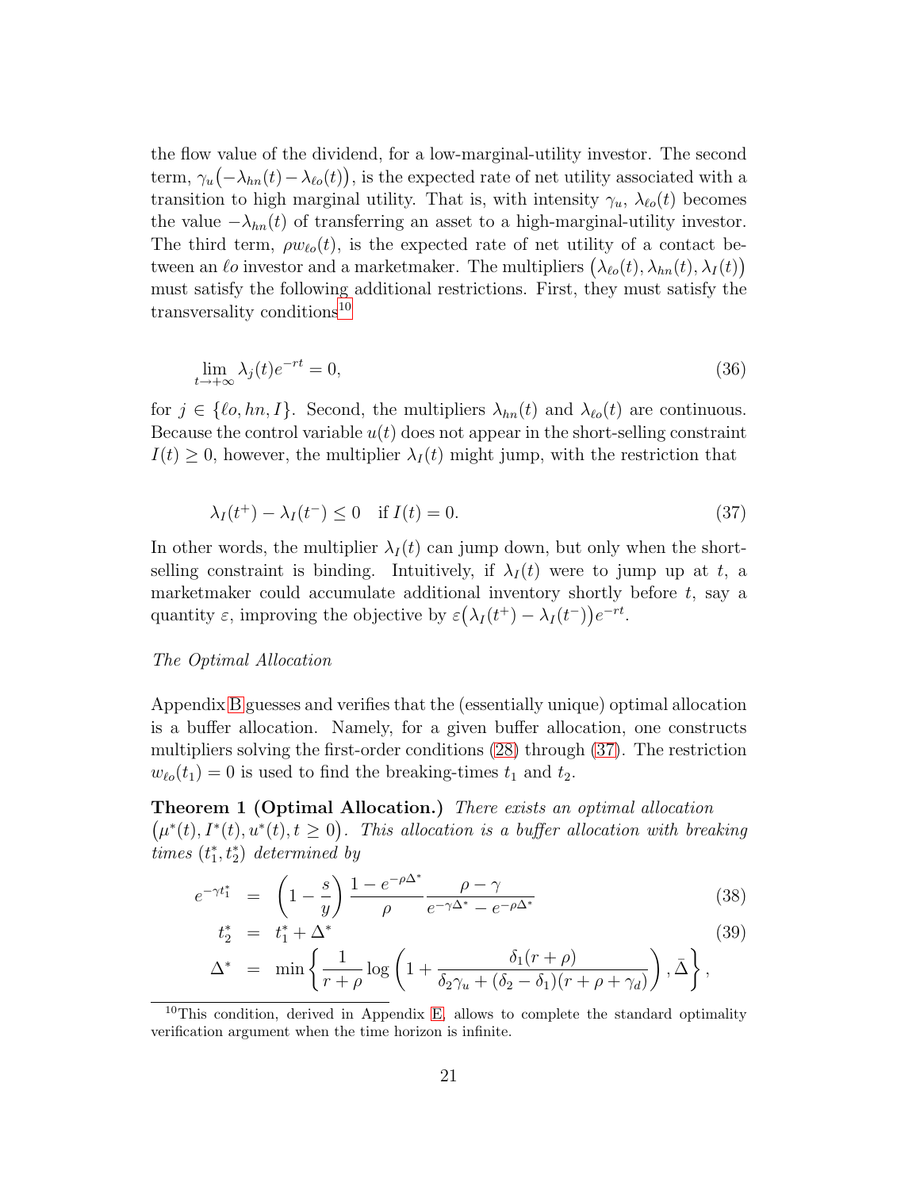the flow value of the dividend, for a low-marginal-utility investor. The second term, $\gamma_u\big(-\lambda_{hn}(t) - \lambda_{\ell o}(t)\big)$, is the expected rate of net utility associated with a transition to high marginal utility. That is, with intensity $\gamma_u$, $\lambda_{\ell o}(t)$ becomes the value $-\lambda_{hn}(t)$ of transferring an asset to a high-marginal-utility investor. The third term, $\rho w_{\ell o}(t)$, is the expected rate of net utility of a contact between an $\ell o$ investor and a marketmaker. The multipliers $\big(\lambda_{\ell o}(t), \lambda_{hn}(t), \lambda_I(t)\big)$ must satisfy the following additional restrictions. First, they must satisfy the transversality conditions[10]

$$\lim_{t \to +\infty} \lambda_j(t) e^{-rt} = 0, \tag{36}$$

for $j \in \{\ell o, hn, I\}$. Second, the multipliers $\lambda_{hn}(t)$ and $\lambda_{\ell o}(t)$ are continuous. Because the control variable $u(t)$ does not appear in the short-selling constraint $I(t) \geq 0$, however, the multiplier $\lambda_I(t)$ might jump, with the restriction that

$$\lambda_I(t^+) - \lambda_I(t^-) \leq 0 \quad \text{if } I(t) = 0. \tag{37}$$

In other words, the multiplier $\lambda_I(t)$ can jump down, but only when the short-selling constraint is binding. Intuitively, if $\lambda_I(t)$ were to jump up at $t$, a marketmaker could accumulate additional inventory shortly before $t$, say a quantity $\varepsilon$, improving the objective by $\varepsilon\big(\lambda_I(t^+) - \lambda_I(t^-)\big)e^{-rt}$.

*The Optimal Allocation*

Appendix B guesses and verifies that the (essentially unique) optimal allocation is a buffer allocation. Namely, for a given buffer allocation, one constructs multipliers solving the first-order conditions (28) through (37). The restriction $w_{\ell o}(t_1) = 0$ is used to find the breaking-times $t_1$ and $t_2$.

**Theorem 1 (Optimal Allocation.)** *There exists an optimal allocation* $\big(\mu^*(t), I^*(t), u^*(t), t \geq 0\big)$. *This allocation is a buffer allocation with breaking times* $(t_1^*, t_2^*)$ *determined by*

$$e^{-\gamma t_1^*} = \left(1 - \frac{s}{y}\right) \frac{1 - e^{-\rho \Delta^*}}{\rho} \frac{\rho - \gamma}{e^{-\gamma \Delta^*} - e^{-\rho \Delta^*}} \tag{38}$$

$$t_2^* = t_1^* + \Delta^* \tag{39}$$

$$\Delta^* = \min\left\{ \frac{1}{r+\rho} \log\left(1 + \frac{\delta_1 (r+\rho)}{\delta_2 \gamma_u + (\delta_2 - \delta_1)(r + \rho + \gamma_d)}\right), \bar{\Delta} \right\},$$

[10] This condition, derived in Appendix E, allows to complete the standard optimality verification argument when the time horizon is infinite.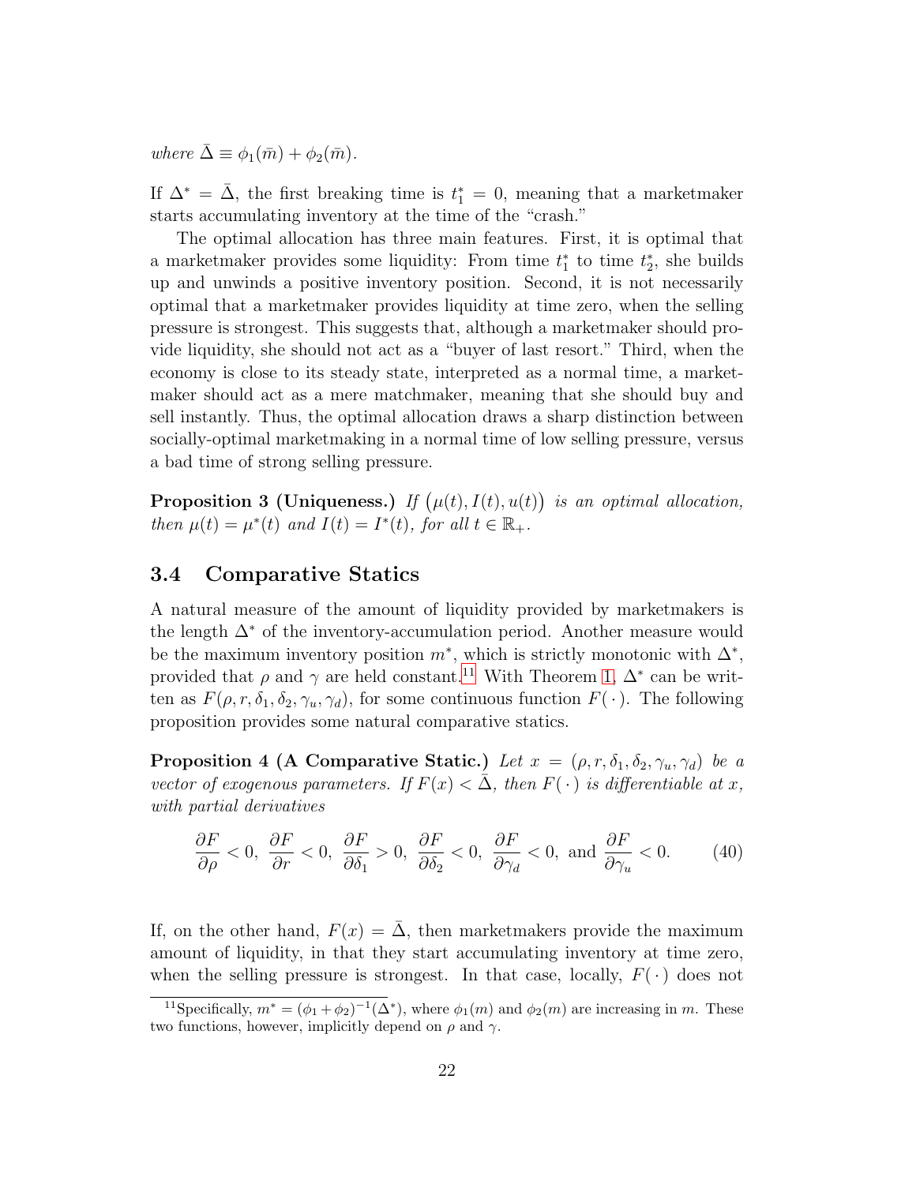*where* $\bar{\Delta} \equiv \phi_1(\bar{m}) + \phi_2(\bar{m})$.

If $\Delta^* = \bar{\Delta}$, the first breaking time is $t_1^* = 0$, meaning that a marketmaker starts accumulating inventory at the time of the "crash."

The optimal allocation has three main features. First, it is optimal that a marketmaker provides some liquidity: From time $t_1^*$ to time $t_2^*$, she builds up and unwinds a positive inventory position. Second, it is not necessarily optimal that a marketmaker provides liquidity at time zero, when the selling pressure is strongest. This suggests that, although a marketmaker should provide liquidity, she should not act as a "buyer of last resort." Third, when the economy is close to its steady state, interpreted as a normal time, a marketmaker should act as a mere matchmaker, meaning that she should buy and sell instantly. Thus, the optimal allocation draws a sharp distinction between socially-optimal marketmaking in a normal time of low selling pressure, versus a bad time of strong selling pressure.

**Proposition 3 (Uniqueness.)** *If* $\big(\mu(t), I(t), u(t)\big)$ *is an optimal allocation, then* $\mu(t) = \mu^*(t)$ *and* $I(t) = I^*(t)$*, for all* $t \in \mathbb{R}_+$*.*

## 3.4 Comparative Statics

A natural measure of the amount of liquidity provided by marketmakers is the length $\Delta^*$ of the inventory-accumulation period. Another measure would be the maximum inventory position $m^*$, which is strictly monotonic with $\Delta^*$, provided that $\rho$ and $\gamma$ are held constant.[11] With Theorem 1, $\Delta^*$ can be written as $F(\rho, r, \delta_1, \delta_2, \gamma_u, \gamma_d)$, for some continuous function $F(\,\cdot\,)$. The following proposition provides some natural comparative statics.

**Proposition 4 (A Comparative Static.)** *Let* $x = (\rho, r, \delta_1, \delta_2, \gamma_u, \gamma_d)$ *be a vector of exogenous parameters. If* $F(x) < \bar{\Delta}$*, then* $F(\,\cdot\,)$ *is differentiable at* $x$*, with partial derivatives*

$$\frac{\partial F}{\partial \rho} < 0,\ \frac{\partial F}{\partial r} < 0,\ \frac{\partial F}{\partial \delta_1} > 0,\ \frac{\partial F}{\partial \delta_2} < 0,\ \frac{\partial F}{\partial \gamma_d} < 0,\ \text{and}\ \frac{\partial F}{\partial \gamma_u} < 0. \tag{40}$$

If, on the other hand, $F(x) = \bar{\Delta}$, then marketmakers provide the maximum amount of liquidity, in that they start accumulating inventory at time zero, when the selling pressure is strongest. In that case, locally, $F(\,\cdot\,)$ does not

[11] Specifically, $m^* = (\phi_1 + \phi_2)^{-1}(\Delta^*)$, where $\phi_1(m)$ and $\phi_2(m)$ are increasing in $m$. These two functions, however, implicitly depend on $\rho$ and $\gamma$.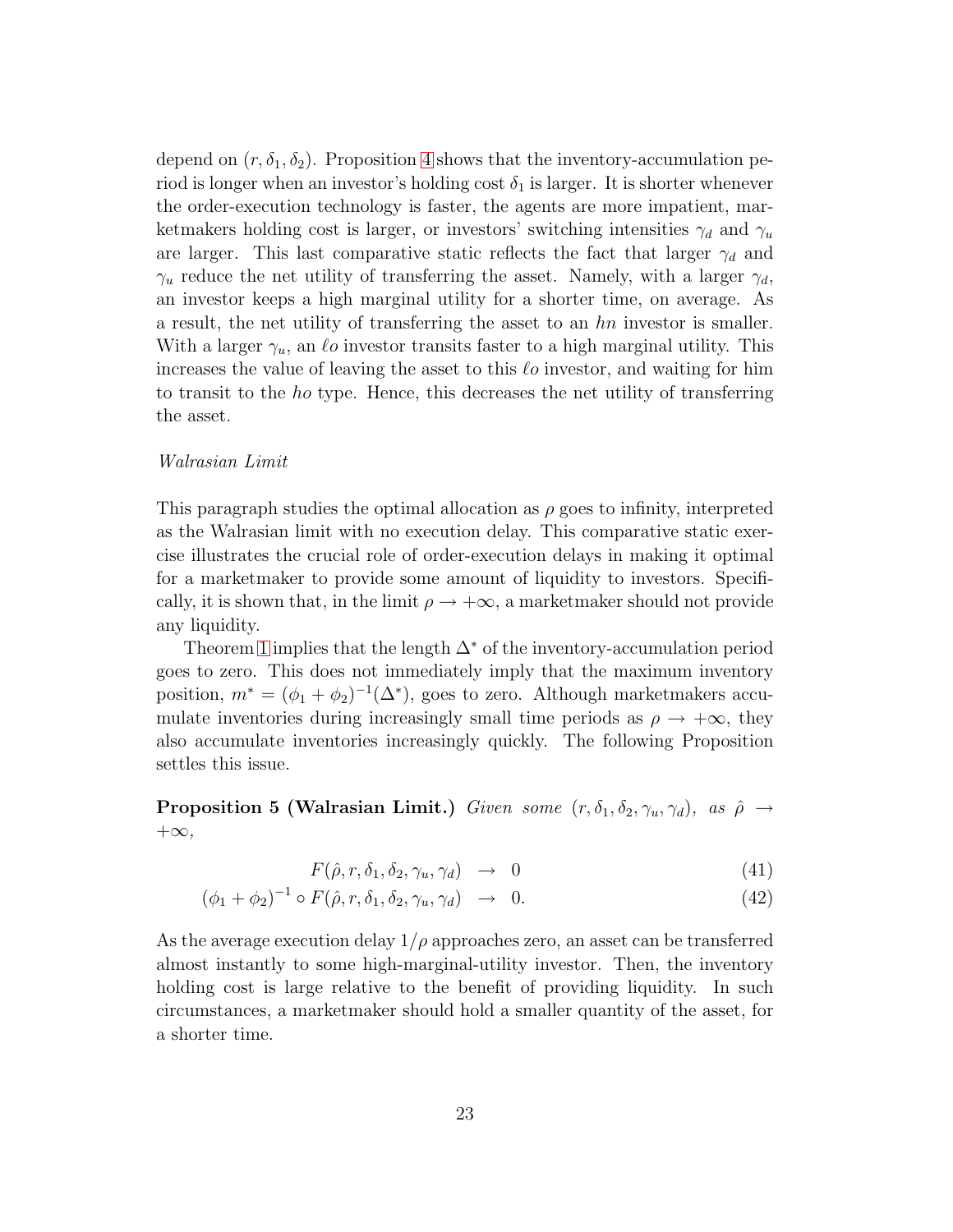depend on $(r, \delta_1, \delta_2)$. Proposition 4 shows that the inventory-accumulation period is longer when an investor's holding cost $\delta_1$ is larger. It is shorter whenever the order-execution technology is faster, the agents are more impatient, marketmakers holding cost is larger, or investors' switching intensities $\gamma_d$ and $\gamma_u$ are larger. This last comparative static reflects the fact that larger $\gamma_d$ and $\gamma_u$ reduce the net utility of transferring the asset. Namely, with a larger $\gamma_d$, an investor keeps a high marginal utility for a shorter time, on average. As a result, the net utility of transferring the asset to an $hn$ investor is smaller. With a larger $\gamma_u$, an $\ell o$ investor transits faster to a high marginal utility. This increases the value of leaving the asset to this $\ell o$ investor, and waiting for him to transit to the $ho$ type. Hence, this decreases the net utility of transferring the asset.

*Walrasian Limit*

This paragraph studies the optimal allocation as $\rho$ goes to infinity, interpreted as the Walrasian limit with no execution delay. This comparative static exercise illustrates the crucial role of order-execution delays in making it optimal for a marketmaker to provide some amount of liquidity to investors. Specifically, it is shown that, in the limit $\rho \to +\infty$, a marketmaker should not provide any liquidity.

Theorem 1 implies that the length $\Delta^*$ of the inventory-accumulation period goes to zero. This does not immediately imply that the maximum inventory position, $m^* = (\phi_1 + \phi_2)^{-1}(\Delta^*)$, goes to zero. Although marketmakers accumulate inventories during increasingly small time periods as $\rho \to +\infty$, they also accumulate inventories increasingly quickly. The following Proposition settles this issue.

**Proposition 5 (Walrasian Limit.)** *Given some $(r, \delta_1, \delta_2, \gamma_u, \gamma_d)$, as $\hat{\rho} \to +\infty$,*

$$F(\hat{\rho}, r, \delta_1, \delta_2, \gamma_u, \gamma_d) \;\to\; 0 \tag{41}$$

$$(\phi_1 + \phi_2)^{-1} \circ F(\hat{\rho}, r, \delta_1, \delta_2, \gamma_u, \gamma_d) \;\to\; 0. \tag{42}$$

As the average execution delay $1/\rho$ approaches zero, an asset can be transferred almost instantly to some high-marginal-utility investor. Then, the inventory holding cost is large relative to the benefit of providing liquidity. In such circumstances, a marketmaker should hold a smaller quantity of the asset, for a shorter time.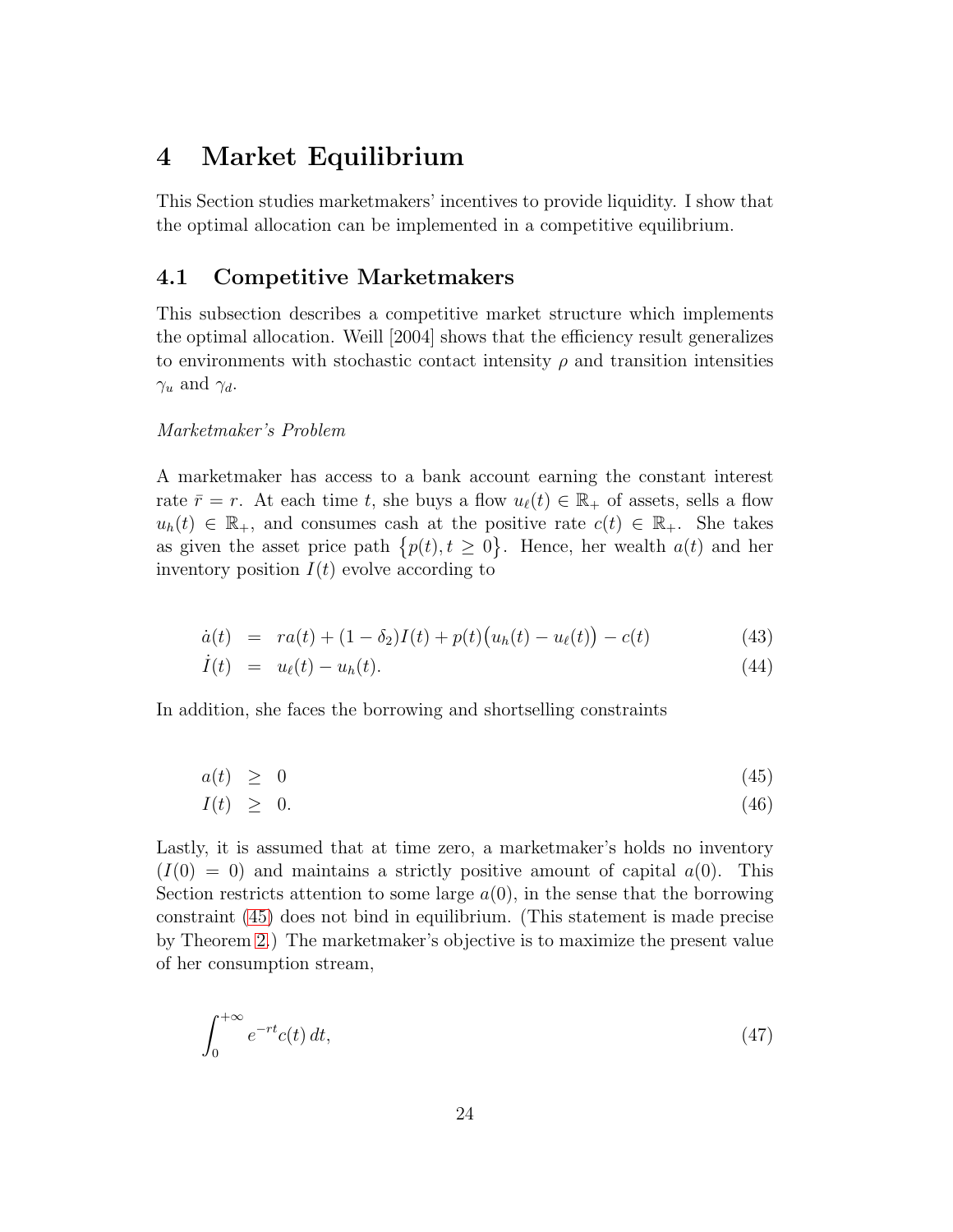# 4 Market Equilibrium

This Section studies marketmakers' incentives to provide liquidity. I show that the optimal allocation can be implemented in a competitive equilibrium.

## 4.1 Competitive Marketmakers

This subsection describes a competitive market structure which implements the optimal allocation. Weill [2004] shows that the efficiency result generalizes to environments with stochastic contact intensity $\rho$ and transition intensities $\gamma_u$ and $\gamma_d$.

*Marketmaker's Problem*

A marketmaker has access to a bank account earning the constant interest rate $\bar{r} = r$. At each time $t$, she buys a flow $u_\ell(t) \in \mathbb{R}_+$ of assets, sells a flow $u_h(t) \in \mathbb{R}_+$, and consumes cash at the positive rate $c(t) \in \mathbb{R}_+$. She takes as given the asset price path $\{p(t), t \geq 0\}$. Hence, her wealth $a(t)$ and her inventory position $I(t)$ evolve according to

$$\dot{a}(t) = ra(t) + (1 - \delta_2)I(t) + p(t)\big(u_h(t) - u_\ell(t)\big) - c(t) \tag{43}$$

$$\dot{I}(t) = u_\ell(t) - u_h(t). \tag{44}$$

In addition, she faces the borrowing and shortselling constraints

$$a(t) \geq 0 \tag{45}$$

$$I(t) \geq 0. \tag{46}$$

Lastly, it is assumed that at time zero, a marketmaker's holds no inventory ($I(0) = 0$) and maintains a strictly positive amount of capital $a(0)$. This Section restricts attention to some large $a(0)$, in the sense that the borrowing constraint (45) does not bind in equilibrium. (This statement is made precise by Theorem 2.) The marketmaker's objective is to maximize the present value of her consumption stream,

$$\int_0^{+\infty} e^{-rt} c(t)\, dt, \tag{47}$$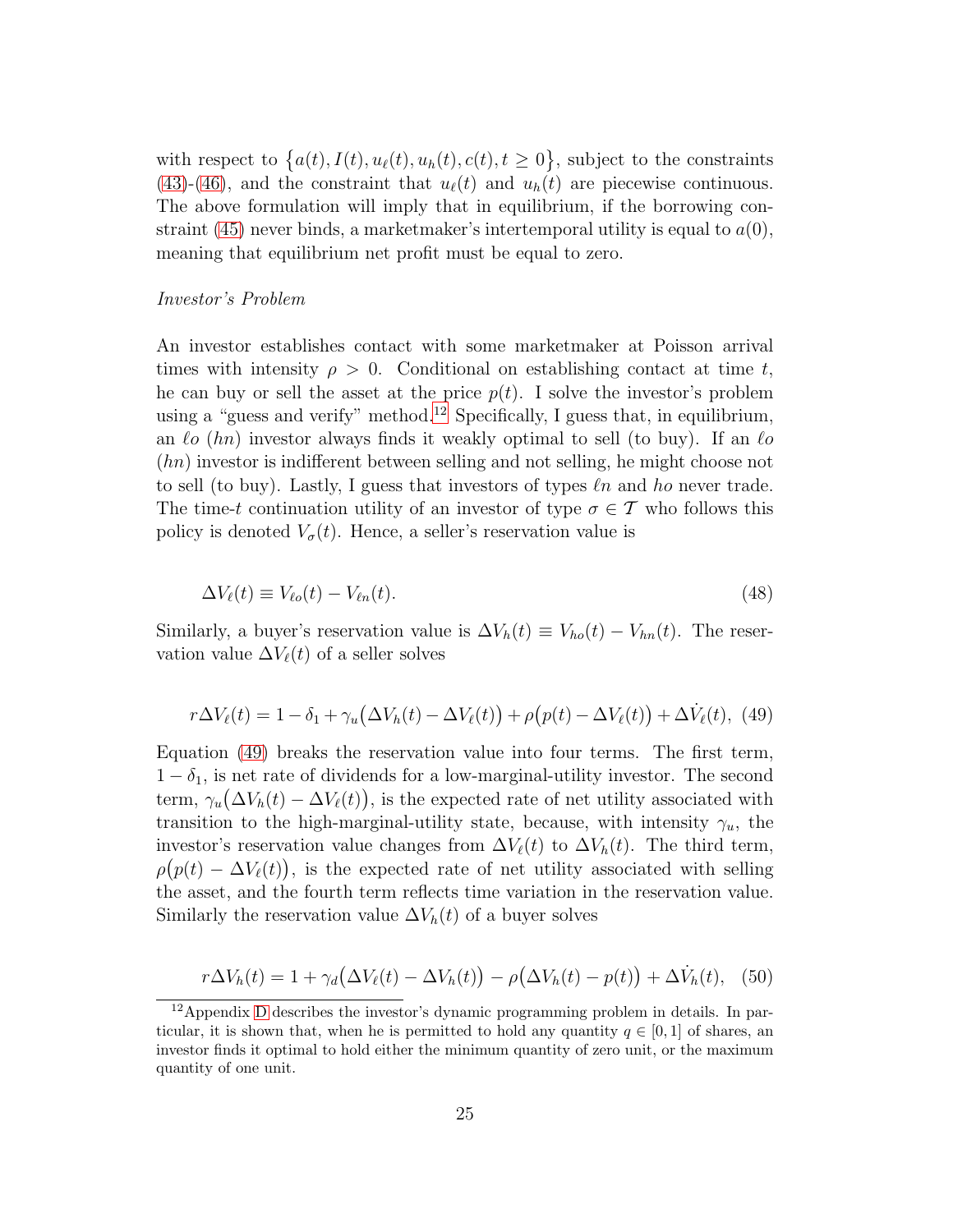with respect to $\{a(t), I(t), u_\ell(t), u_h(t), c(t), t \geq 0\}$, subject to the constraints (43)-(46), and the constraint that $u_\ell(t)$ and $u_h(t)$ are piecewise continuous. The above formulation will imply that in equilibrium, if the borrowing constraint (45) never binds, a marketmaker's intertemporal utility is equal to $a(0)$, meaning that equilibrium net profit must be equal to zero.

*Investor's Problem*

An investor establishes contact with some marketmaker at Poisson arrival times with intensity $\rho > 0$. Conditional on establishing contact at time $t$, he can buy or sell the asset at the price $p(t)$. I solve the investor's problem using a "guess and verify" method.[12] Specifically, I guess that, in equilibrium, an $\ell o$ ($hn$) investor always finds it weakly optimal to sell (to buy). If an $\ell o$ ($hn$) investor is indifferent between selling and not selling, he might choose not to sell (to buy). Lastly, I guess that investors of types $\ell n$ and $ho$ never trade. The time-$t$ continuation utility of an investor of type $\sigma \in \mathcal{T}$ who follows this policy is denoted $V_\sigma(t)$. Hence, a seller's reservation value is

$$\Delta V_\ell(t) \equiv V_{\ell o}(t) - V_{\ell n}(t). \tag{48}$$

Similarly, a buyer's reservation value is $\Delta V_h(t) \equiv V_{ho}(t) - V_{hn}(t)$. The reservation value $\Delta V_\ell(t)$ of a seller solves

$$r\Delta V_\ell(t) = 1 - \delta_1 + \gamma_u\big(\Delta V_h(t) - \Delta V_\ell(t)\big) + \rho\big(p(t) - \Delta V_\ell(t)\big) + \Delta \dot{V}_\ell(t), \tag{49}$$

Equation (49) breaks the reservation value into four terms. The first term, $1 - \delta_1$, is net rate of dividends for a low-marginal-utility investor. The second term, $\gamma_u\big(\Delta V_h(t) - \Delta V_\ell(t)\big)$, is the expected rate of net utility associated with transition to the high-marginal-utility state, because, with intensity $\gamma_u$, the investor's reservation value changes from $\Delta V_\ell(t)$ to $\Delta V_h(t)$. The third term, $\rho\big(p(t) - \Delta V_\ell(t)\big)$, is the expected rate of net utility associated with selling the asset, and the fourth term reflects time variation in the reservation value. Similarly the reservation value $\Delta V_h(t)$ of a buyer solves

$$r\Delta V_h(t) = 1 + \gamma_d\big(\Delta V_\ell(t) - \Delta V_h(t)\big) - \rho\big(\Delta V_h(t) - p(t)\big) + \Delta \dot{V}_h(t), \tag{50}$$

[12] Appendix D describes the investor's dynamic programming problem in details. In particular, it is shown that, when he is permitted to hold any quantity $q \in [0, 1]$ of shares, an investor finds it optimal to hold either the minimum quantity of zero unit, or the maximum quantity of one unit.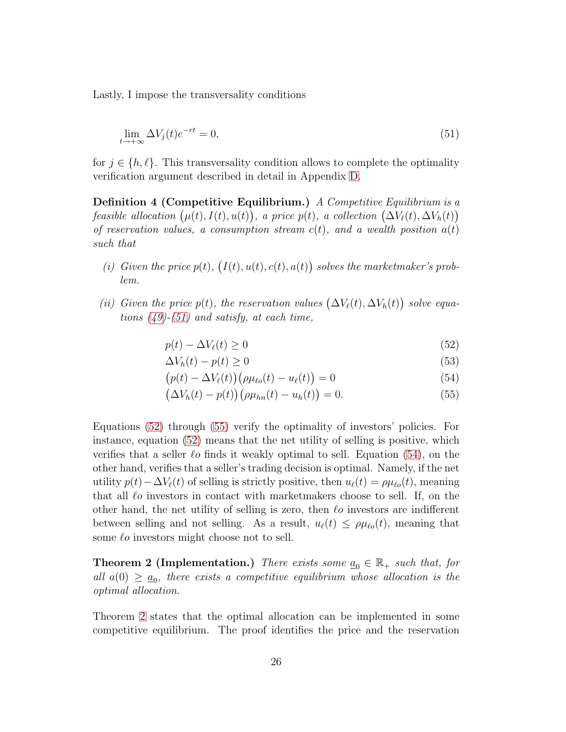Lastly, I impose the transversality conditions

$$\lim_{t \to +\infty} \Delta V_j(t) e^{-rt} = 0, \tag{51}$$

for $j \in \{h, \ell\}$. This transversality condition allows to complete the optimality verification argument described in detail in Appendix D.

**Definition 4 (Competitive Equilibrium.)** *A Competitive Equilibrium is a feasible allocation $\big(\mu(t), I(t), u(t)\big)$, a price $p(t)$, a collection $\big(\Delta V_\ell(t), \Delta V_h(t)\big)$ of reservation values, a consumption stream $c(t)$, and a wealth position $a(t)$ such that*

*(i) Given the price $p(t)$, $\big(I(t), u(t), c(t), a(t)\big)$ solves the marketmaker's problem.*

*(ii) Given the price $p(t)$, the reservation values $\big(\Delta V_\ell(t), \Delta V_h(t)\big)$ solve equations (49)-(51) and satisfy, at each time,*

$$p(t) - \Delta V_\ell(t) \geq 0 \tag{52}$$

$$\Delta V_h(t) - p(t) \geq 0 \tag{53}$$

$$\big(p(t) - \Delta V_\ell(t)\big)\big(\rho\mu_{\ell o}(t) - u_\ell(t)\big) = 0 \tag{54}$$

$$\big(\Delta V_h(t) - p(t)\big)\big(\rho\mu_{hn}(t) - u_h(t)\big) = 0. \tag{55}$$

Equations (52) through (55) verify the optimality of investors' policies. For instance, equation (52) means that the net utility of selling is positive, which verifies that a seller $\ell o$ finds it weakly optimal to sell. Equation (54), on the other hand, verifies that a seller's trading decision is optimal. Namely, if the net utility $p(t) - \Delta V_\ell(t)$ of selling is strictly positive, then $u_\ell(t) = \rho\mu_{\ell o}(t)$, meaning that all $\ell o$ investors in contact with marketmakers choose to sell. If, on the other hand, the net utility of selling is zero, then $\ell o$ investors are indifferent between selling and not selling. As a result, $u_\ell(t) \leq \rho\mu_{\ell o}(t)$, meaning that some $\ell o$ investors might choose not to sell.

**Theorem 2 (Implementation.)** *There exists some $\underline{a}_0 \in \mathbb{R}_+$ such that, for all $a(0) \geq \underline{a}_0$, there exists a competitive equilibrium whose allocation is the optimal allocation.*

Theorem 2 states that the optimal allocation can be implemented in some competitive equilibrium. The proof identifies the price and the reservation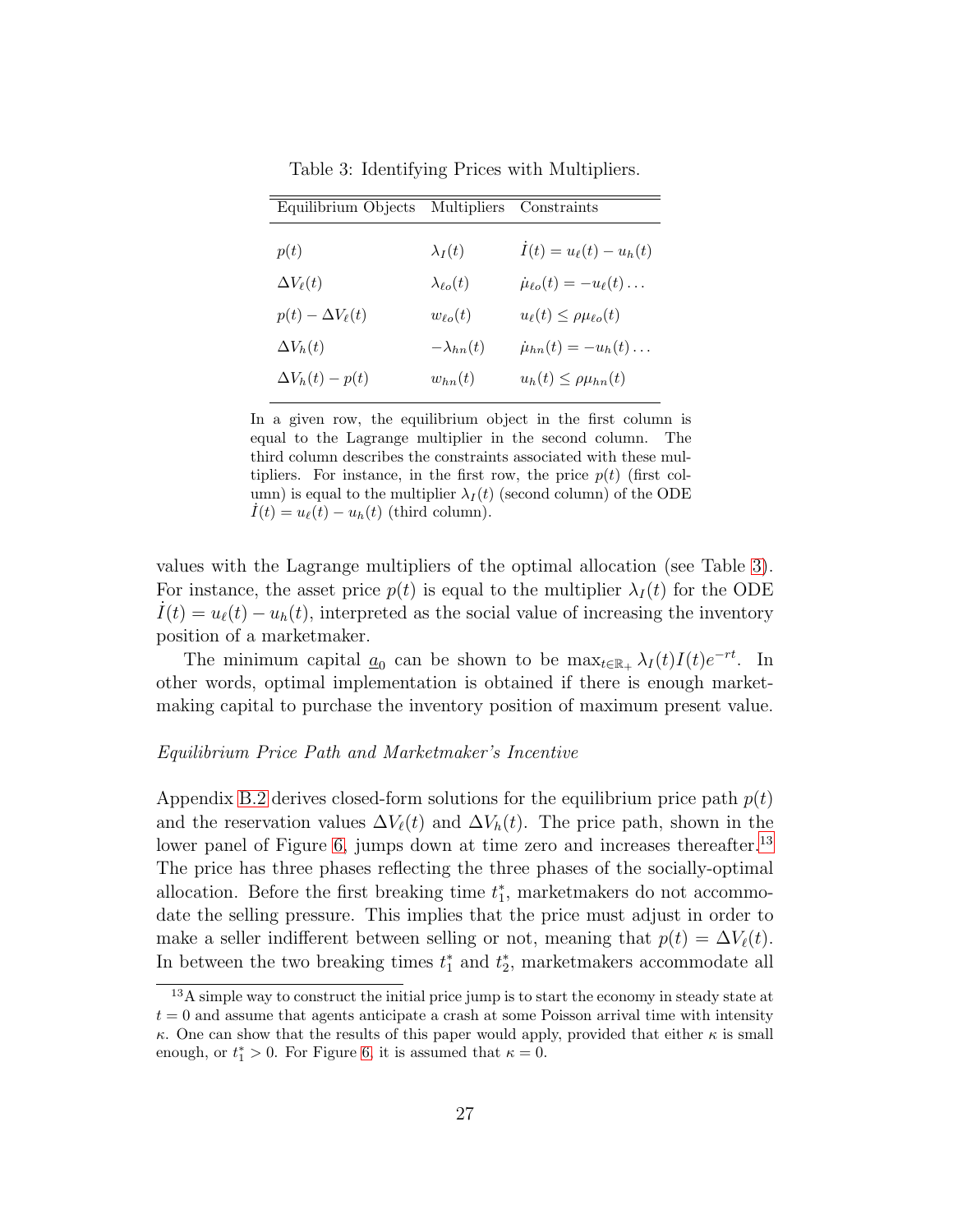Table 3: Identifying Prices with Multipliers.

| Equilibrium Objects | Multipliers | Constraints |
|---|---|---|
| $p(t)$ | $\lambda_I(t)$ | $\dot{I}(t) = u_\ell(t) - u_h(t)$ |
| $\Delta V_\ell(t)$ | $\lambda_{\ell o}(t)$ | $\dot{\mu}_{\ell o}(t) = -u_\ell(t) \ldots$ |
| $p(t) - \Delta V_\ell(t)$ | $w_{\ell o}(t)$ | $u_\ell(t) \leq \rho \mu_{\ell o}(t)$ |
| $\Delta V_h(t)$ | $-\lambda_{hn}(t)$ | $\dot{\mu}_{hn}(t) = -u_h(t) \ldots$ |
| $\Delta V_h(t) - p(t)$ | $w_{hn}(t)$ | $u_h(t) \leq \rho \mu_{hn}(t)$ |

In a given row, the equilibrium object in the first column is equal to the Lagrange multiplier in the second column. The third column describes the constraints associated with these multipliers. For instance, in the first row, the price $p(t)$ (first column) is equal to the multiplier $\lambda_I(t)$ (second column) of the ODE $\dot{I}(t) = u_\ell(t) - u_h(t)$ (third column).

values with the Lagrange multipliers of the optimal allocation (see Table 3). For instance, the asset price $p(t)$ is equal to the multiplier $\lambda_I(t)$ for the ODE $\dot{I}(t) = u_\ell(t) - u_h(t)$, interpreted as the social value of increasing the inventory position of a marketmaker.

The minimum capital $\underline{a}_0$ can be shown to be $\max_{t \in \mathbb{R}_+} \lambda_I(t) I(t) e^{-rt}$. In other words, optimal implementation is obtained if there is enough marketmaking capital to purchase the inventory position of maximum present value.

*Equilibrium Price Path and Marketmaker's Incentive*

Appendix B.2 derives closed-form solutions for the equilibrium price path $p(t)$ and the reservation values $\Delta V_\ell(t)$ and $\Delta V_h(t)$. The price path, shown in the lower panel of Figure 6, jumps down at time zero and increases thereafter.[13] The price has three phases reflecting the three phases of the socially-optimal allocation. Before the first breaking time $t_1^*$, marketmakers do not accommodate the selling pressure. This implies that the price must adjust in order to make a seller indifferent between selling or not, meaning that $p(t) = \Delta V_\ell(t)$. In between the two breaking times $t_1^*$ and $t_2^*$, marketmakers accommodate all

[13] A simple way to construct the initial price jump is to start the economy in steady state at $t = 0$ and assume that agents anticipate a crash at some Poisson arrival time with intensity $\kappa$. One can show that the results of this paper would apply, provided that either $\kappa$ is small enough, or $t_1^* > 0$. For Figure 6, it is assumed that $\kappa = 0$.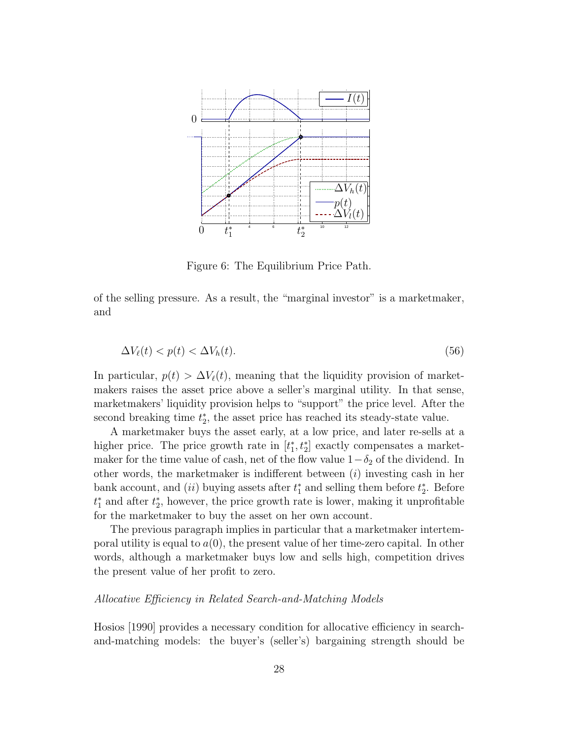Figure 6: The Equilibrium Price Path.

of the selling pressure. As a result, the "marginal investor" is a marketmaker, and

$$\Delta V_\ell(t) < p(t) < \Delta V_h(t). \tag{56}$$

In particular, $p(t) > \Delta V_\ell(t)$, meaning that the liquidity provision of marketmakers raises the asset price above a seller's marginal utility. In that sense, marketmakers' liquidity provision helps to "support" the price level. After the second breaking time $t_2^*$, the asset price has reached its steady-state value.

A marketmaker buys the asset early, at a low price, and later re-sells at a higher price. The price growth rate in $[t_1^*, t_2^*]$ exactly compensates a marketmaker for the time value of cash, net of the flow value $1 - \delta_2$ of the dividend. In other words, the marketmaker is indifferent between $(i)$ investing cash in her bank account, and $(ii)$ buying assets after $t_1^*$ and selling them before $t_2^*$. Before $t_1^*$ and after $t_2^*$, however, the price growth rate is lower, making it unprofitable for the marketmaker to buy the asset on her own account.

The previous paragraph implies in particular that a marketmaker intertemporal utility is equal to $a(0)$, the present value of her time-zero capital. In other words, although a marketmaker buys low and sells high, competition drives the present value of her profit to zero.

*Allocative Efficiency in Related Search-and-Matching Models*

Hosios [1990] provides a necessary condition for allocative efficiency in search-and-matching models: the buyer's (seller's) bargaining strength should be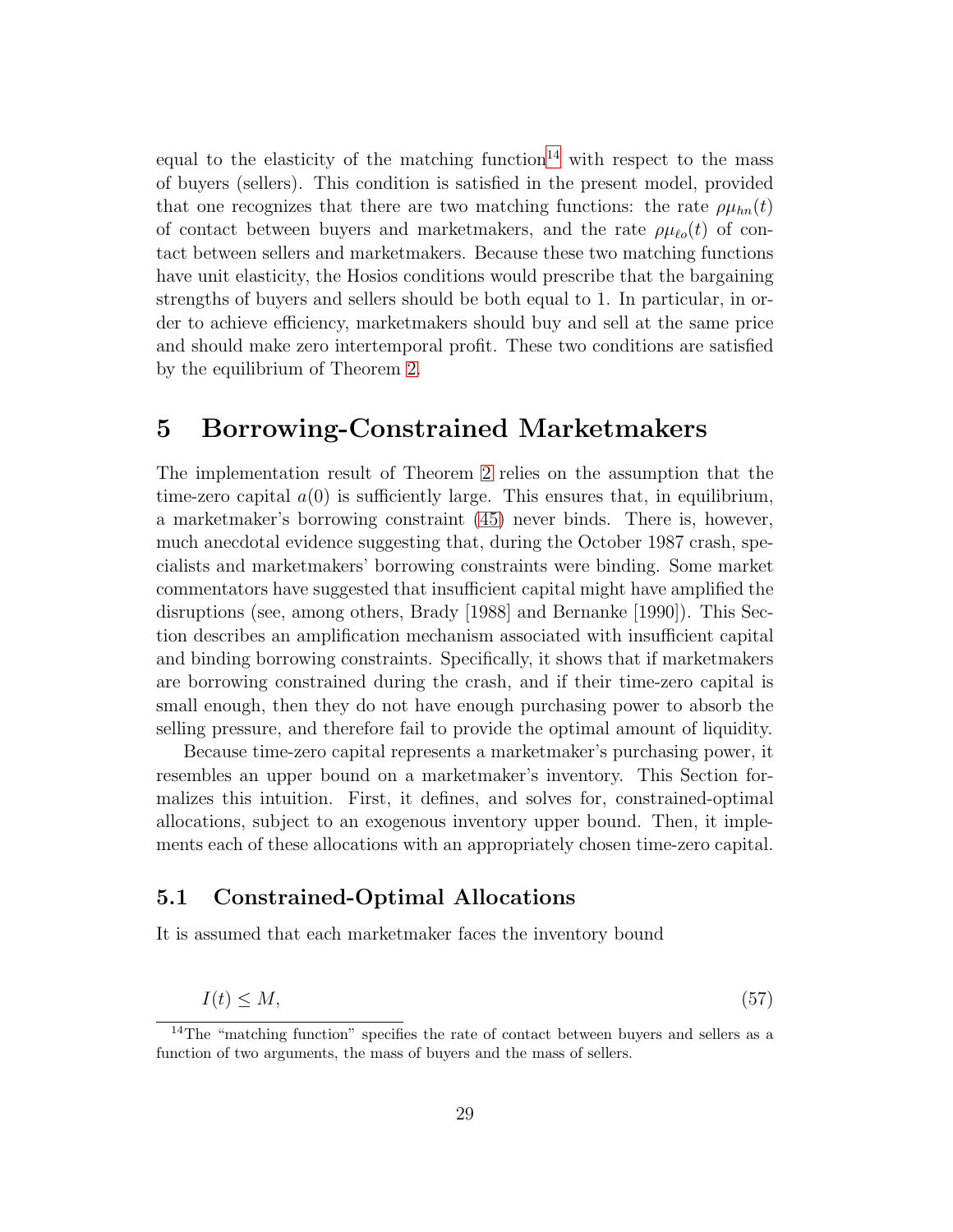equal to the elasticity of the matching function[14] with respect to the mass of buyers (sellers). This condition is satisfied in the present model, provided that one recognizes that there are two matching functions: the rate $\rho\mu_{hn}(t)$ of contact between buyers and marketmakers, and the rate $\rho\mu_{\ell o}(t)$ of contact between sellers and marketmakers. Because these two matching functions have unit elasticity, the Hosios conditions would prescribe that the bargaining strengths of buyers and sellers should be both equal to 1. In particular, in order to achieve efficiency, marketmakers should buy and sell at the same price and should make zero intertemporal profit. These two conditions are satisfied by the equilibrium of Theorem 2.

# 5 Borrowing-Constrained Marketmakers

The implementation result of Theorem 2 relies on the assumption that the time-zero capital $a(0)$ is sufficiently large. This ensures that, in equilibrium, a marketmaker's borrowing constraint (45) never binds. There is, however, much anecdotal evidence suggesting that, during the October 1987 crash, specialists and marketmakers' borrowing constraints were binding. Some market commentators have suggested that insufficient capital might have amplified the disruptions (see, among others, Brady [1988] and Bernanke [1990]). This Section describes an amplification mechanism associated with insufficient capital and binding borrowing constraints. Specifically, it shows that if marketmakers are borrowing constrained during the crash, and if their time-zero capital is small enough, then they do not have enough purchasing power to absorb the selling pressure, and therefore fail to provide the optimal amount of liquidity.

Because time-zero capital represents a marketmaker's purchasing power, it resembles an upper bound on a marketmaker's inventory. This Section formalizes this intuition. First, it defines, and solves for, constrained-optimal allocations, subject to an exogenous inventory upper bound. Then, it implements each of these allocations with an appropriately chosen time-zero capital.

## 5.1 Constrained-Optimal Allocations

It is assumed that each marketmaker faces the inventory bound

$$I(t) \leq M, \tag{57}$$

[14] The "matching function" specifies the rate of contact between buyers and sellers as a function of two arguments, the mass of buyers and the mass of sellers.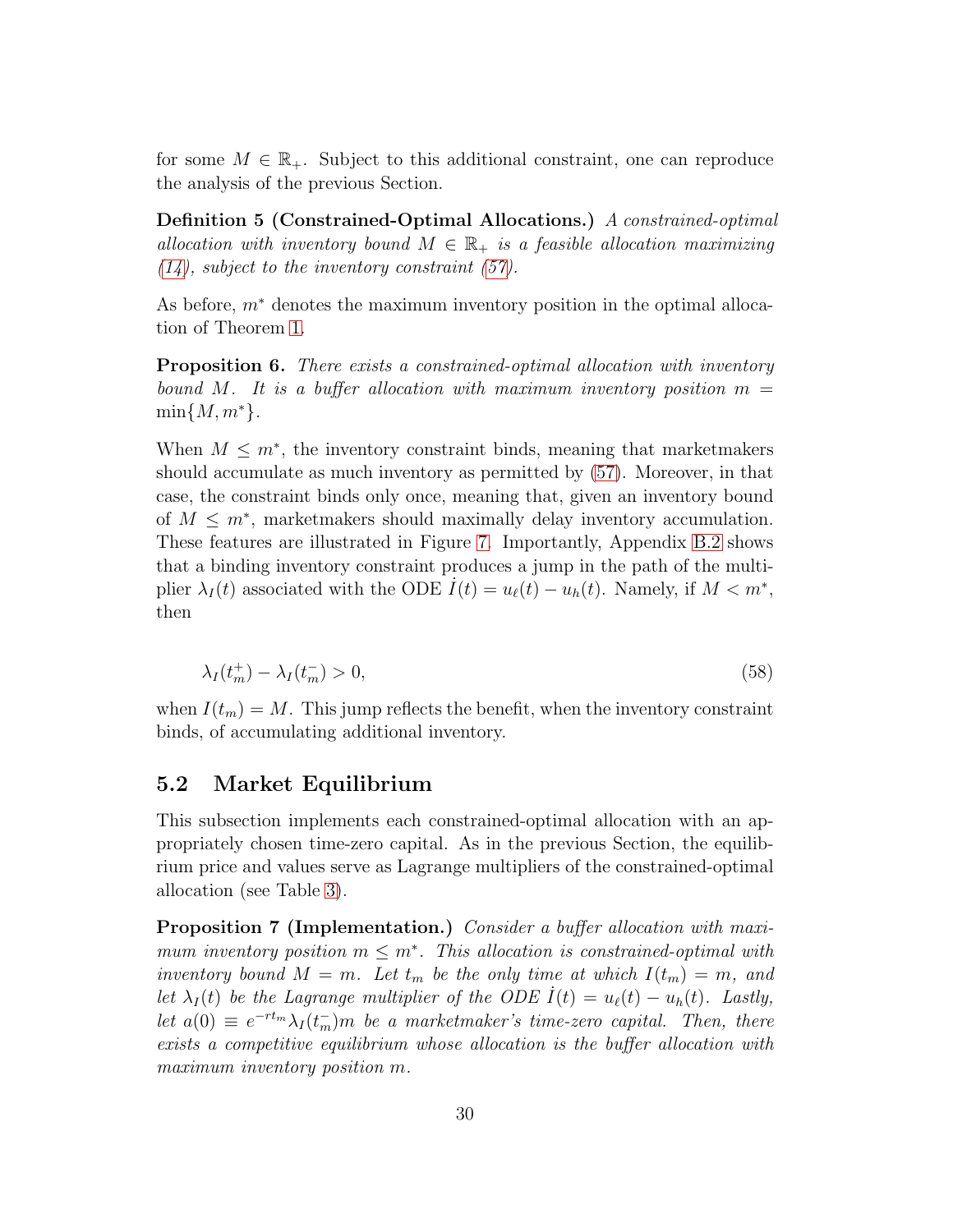for some $M \in \mathbb{R}_+$. Subject to this additional constraint, one can reproduce the analysis of the previous Section.

**Definition 5 (Constrained-Optimal Allocations.)** *A constrained-optimal allocation with inventory bound $M \in \mathbb{R}_+$ is a feasible allocation maximizing (14), subject to the inventory constraint (57).*

As before, $m^*$ denotes the maximum inventory position in the optimal allocation of Theorem 1.

**Proposition 6.** *There exists a constrained-optimal allocation with inventory bound $M$. It is a buffer allocation with maximum inventory position $m = \min\{M, m^*\}$.*

When $M \leq m^*$, the inventory constraint binds, meaning that marketmakers should accumulate as much inventory as permitted by (57). Moreover, in that case, the constraint binds only once, meaning that, given an inventory bound of $M \leq m^*$, marketmakers should maximally delay inventory accumulation. These features are illustrated in Figure 7. Importantly, Appendix B.2 shows that a binding inventory constraint produces a jump in the path of the multiplier $\lambda_I(t)$ associated with the ODE $\dot{I}(t) = u_\ell(t) - u_h(t)$. Namely, if $M < m^*$, then

$$\lambda_I(t_m^+) - \lambda_I(t_m^-) > 0, \tag{58}$$

when $I(t_m) = M$. This jump reflects the benefit, when the inventory constraint binds, of accumulating additional inventory.

## 5.2 Market Equilibrium

This subsection implements each constrained-optimal allocation with an appropriately chosen time-zero capital. As in the previous Section, the equilibrium price and values serve as Lagrange multipliers of the constrained-optimal allocation (see Table 3).

**Proposition 7 (Implementation.)** *Consider a buffer allocation with maximum inventory position $m \leq m^*$. This allocation is constrained-optimal with inventory bound $M = m$. Let $t_m$ be the only time at which $I(t_m) = m$, and let $\lambda_I(t)$ be the Lagrange multiplier of the ODE $\dot{I}(t) = u_\ell(t) - u_h(t)$. Lastly, let $a(0) \equiv e^{-rt_m}\lambda_I(t_m^-)m$ be a marketmaker's time-zero capital. Then, there exists a competitive equilibrium whose allocation is the buffer allocation with maximum inventory position $m$.*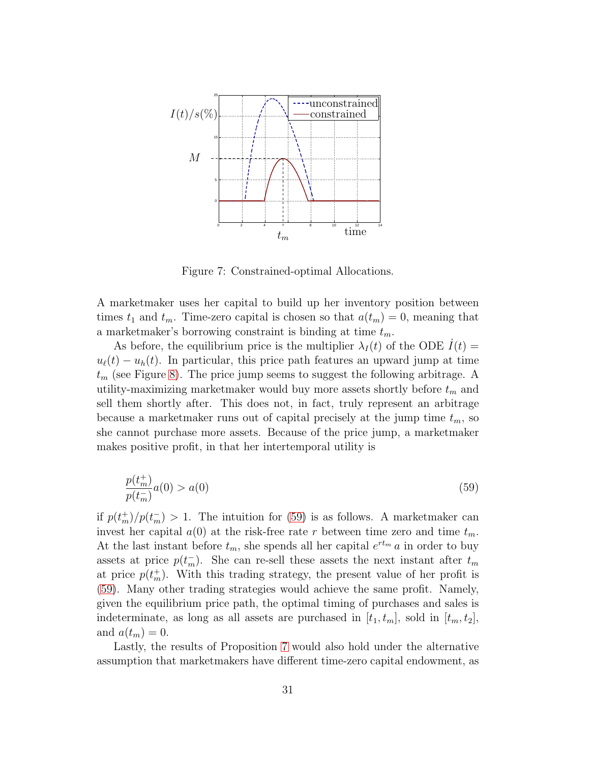Figure 7: Constrained-optimal Allocations.

A marketmaker uses her capital to build up her inventory position between times $t_1$ and $t_m$. Time-zero capital is chosen so that $a(t_m) = 0$, meaning that a marketmaker's borrowing constraint is binding at time $t_m$.

As before, the equilibrium price is the multiplier $\lambda_I(t)$ of the ODE $\dot{I}(t) = u_\ell(t) - u_h(t)$. In particular, this price path features an upward jump at time $t_m$ (see Figure 8). The price jump seems to suggest the following arbitrage. A utility-maximizing marketmaker would buy more assets shortly before $t_m$ and sell them shortly after. This does not, in fact, truly represent an arbitrage because a marketmaker runs out of capital precisely at the jump time $t_m$, so she cannot purchase more assets. Because of the price jump, a marketmaker makes positive profit, in that her intertemporal utility is

$$\frac{p(t_m^+)}{p(t_m^-)} a(0) > a(0) \tag{59}$$

if $p(t_m^+)/p(t_m^-) > 1$. The intuition for (59) is as follows. A marketmaker can invest her capital $a(0)$ at the risk-free rate $r$ between time zero and time $t_m$. At the last instant before $t_m$, she spends all her capital $e^{rt_m}\, a$ in order to buy assets at price $p(t_m^-)$. She can re-sell these assets the next instant after $t_m$ at price $p(t_m^+)$. With this trading strategy, the present value of her profit is (59). Many other trading strategies would achieve the same profit. Namely, given the equilibrium price path, the optimal timing of purchases and sales is indeterminate, as long as all assets are purchased in $[t_1, t_m]$, sold in $[t_m, t_2]$, and $a(t_m) = 0$.

Lastly, the results of Proposition 7 would also hold under the alternative assumption that marketmakers have different time-zero capital endowment, as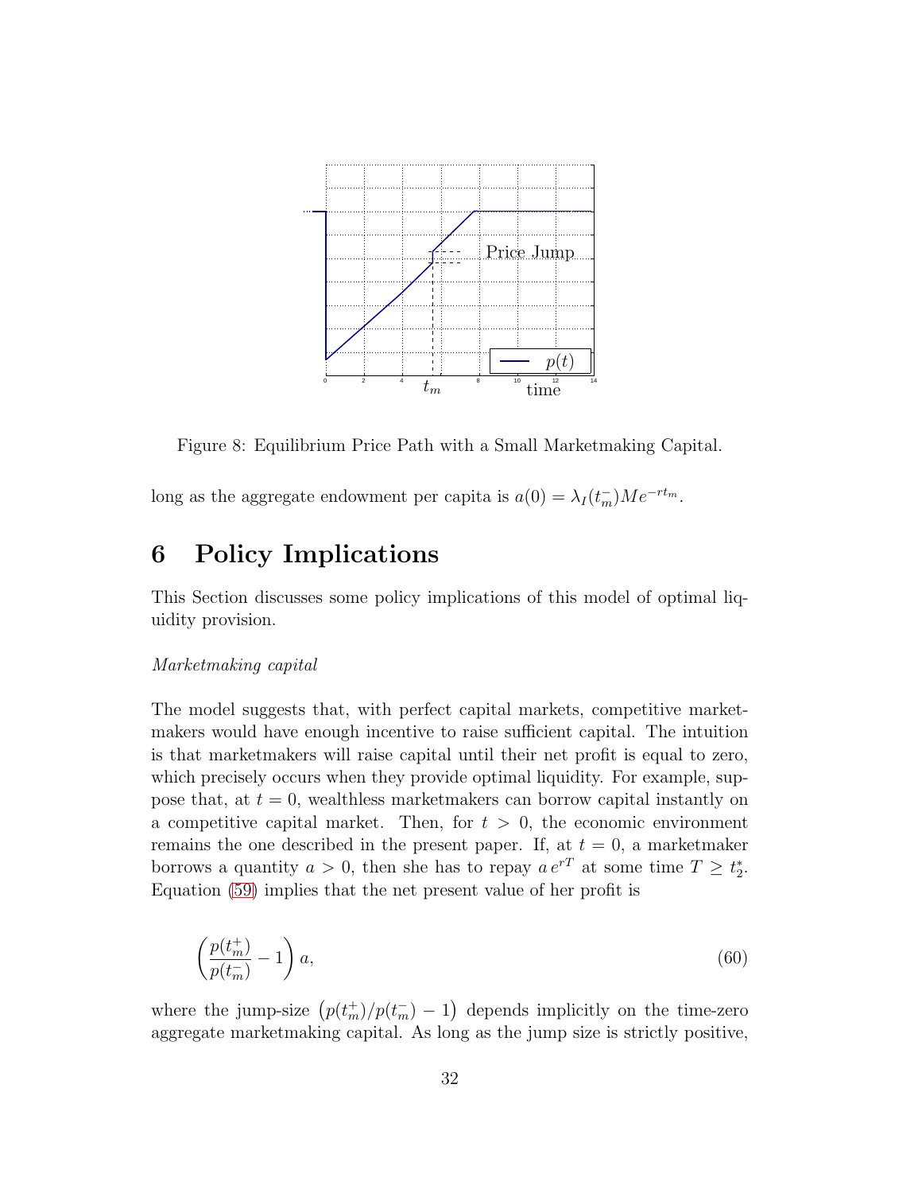Figure 8: Equilibrium Price Path with a Small Marketmaking Capital.

long as the aggregate endowment per capita is $a(0) = \lambda_I(t_m^-) M e^{-rt_m}$.

# 6 Policy Implications

This Section discusses some policy implications of this model of optimal liquidity provision.

*Marketmaking capital*

The model suggests that, with perfect capital markets, competitive marketmakers would have enough incentive to raise sufficient capital. The intuition is that marketmakers will raise capital until their net profit is equal to zero, which precisely occurs when they provide optimal liquidity. For example, suppose that, at $t = 0$, wealthless marketmakers can borrow capital instantly on a competitive capital market. Then, for $t > 0$, the economic environment remains the one described in the present paper. If, at $t = 0$, a marketmaker borrows a quantity $a > 0$, then she has to repay $a\, e^{rT}$ at some time $T \geq t_2^*$. Equation (59) implies that the net present value of her profit is

$$\left( \frac{p(t_m^+)}{p(t_m^-)} - 1 \right) a, \tag{60}$$

where the jump-size $\left( p(t_m^+)/p(t_m^-) - 1 \right)$ depends implicitly on the time-zero aggregate marketmaking capital. As long as the jump size is strictly positive,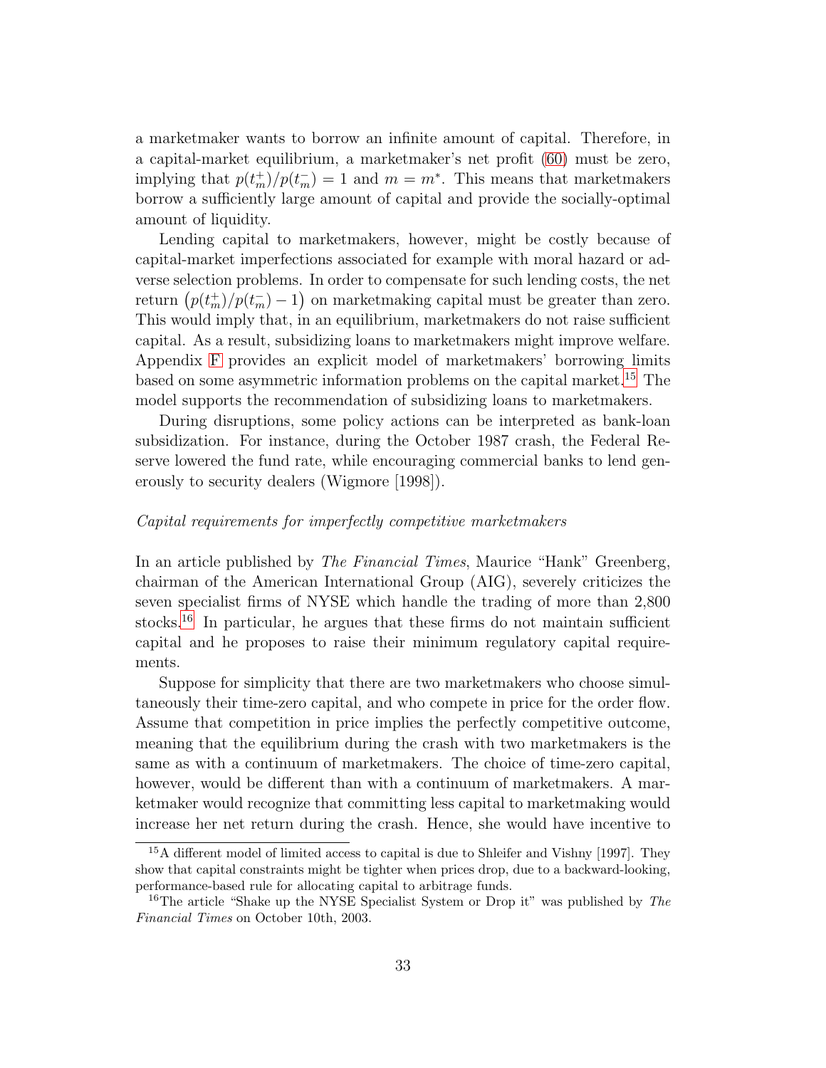a marketmaker wants to borrow an infinite amount of capital. Therefore, in a capital-market equilibrium, a marketmaker's net profit (60) must be zero, implying that $p(t_m^+)/p(t_m^-) = 1$ and $m = m^*$. This means that marketmakers borrow a sufficiently large amount of capital and provide the socially-optimal amount of liquidity.

Lending capital to marketmakers, however, might be costly because of capital-market imperfections associated for example with moral hazard or adverse selection problems. In order to compensate for such lending costs, the net return $\left(p(t_m^+)/p(t_m^-) - 1\right)$ on marketmaking capital must be greater than zero. This would imply that, in an equilibrium, marketmakers do not raise sufficient capital. As a result, subsidizing loans to marketmakers might improve welfare. Appendix F provides an explicit model of marketmakers' borrowing limits based on some asymmetric information problems on the capital market.[15] The model supports the recommendation of subsidizing loans to marketmakers.

During disruptions, some policy actions can be interpreted as bank-loan subsidization. For instance, during the October 1987 crash, the Federal Reserve lowered the fund rate, while encouraging commercial banks to lend generously to security dealers (Wigmore [1998]).

*Capital requirements for imperfectly competitive marketmakers*

In an article published by *The Financial Times*, Maurice "Hank" Greenberg, chairman of the American International Group (AIG), severely criticizes the seven specialist firms of NYSE which handle the trading of more than 2,800 stocks.[16] In particular, he argues that these firms do not maintain sufficient capital and he proposes to raise their minimum regulatory capital requirements.

Suppose for simplicity that there are two marketmakers who choose simultaneously their time-zero capital, and who compete in price for the order flow. Assume that competition in price implies the perfectly competitive outcome, meaning that the equilibrium during the crash with two marketmakers is the same as with a continuum of marketmakers. The choice of time-zero capital, however, would be different than with a continuum of marketmakers. A marketmaker would recognize that committing less capital to marketmaking would increase her net return during the crash. Hence, she would have incentive to

[15] A different model of limited access to capital is due to Shleifer and Vishny [1997]. They show that capital constraints might be tighter when prices drop, due to a backward-looking, performance-based rule for allocating capital to arbitrage funds.

[16] The article "Shake up the NYSE Specialist System or Drop it" was published by *The Financial Times* on October 10th, 2003.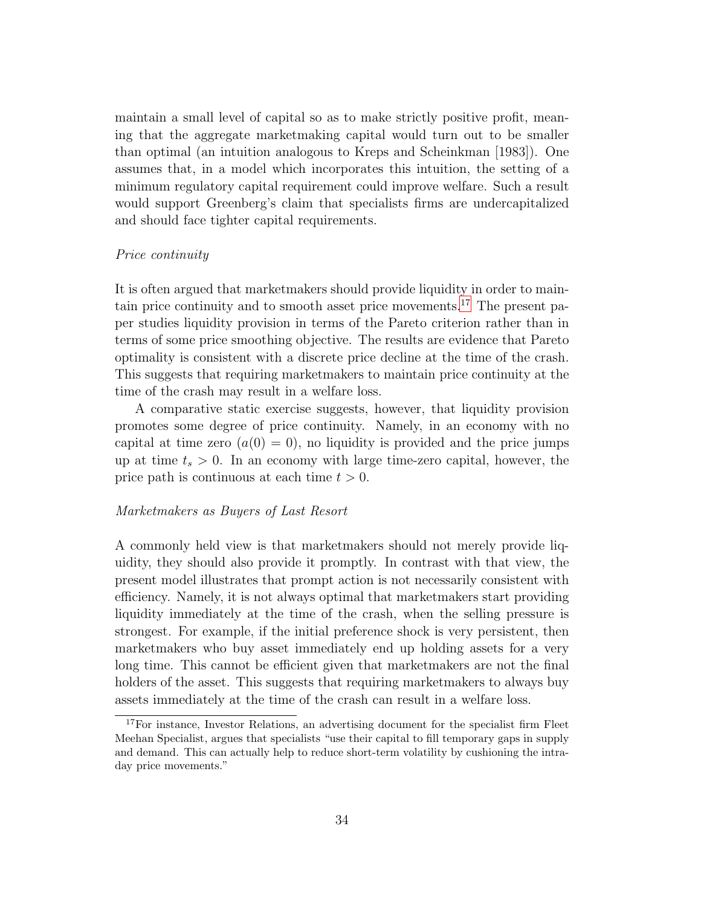maintain a small level of capital so as to make strictly positive profit, meaning that the aggregate marketmaking capital would turn out to be smaller than optimal (an intuition analogous to Kreps and Scheinkman [1983]). One assumes that, in a model which incorporates this intuition, the setting of a minimum regulatory capital requirement could improve welfare. Such a result would support Greenberg's claim that specialists firms are undercapitalized and should face tighter capital requirements.

*Price continuity*

It is often argued that marketmakers should provide liquidity in order to maintain price continuity and to smooth asset price movements.[17] The present paper studies liquidity provision in terms of the Pareto criterion rather than in terms of some price smoothing objective. The results are evidence that Pareto optimality is consistent with a discrete price decline at the time of the crash. This suggests that requiring marketmakers to maintain price continuity at the time of the crash may result in a welfare loss.

A comparative static exercise suggests, however, that liquidity provision promotes some degree of price continuity. Namely, in an economy with no capital at time zero ($a(0) = 0$), no liquidity is provided and the price jumps up at time $t_s > 0$. In an economy with large time-zero capital, however, the price path is continuous at each time $t > 0$.

*Marketmakers as Buyers of Last Resort*

A commonly held view is that marketmakers should not merely provide liquidity, they should also provide it promptly. In contrast with that view, the present model illustrates that prompt action is not necessarily consistent with efficiency. Namely, it is not always optimal that marketmakers start providing liquidity immediately at the time of the crash, when the selling pressure is strongest. For example, if the initial preference shock is very persistent, then marketmakers who buy asset immediately end up holding assets for a very long time. This cannot be efficient given that marketmakers are not the final holders of the asset. This suggests that requiring marketmakers to always buy assets immediately at the time of the crash can result in a welfare loss.

[17] For instance, Investor Relations, an advertising document for the specialist firm Fleet Meehan Specialist, argues that specialists "use their capital to fill temporary gaps in supply and demand. This can actually help to reduce short-term volatility by cushioning the intraday price movements."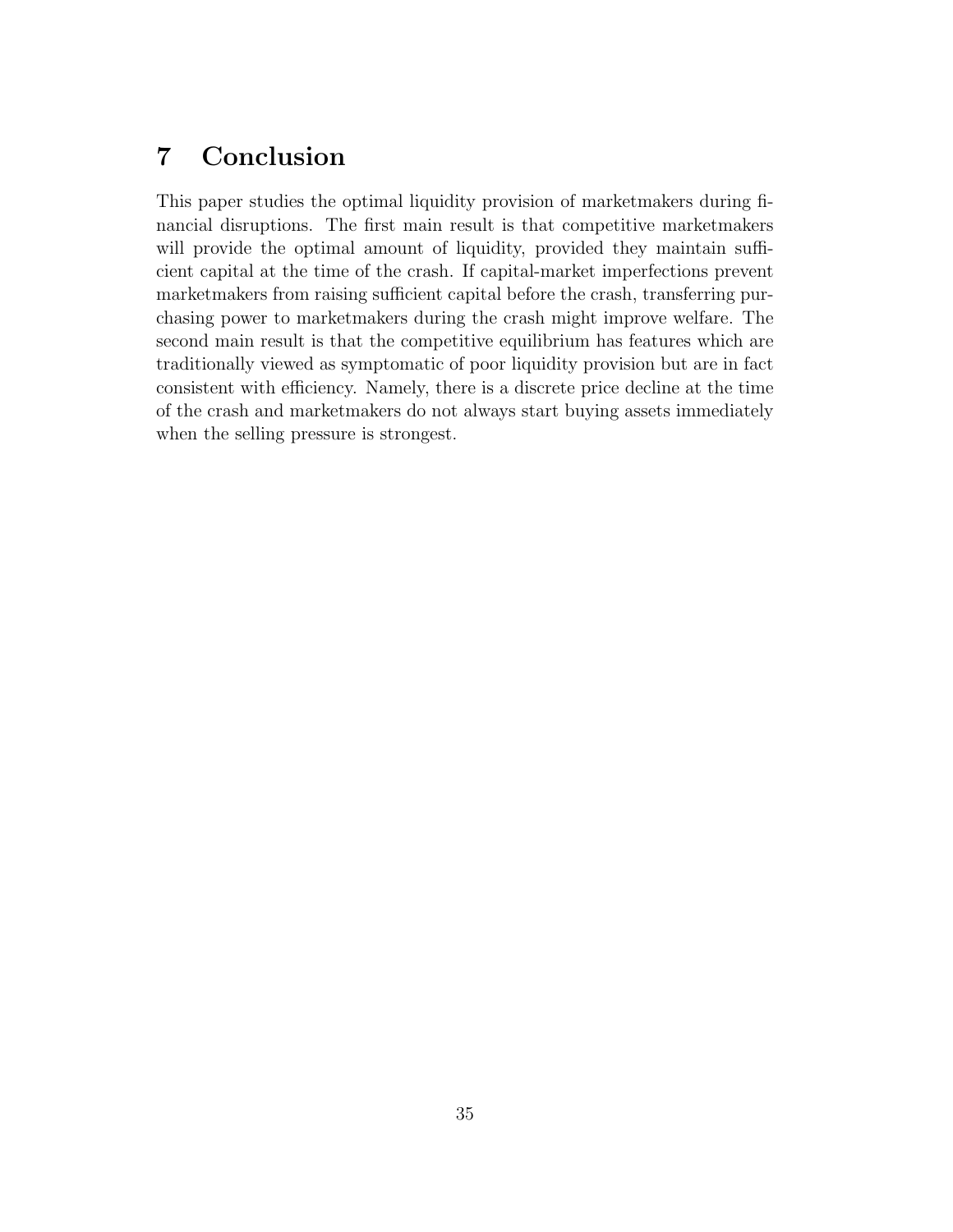# 7 Conclusion

This paper studies the optimal liquidity provision of marketmakers during financial disruptions. The first main result is that competitive marketmakers will provide the optimal amount of liquidity, provided they maintain sufficient capital at the time of the crash. If capital-market imperfections prevent marketmakers from raising sufficient capital before the crash, transferring purchasing power to marketmakers during the crash might improve welfare. The second main result is that the competitive equilibrium has features which are traditionally viewed as symptomatic of poor liquidity provision but are in fact consistent with efficiency. Namely, there is a discrete price decline at the time of the crash and marketmakers do not always start buying assets immediately when the selling pressure is strongest.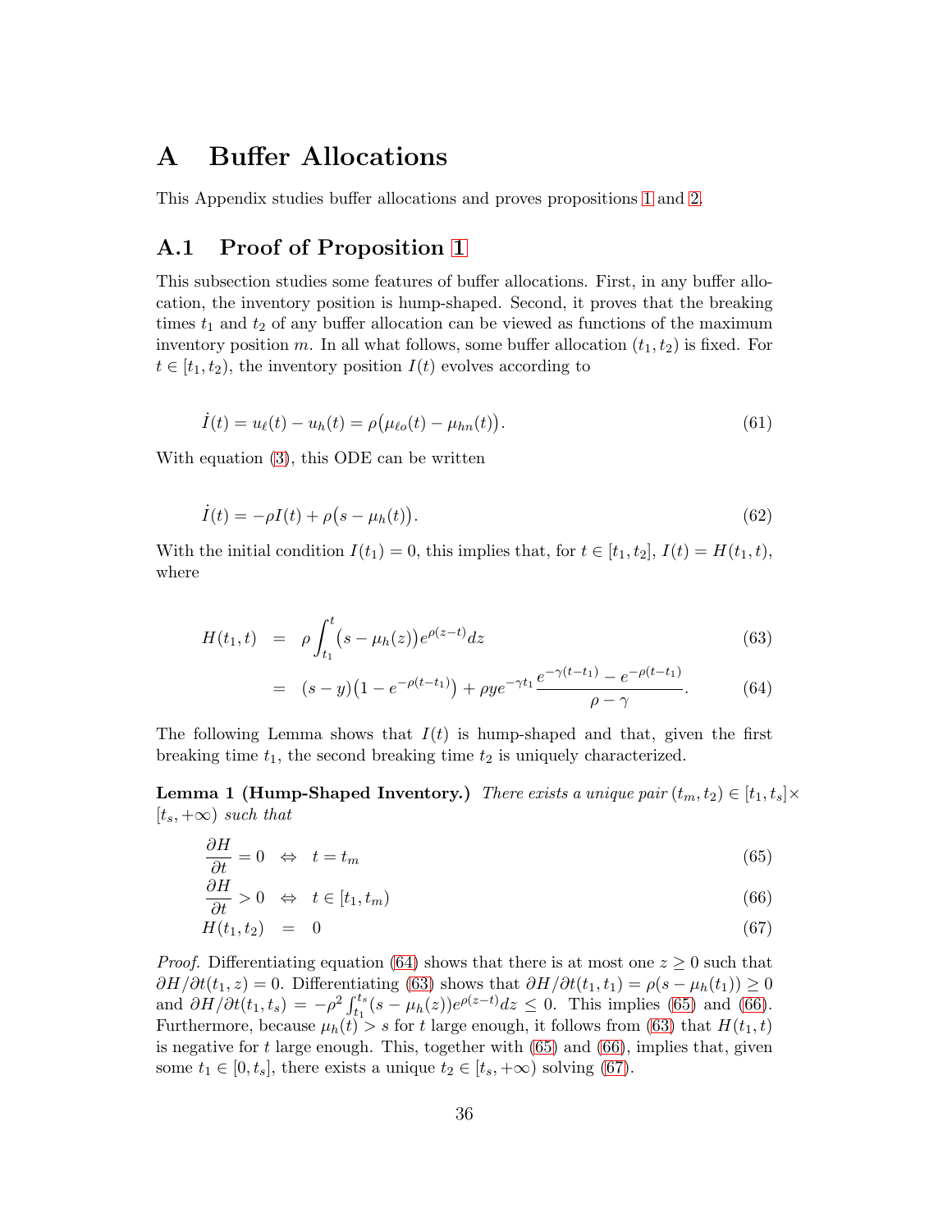# A Buffer Allocations

This Appendix studies buffer allocations and proves propositions 1 and 2.

## A.1 Proof of Proposition 1

This subsection studies some features of buffer allocations. First, in any buffer allocation, the inventory position is hump-shaped. Second, it proves that the breaking times $t_1$ and $t_2$ of any buffer allocation can be viewed as functions of the maximum inventory position $m$. In all what follows, some buffer allocation $(t_1, t_2)$ is fixed. For $t \in [t_1, t_2)$, the inventory position $I(t)$ evolves according to

$$\dot{I}(t) = u_\ell(t) - u_h(t) = \rho\big(\mu_{\ell o}(t) - \mu_{hn}(t)\big). \tag{61}$$

With equation (3), this ODE can be written

$$\dot{I}(t) = -\rho I(t) + \rho\big(s - \mu_h(t)\big). \tag{62}$$

With the initial condition $I(t_1) = 0$, this implies that, for $t \in [t_1, t_2]$, $I(t) = H(t_1, t)$, where

$$H(t_1, t) = \rho \int_{t_1}^{t} \big(s - \mu_h(z)\big) e^{\rho(z-t)} dz \tag{63}$$

$$= (s - y)\big(1 - e^{-\rho(t-t_1)}\big) + \rho y e^{-\gamma t_1} \frac{e^{-\gamma(t-t_1)} - e^{-\rho(t-t_1)}}{\rho - \gamma}. \tag{64}$$

The following Lemma shows that $I(t)$ is hump-shaped and that, given the first breaking time $t_1$, the second breaking time $t_2$ is uniquely characterized.

**Lemma 1 (Hump-Shaped Inventory.)** *There exists a unique pair $(t_m, t_2) \in [t_1, t_s] \times [t_s, +\infty)$ such that*

$$\frac{\partial H}{\partial t} = 0 \;\;\Leftrightarrow\;\; t = t_m \tag{65}$$

$$\frac{\partial H}{\partial t} > 0 \;\;\Leftrightarrow\;\; t \in [t_1, t_m) \tag{66}$$

$$H(t_1, t_2) \;=\; 0 \tag{67}$$

*Proof.* Differentiating equation (64) shows that there is at most one $z \geq 0$ such that $\partial H/\partial t(t_1, z) = 0$. Differentiating (63) shows that $\partial H/\partial t(t_1, t_1) = \rho(s - \mu_h(t_1)) \geq 0$ and $\partial H/\partial t(t_1, t_s) = -\rho^2 \int_{t_1}^{t_s} (s - \mu_h(z)) e^{\rho(z-t)} dz \leq 0$. This implies (65) and (66). Furthermore, because $\mu_h(t) > s$ for $t$ large enough, it follows from (63) that $H(t_1, t)$ is negative for $t$ large enough. This, together with (65) and (66), implies that, given some $t_1 \in [0, t_s]$, there exists a unique $t_2 \in [t_s, +\infty)$ solving (67).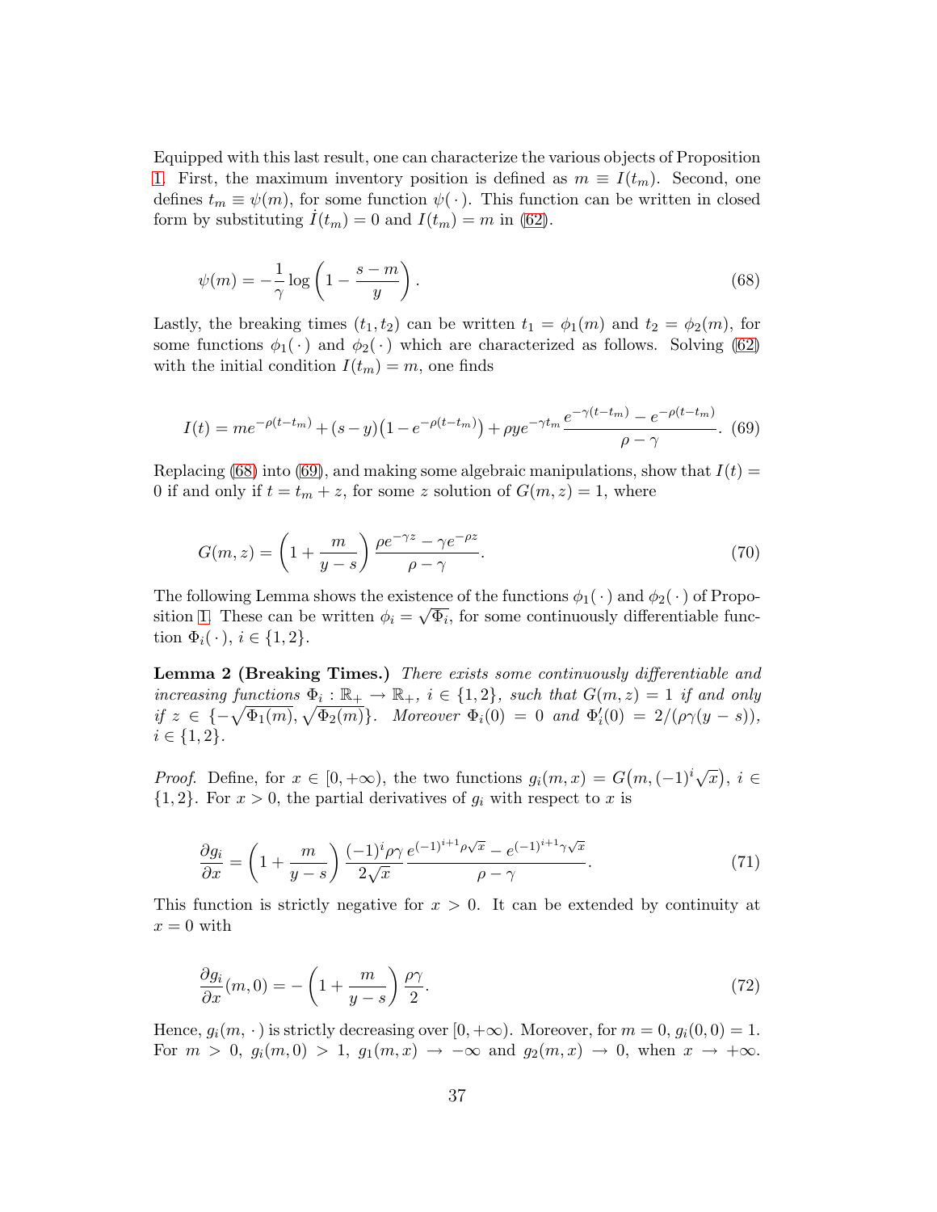Equipped with this last result, one can characterize the various objects of Proposition 1. First, the maximum inventory position is defined as $m \equiv I(t_m)$. Second, one defines $t_m \equiv \psi(m)$, for some function $\psi(\,\cdot\,)$. This function can be written in closed form by substituting $\dot{I}(t_m) = 0$ and $I(t_m) = m$ in (62).

$$\psi(m) = -\frac{1}{\gamma} \log\left(1 - \frac{s-m}{y}\right). \tag{68}$$

Lastly, the breaking times $(t_1, t_2)$ can be written $t_1 = \phi_1(m)$ and $t_2 = \phi_2(m)$, for some functions $\phi_1(\,\cdot\,)$ and $\phi_2(\,\cdot\,)$ which are characterized as follows. Solving (62) with the initial condition $I(t_m) = m$, one finds

$$I(t) = me^{-\rho(t-t_m)} + (s-y)\big(1 - e^{-\rho(t-t_m)}\big) + \rho y e^{-\gamma t_m} \frac{e^{-\gamma(t-t_m)} - e^{-\rho(t-t_m)}}{\rho - \gamma}. \tag{69}$$

Replacing (68) into (69), and making some algebraic manipulations, show that $I(t) = 0$ if and only if $t = t_m + z$, for some $z$ solution of $G(m, z) = 1$, where

$$G(m, z) = \left(1 + \frac{m}{y-s}\right) \frac{\rho e^{-\gamma z} - \gamma e^{-\rho z}}{\rho - \gamma}. \tag{70}$$

The following Lemma shows the existence of the functions $\phi_1(\,\cdot\,)$ and $\phi_2(\,\cdot\,)$ of Proposition 1. These can be written $\phi_i = \sqrt{\Phi_i}$, for some continuously differentiable function $\Phi_i(\,\cdot\,)$, $i \in \{1, 2\}$.

**Lemma 2 (Breaking Times.)** *There exists some continuously differentiable and increasing functions $\Phi_i : \mathbb{R}_+ \to \mathbb{R}_+$, $i \in \{1, 2\}$, such that $G(m, z) = 1$ if and only if $z \in \{-\sqrt{\Phi_1(m)}, \sqrt{\Phi_2(m)}\}$. Moreover $\Phi_i(0) = 0$ and $\Phi_i'(0) = 2/(\rho\gamma(y-s))$, $i \in \{1, 2\}$.*

*Proof.* Define, for $x \in [0, +\infty)$, the two functions $g_i(m, x) = G\big(m, (-1)^i \sqrt{x}\big)$, $i \in \{1, 2\}$. For $x > 0$, the partial derivatives of $g_i$ with respect to $x$ is

$$\frac{\partial g_i}{\partial x} = \left(1 + \frac{m}{y-s}\right) \frac{(-1)^i \rho\gamma}{2\sqrt{x}} \frac{e^{(-1)^{i+1}\rho\sqrt{x}} - e^{(-1)^{i+1}\gamma\sqrt{x}}}{\rho - \gamma}. \tag{71}$$

This function is strictly negative for $x > 0$. It can be extended by continuity at $x = 0$ with

$$\frac{\partial g_i}{\partial x}(m, 0) = -\left(1 + \frac{m}{y-s}\right) \frac{\rho\gamma}{2}. \tag{72}$$

Hence, $g_i(m, \,\cdot\,)$ is strictly decreasing over $[0, +\infty)$. Moreover, for $m = 0$, $g_i(0, 0) = 1$. For $m > 0$, $g_i(m, 0) > 1$, $g_1(m, x) \to -\infty$ and $g_2(m, x) \to 0$, when $x \to +\infty$.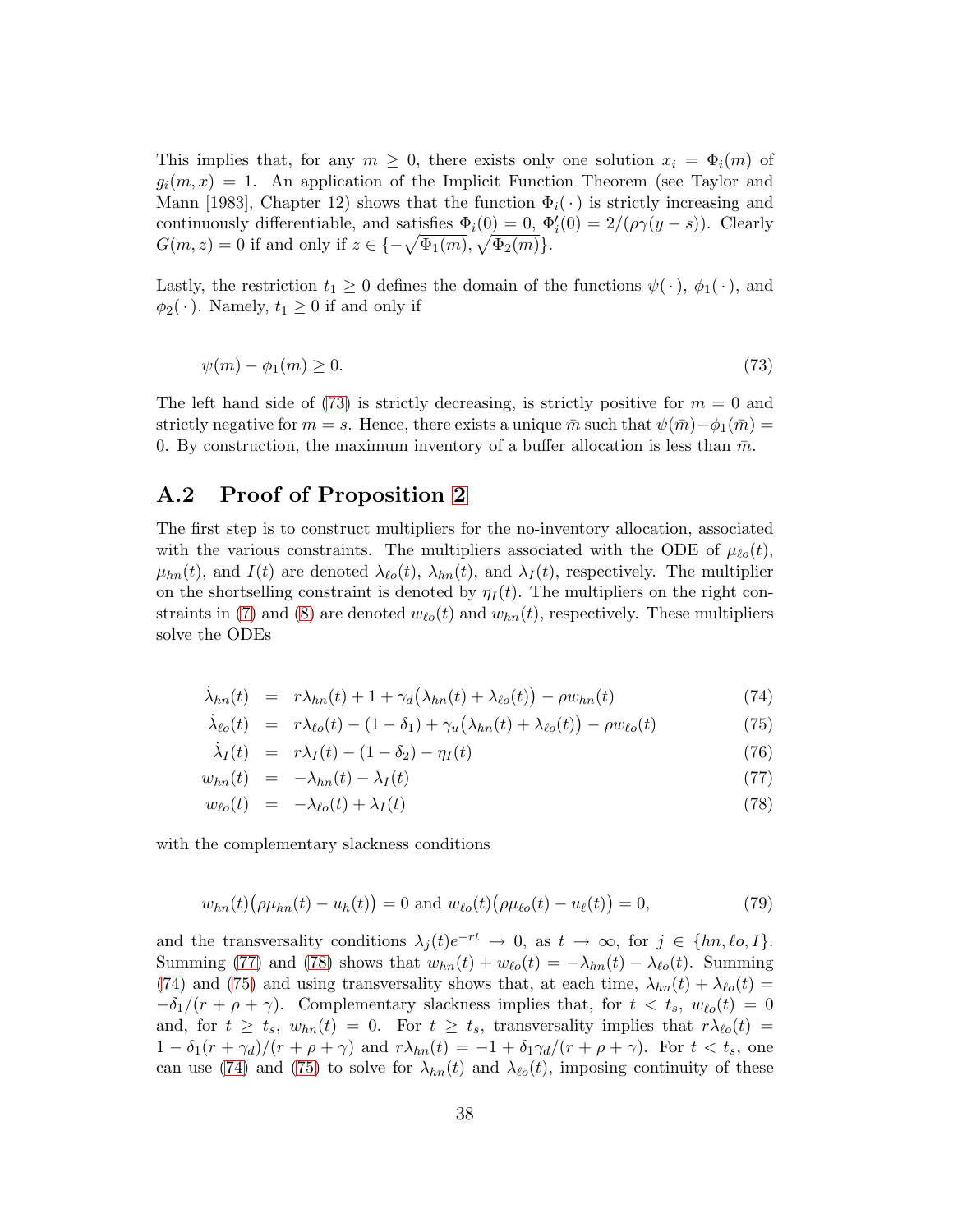This implies that, for any $m \geq 0$, there exists only one solution $x_i = \Phi_i(m)$ of $g_i(m, x) = 1$. An application of the Implicit Function Theorem (see Taylor and Mann [1983], Chapter 12) shows that the function $\Phi_i(\,\cdot\,)$ is strictly increasing and continuously differentiable, and satisfies $\Phi_i(0) = 0$, $\Phi_i'(0) = 2/(\rho\gamma(y - s))$. Clearly $G(m, z) = 0$ if and only if $z \in \{-\sqrt{\Phi_1(m)}, \sqrt{\Phi_2(m)}\}$.

Lastly, the restriction $t_1 \geq 0$ defines the domain of the functions $\psi(\,\cdot\,)$, $\phi_1(\,\cdot\,)$, and $\phi_2(\,\cdot\,)$. Namely, $t_1 \geq 0$ if and only if

$$\psi(m) - \phi_1(m) \geq 0. \tag{73}$$

The left hand side of (73) is strictly decreasing, is strictly positive for $m = 0$ and strictly negative for $m = s$. Hence, there exists a unique $\bar{m}$ such that $\psi(\bar{m}) - \phi_1(\bar{m}) = 0$. By construction, the maximum inventory of a buffer allocation is less than $\bar{m}$.

## A.2 Proof of Proposition 2

The first step is to construct multipliers for the no-inventory allocation, associated with the various constraints. The multipliers associated with the ODE of $\mu_{\ell o}(t)$, $\mu_{hn}(t)$, and $I(t)$ are denoted $\lambda_{\ell o}(t)$, $\lambda_{hn}(t)$, and $\lambda_I(t)$, respectively. The multiplier on the shortselling constraint is denoted by $\eta_I(t)$. The multipliers on the right constraints in (7) and (8) are denoted $w_{\ell o}(t)$ and $w_{hn}(t)$, respectively. These multipliers solve the ODEs

$$
\begin{aligned}
\dot{\lambda}_{hn}(t) &= r\lambda_{hn}(t) + 1 + \gamma_d\big(\lambda_{hn}(t) + \lambda_{\ell o}(t)\big) - \rho w_{hn}(t) && (74)\\
\dot{\lambda}_{\ell o}(t) &= r\lambda_{\ell o}(t) - (1 - \delta_1) + \gamma_u\big(\lambda_{hn}(t) + \lambda_{\ell o}(t)\big) - \rho w_{\ell o}(t) && (75)\\
\dot{\lambda}_I(t) &= r\lambda_I(t) - (1 - \delta_2) - \eta_I(t) && (76)\\
w_{hn}(t) &= -\lambda_{hn}(t) - \lambda_I(t) && (77)\\
w_{\ell o}(t) &= -\lambda_{\ell o}(t) + \lambda_I(t) && (78)
\end{aligned}
$$

with the complementary slackness conditions

$$w_{hn}(t)\big(\rho\mu_{hn}(t) - u_h(t)\big) = 0 \text{ and } w_{\ell o}(t)\big(\rho\mu_{\ell o}(t) - u_\ell(t)\big) = 0, \tag{79}$$

and the transversality conditions $\lambda_j(t)e^{-rt} \to 0$, as $t \to \infty$, for $j \in \{hn, \ell o, I\}$. Summing (77) and (78) shows that $w_{hn}(t) + w_{\ell o}(t) = -\lambda_{hn}(t) - \lambda_{\ell o}(t)$. Summing (74) and (75) and using transversality shows that, at each time, $\lambda_{hn}(t) + \lambda_{\ell o}(t) = -\delta_1/(r + \rho + \gamma)$. Complementary slackness implies that, for $t < t_s$, $w_{\ell o}(t) = 0$ and, for $t \geq t_s$, $w_{hn}(t) = 0$. For $t \geq t_s$, transversality implies that $r\lambda_{\ell o}(t) = 1 - \delta_1(r + \gamma_d)/(r + \rho + \gamma)$ and $r\lambda_{hn}(t) = -1 + \delta_1\gamma_d/(r + \rho + \gamma)$. For $t < t_s$, one can use (74) and (75) to solve for $\lambda_{hn}(t)$ and $\lambda_{\ell o}(t)$, imposing continuity of these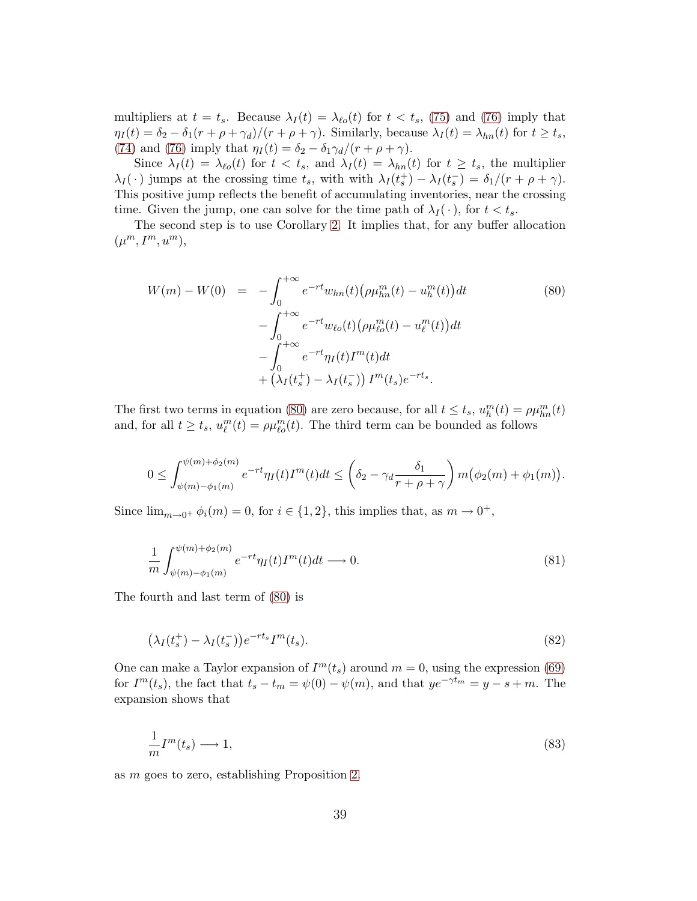multipliers at $t = t_s$. Because $\lambda_I(t) = \lambda_{\ell o}(t)$ for $t < t_s$, (75) and (76) imply that $\eta_I(t) = \delta_2 - \delta_1(r + \rho + \gamma_d)/(r + \rho + \gamma)$. Similarly, because $\lambda_I(t) = \lambda_{hn}(t)$ for $t \geq t_s$, (74) and (76) imply that $\eta_I(t) = \delta_2 - \delta_1\gamma_d/(r + \rho + \gamma)$.

Since $\lambda_I(t) = \lambda_{\ell o}(t)$ for $t < t_s$, and $\lambda_I(t) = \lambda_{hn}(t)$ for $t \geq t_s$, the multiplier $\lambda_I(\,\cdot\,)$ jumps at the crossing time $t_s$, with with $\lambda_I(t_s^+) - \lambda_I(t_s^-) = \delta_1/(r + \rho + \gamma)$. This positive jump reflects the benefit of accumulating inventories, near the crossing time. Given the jump, one can solve for the time path of $\lambda_I(\,\cdot\,)$, for $t < t_s$.

The second step is to use Corollary 2. It implies that, for any buffer allocation $(\mu^m, I^m, u^m)$,

$$
\begin{aligned}
W(m) - W(0) \;=\; & -\int_0^{+\infty} e^{-rt} w_{hn}(t)\big(\rho\mu^m_{hn}(t) - u^m_h(t)\big)\,dt \\
& -\int_0^{+\infty} e^{-rt} w_{\ell o}(t)\big(\rho\mu^m_{\ell o}(t) - u^m_\ell(t)\big)\,dt \\
& -\int_0^{+\infty} e^{-rt}\eta_I(t) I^m(t)\,dt \\
& +\big(\lambda_I(t_s^+) - \lambda_I(t_s^-)\big)\, I^m(t_s) e^{-rt_s}.
\end{aligned} \tag{80}
$$

The first two terms in equation (80) are zero because, for all $t \leq t_s$, $u^m_h(t) = \rho\mu^m_{hn}(t)$ and, for all $t \geq t_s$, $u^m_\ell(t) = \rho\mu^m_{\ell o}(t)$. The third term can be bounded as follows

$$
0 \leq \int_{\psi(m) - \phi_1(m)}^{\psi(m) + \phi_2(m)} e^{-rt}\eta_I(t) I^m(t)\,dt \leq \left(\delta_2 - \gamma_d \frac{\delta_1}{r + \rho + \gamma}\right) m\big(\phi_2(m) + \phi_1(m)\big).
$$

Since $\lim_{m \to 0^+} \phi_i(m) = 0$, for $i \in \{1, 2\}$, this implies that, as $m \to 0^+$,

$$
\frac{1}{m}\int_{\psi(m) - \phi_1(m)}^{\psi(m) + \phi_2(m)} e^{-rt}\eta_I(t) I^m(t)\,dt \longrightarrow 0. \tag{81}
$$

The fourth and last term of (80) is

$$
\big(\lambda_I(t_s^+) - \lambda_I(t_s^-)\big) e^{-rt_s} I^m(t_s). \tag{82}
$$

One can make a Taylor expansion of $I^m(t_s)$ around $m = 0$, using the expression (69) for $I^m(t_s)$, the fact that $t_s - t_m = \psi(0) - \psi(m)$, and that $ye^{-\gamma t_m} = y - s + m$. The expansion shows that

$$
\frac{1}{m} I^m(t_s) \longrightarrow 1, \tag{83}
$$

as $m$ goes to zero, establishing Proposition 2.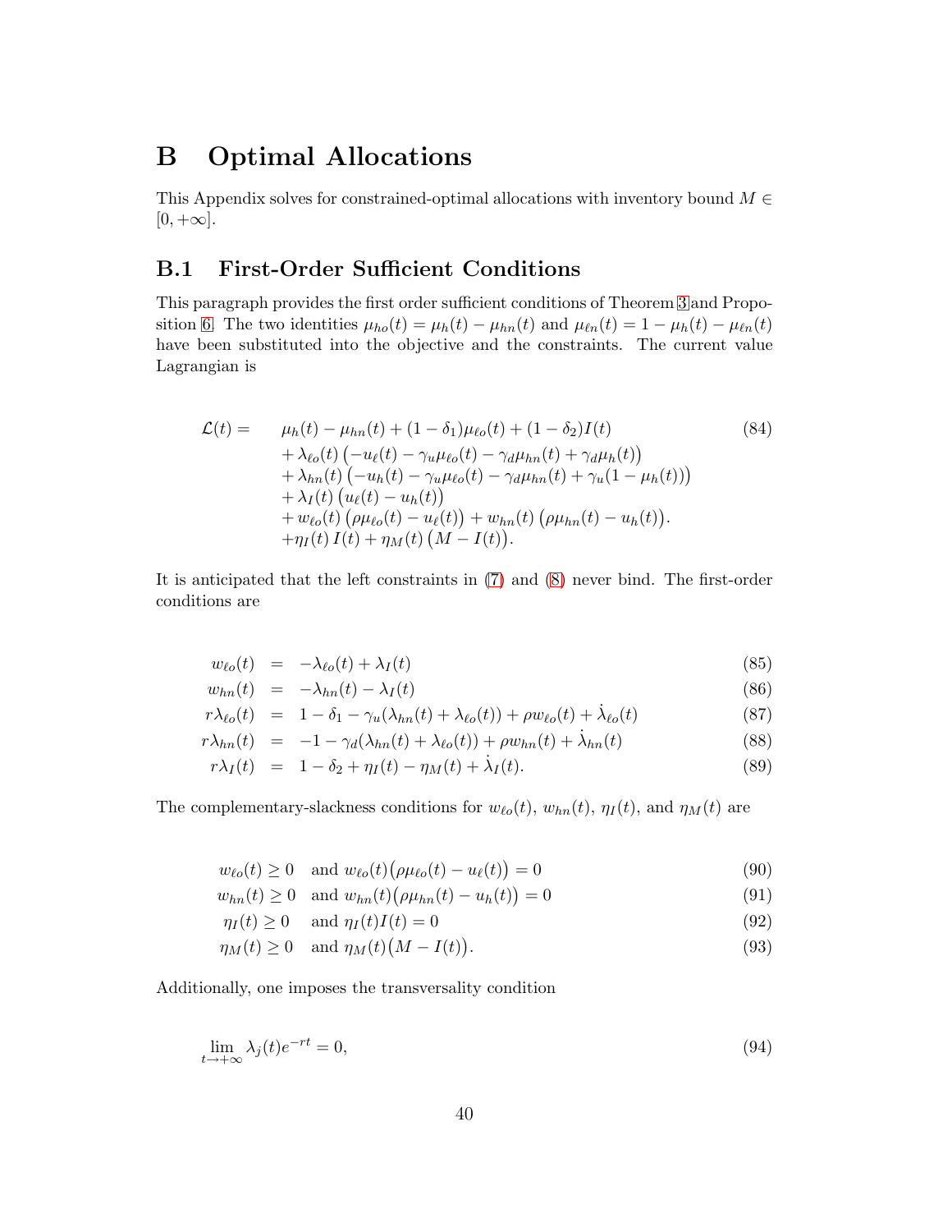# B Optimal Allocations

This Appendix solves for constrained-optimal allocations with inventory bound $M \in [0, +\infty]$.

## B.1 First-Order Sufficient Conditions

This paragraph provides the first order sufficient conditions of Theorem 3 and Proposition 6. The two identities $\mu_{ho}(t) = \mu_h(t) - \mu_{hn}(t)$ and $\mu_{\ell n}(t) = 1 - \mu_h(t) - \mu_{\ell n}(t)$ have been substituted into the objective and the constraints. The current value Lagrangian is

$$
\begin{aligned}
\mathcal{L}(t) = \quad & \mu_h(t) - \mu_{hn}(t) + (1-\delta_1)\mu_{\ell o}(t) + (1-\delta_2)I(t) \\
& + \lambda_{\ell o}(t)\big(-u_\ell(t) - \gamma_u \mu_{\ell o}(t) - \gamma_d \mu_{hn}(t) + \gamma_d \mu_h(t)\big) \\
& + \lambda_{hn}(t)\big(-u_h(t) - \gamma_u \mu_{\ell o}(t) - \gamma_d \mu_{hn}(t) + \gamma_u (1 - \mu_h(t))\big) \\
& + \lambda_I(t)\big(u_\ell(t) - u_h(t)\big) \\
& + w_{\ell o}(t)\big(\rho \mu_{\ell o}(t) - u_\ell(t)\big) + w_{hn}(t)\big(\rho \mu_{hn}(t) - u_h(t)\big). \\
& + \eta_I(t)\, I(t) + \eta_M(t)\big(M - I(t)\big).
\end{aligned} \tag{84}
$$

It is anticipated that the left constraints in (7) and (8) never bind. The first-order conditions are

$$
\begin{aligned}
w_{\ell o}(t) &= -\lambda_{\ell o}(t) + \lambda_I(t) && (85)\\
w_{hn}(t) &= -\lambda_{hn}(t) - \lambda_I(t) && (86)\\
r\lambda_{\ell o}(t) &= 1 - \delta_1 - \gamma_u(\lambda_{hn}(t) + \lambda_{\ell o}(t)) + \rho w_{\ell o}(t) + \dot{\lambda}_{\ell o}(t) && (87)\\
r\lambda_{hn}(t) &= -1 - \gamma_d(\lambda_{hn}(t) + \lambda_{\ell o}(t)) + \rho w_{hn}(t) + \dot{\lambda}_{hn}(t) && (88)\\
r\lambda_I(t) &= 1 - \delta_2 + \eta_I(t) - \eta_M(t) + \dot{\lambda}_I(t). && (89)
\end{aligned}
$$

The complementary-slackness conditions for $w_{\ell o}(t)$, $w_{hn}(t)$, $\eta_I(t)$, and $\eta_M(t)$ are

$$
\begin{aligned}
& w_{\ell o}(t) \geq 0 \quad \text{and } w_{\ell o}(t)\big(\rho \mu_{\ell o}(t) - u_\ell(t)\big) = 0 && (90)\\
& w_{hn}(t) \geq 0 \quad \text{and } w_{hn}(t)\big(\rho \mu_{hn}(t) - u_h(t)\big) = 0 && (91)\\
& \eta_I(t) \geq 0 \quad \text{and } \eta_I(t) I(t) = 0 && (92)\\
& \eta_M(t) \geq 0 \quad \text{and } \eta_M(t)\big(M - I(t)\big). && (93)
\end{aligned}
$$

Additionally, one imposes the transversality condition

$$
\lim_{t \to +\infty} \lambda_j(t) e^{-rt} = 0, \tag{94}
$$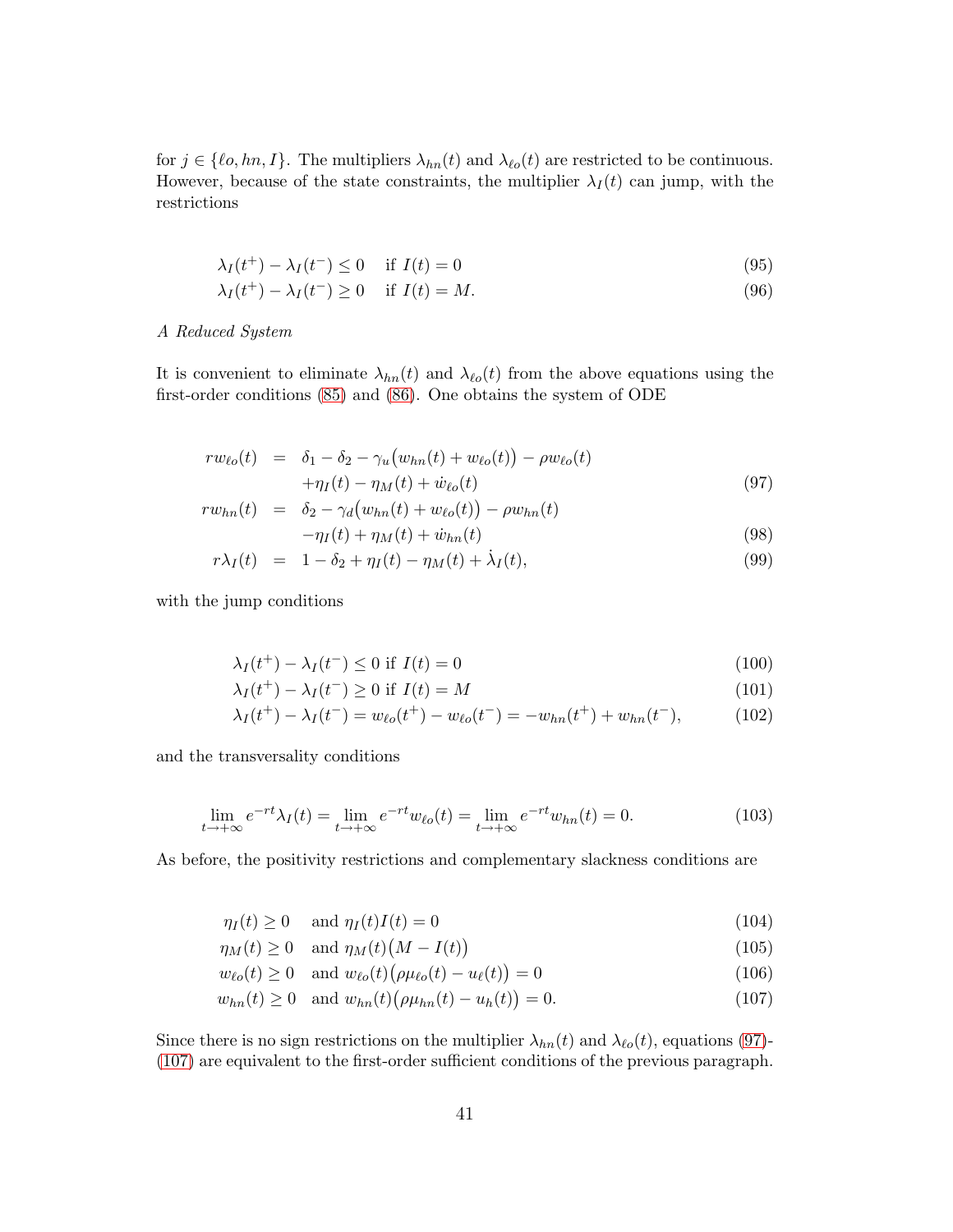for $j \in \{\ell o, hn, I\}$. The multipliers $\lambda_{hn}(t)$ and $\lambda_{\ell o}(t)$ are restricted to be continuous. However, because of the state constraints, the multiplier $\lambda_I(t)$ can jump, with the restrictions

$$\lambda_I(t^+) - \lambda_I(t^-) \leq 0 \quad \text{if } I(t) = 0 \tag{95}$$

$$\lambda_I(t^+) - \lambda_I(t^-) \geq 0 \quad \text{if } I(t) = M. \tag{96}$$

*A Reduced System*

It is convenient to eliminate $\lambda_{hn}(t)$ and $\lambda_{\ell o}(t)$ from the above equations using the first-order conditions (85) and (86). One obtains the system of ODE

$$\begin{aligned} rw_{\ell o}(t) &= \delta_1 - \delta_2 - \gamma_u\big(w_{hn}(t) + w_{\ell o}(t)\big) - \rho w_{\ell o}(t) \\ &\quad + \eta_I(t) - \eta_M(t) + \dot{w}_{\ell o}(t) \end{aligned} \tag{97}$$

$$\begin{aligned} rw_{hn}(t) &= \delta_2 - \gamma_d\big(w_{hn}(t) + w_{\ell o}(t)\big) - \rho w_{hn}(t) \\ &\quad - \eta_I(t) + \eta_M(t) + \dot{w}_{hn}(t) \end{aligned} \tag{98}$$

$$r\lambda_I(t) = 1 - \delta_2 + \eta_I(t) - \eta_M(t) + \dot{\lambda}_I(t), \tag{99}$$

with the jump conditions

$$\lambda_I(t^+) - \lambda_I(t^-) \leq 0 \text{ if } I(t) = 0 \tag{100}$$

$$\lambda_I(t^+) - \lambda_I(t^-) \geq 0 \text{ if } I(t) = M \tag{101}$$

$$\lambda_I(t^+) - \lambda_I(t^-) = w_{\ell o}(t^+) - w_{\ell o}(t^-) = -w_{hn}(t^+) + w_{hn}(t^-), \tag{102}$$

and the transversality conditions

$$\lim_{t \to +\infty} e^{-rt}\lambda_I(t) = \lim_{t \to +\infty} e^{-rt} w_{\ell o}(t) = \lim_{t \to +\infty} e^{-rt} w_{hn}(t) = 0. \tag{103}$$

As before, the positivity restrictions and complementary slackness conditions are

$$\eta_I(t) \geq 0 \quad \text{and } \eta_I(t)I(t) = 0 \tag{104}$$

$$\eta_M(t) \geq 0 \quad \text{and } \eta_M(t)\big(M - I(t)\big) \tag{105}$$

$$w_{\ell o}(t) \geq 0 \quad \text{and } w_{\ell o}(t)\big(\rho\mu_{\ell o}(t) - u_\ell(t)\big) = 0 \tag{106}$$

$$w_{hn}(t) \geq 0 \quad \text{and } w_{hn}(t)\big(\rho\mu_{hn}(t) - u_h(t)\big) = 0. \tag{107}$$

Since there is no sign restrictions on the multiplier $\lambda_{hn}(t)$ and $\lambda_{\ell o}(t)$, equations (97)-(107) are equivalent to the first-order sufficient conditions of the previous paragraph.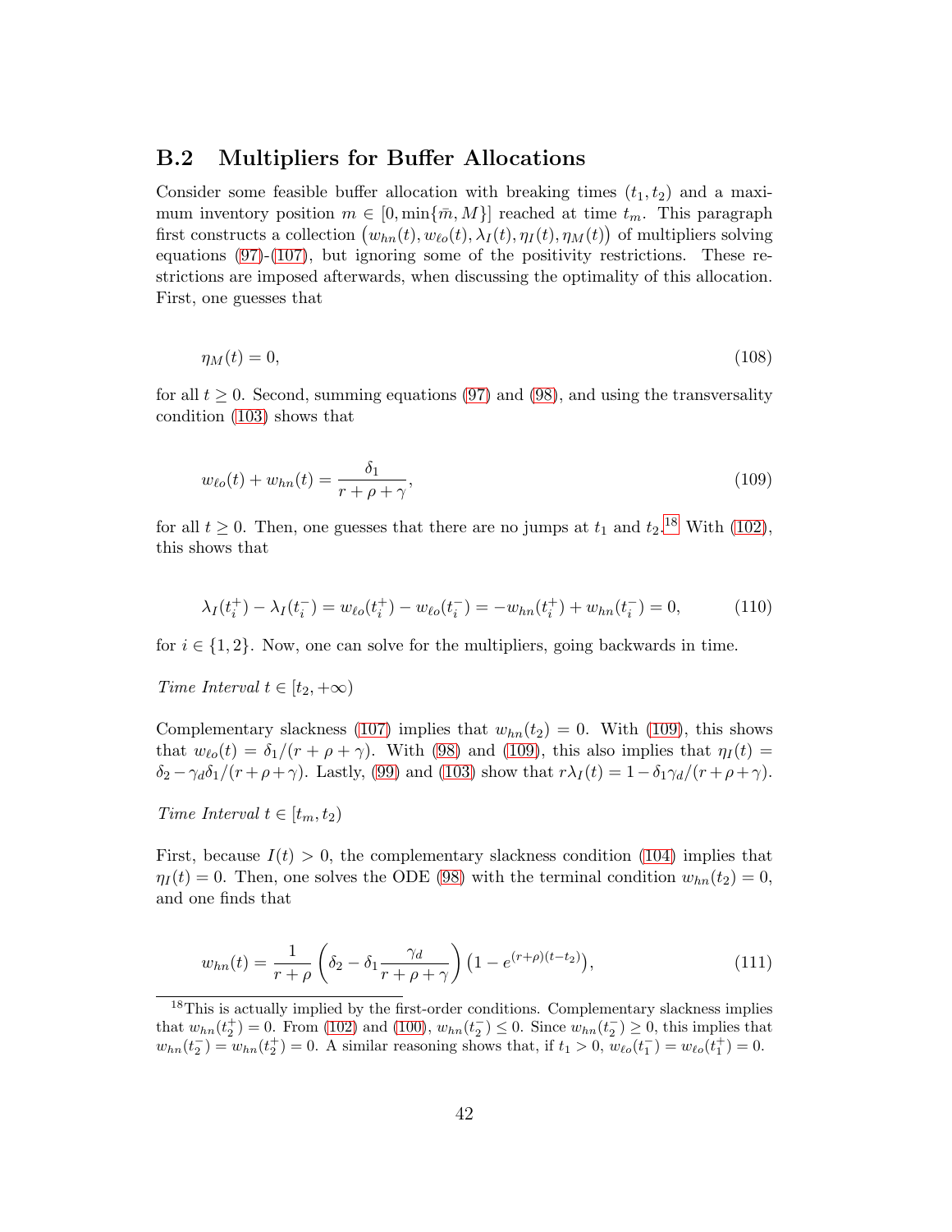## B.2 Multipliers for Buffer Allocations

Consider some feasible buffer allocation with breaking times $(t_1, t_2)$ and a maximum inventory position $m \in [0, \min\{\bar{m}, M\}]$ reached at time $t_m$. This paragraph first constructs a collection $\big(w_{hn}(t), w_{\ell o}(t), \lambda_I(t), \eta_I(t), \eta_M(t)\big)$ of multipliers solving equations (97)-(107), but ignoring some of the positivity restrictions. These restrictions are imposed afterwards, when discussing the optimality of this allocation. First, one guesses that

$$\eta_M(t) = 0, \tag{108}$$

for all $t \geq 0$. Second, summing equations (97) and (98), and using the transversality condition (103) shows that

$$w_{\ell o}(t) + w_{hn}(t) = \frac{\delta_1}{r + \rho + \gamma}, \tag{109}$$

for all $t \geq 0$. Then, one guesses that there are no jumps at $t_1$ and $t_2$.[18] With (102), this shows that

$$\lambda_I(t_i^+) - \lambda_I(t_i^-) = w_{\ell o}(t_i^+) - w_{\ell o}(t_i^-) = -w_{hn}(t_i^+) + w_{hn}(t_i^-) = 0, \tag{110}$$

for $i \in \{1, 2\}$. Now, one can solve for the multipliers, going backwards in time.

*Time Interval $t \in [t_2, +\infty)$*

Complementary slackness (107) implies that $w_{hn}(t_2) = 0$. With (109), this shows that $w_{\ell o}(t) = \delta_1/(r + \rho + \gamma)$. With (98) and (109), this also implies that $\eta_I(t) = \delta_2 - \gamma_d \delta_1/(r + \rho + \gamma)$. Lastly, (99) and (103) show that $r\lambda_I(t) = 1 - \delta_1 \gamma_d/(r + \rho + \gamma)$.

*Time Interval $t \in [t_m, t_2)$*

First, because $I(t) > 0$, the complementary slackness condition (104) implies that $\eta_I(t) = 0$. Then, one solves the ODE (98) with the terminal condition $w_{hn}(t_2) = 0$, and one finds that

$$w_{hn}(t) = \frac{1}{r + \rho}\left(\delta_2 - \delta_1 \frac{\gamma_d}{r + \rho + \gamma}\right)\left(1 - e^{(r+\rho)(t - t_2)}\right), \tag{111}$$

[18] This is actually implied by the first-order conditions. Complementary slackness implies that $w_{hn}(t_2^+) = 0$. From (102) and (100), $w_{hn}(t_2^-) \leq 0$. Since $w_{hn}(t_2^-) \geq 0$, this implies that $w_{hn}(t_2^-) = w_{hn}(t_2^+) = 0$. A similar reasoning shows that, if $t_1 > 0$, $w_{\ell o}(t_1^-) = w_{\ell o}(t_1^+) = 0$.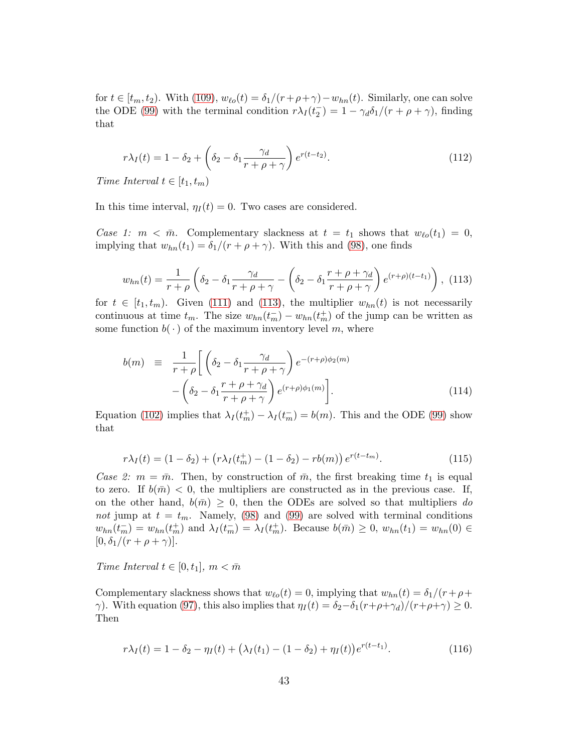for $t \in [t_m, t_2)$. With (109), $w_{\ell o}(t) = \delta_1/(r+\rho+\gamma) - w_{hn}(t)$. Similarly, one can solve the ODE (99) with the terminal condition $r\lambda_I(t_2^-) = 1 - \gamma_d\delta_1/(r+\rho+\gamma)$, finding that

$$r\lambda_I(t) = 1 - \delta_2 + \left(\delta_2 - \delta_1 \frac{\gamma_d}{r+\rho+\gamma}\right) e^{r(t-t_2)}. \tag{112}$$

*Time Interval* $t \in [t_1, t_m)$

In this time interval, $\eta_I(t) = 0$. Two cases are considered.

*Case 1:* $m < \bar{m}$. Complementary slackness at $t = t_1$ shows that $w_{\ell o}(t_1) = 0$, implying that $w_{hn}(t_1) = \delta_1/(r+\rho+\gamma)$. With this and (98), one finds

$$w_{hn}(t) = \frac{1}{r+\rho}\left(\delta_2 - \delta_1 \frac{\gamma_d}{r+\rho+\gamma} - \left(\delta_2 - \delta_1 \frac{r+\rho+\gamma_d}{r+\rho+\gamma}\right) e^{(r+\rho)(t-t_1)}\right), \tag{113}$$

for $t \in [t_1, t_m)$. Given (111) and (113), the multiplier $w_{hn}(t)$ is not necessarily continuous at time $t_m$. The size $w_{hn}(t_m^-) - w_{hn}(t_m^+)$ of the jump can be written as some function $b(\cdot)$ of the maximum inventory level $m$, where

$$\begin{aligned} b(m) \quad \equiv \quad & \frac{1}{r+\rho}\Bigg[\left(\delta_2 - \delta_1 \frac{\gamma_d}{r+\rho+\gamma}\right) e^{-(r+\rho)\phi_2(m)} \\ & - \left(\delta_2 - \delta_1 \frac{r+\rho+\gamma_d}{r+\rho+\gamma}\right) e^{(r+\rho)\phi_1(m)}\Bigg]. \end{aligned} \tag{114}$$

Equation (102) implies that $\lambda_I(t_m^+) - \lambda_I(t_m^-) = b(m)$. This and the ODE (99) show that

$$r\lambda_I(t) = (1-\delta_2) + \left(r\lambda_I(t_m^+) - (1-\delta_2) - rb(m)\right) e^{r(t-t_m)}. \tag{115}$$

*Case 2:* $m = \bar{m}$. Then, by construction of $\bar{m}$, the first breaking time $t_1$ is equal to zero. If $b(\bar{m}) < 0$, the multipliers are constructed as in the previous case. If, on the other hand, $b(\bar{m}) \geq 0$, then the ODEs are solved so that multipliers *do not* jump at $t = t_m$. Namely, (98) and (99) are solved with terminal conditions $w_{hn}(t_m^-) = w_{hn}(t_m^+)$ and $\lambda_I(t_m^-) = \lambda_I(t_m^+)$. Because $b(\bar{m}) \geq 0$, $w_{hn}(t_1) = w_{hn}(0) \in [0, \delta_1/(r+\rho+\gamma)]$.

*Time Interval* $t \in [0, t_1]$, $m < \bar{m}$

Complementary slackness shows that $w_{\ell o}(t) = 0$, implying that $w_{hn}(t) = \delta_1/(r+\rho+\gamma)$. With equation (97), this also implies that $\eta_I(t) = \delta_2 - \delta_1(r+\rho+\gamma_d)/(r+\rho+\gamma) \geq 0$. Then

$$r\lambda_I(t) = 1 - \delta_2 - \eta_I(t) + \left(\lambda_I(t_1) - (1-\delta_2) + \eta_I(t)\right) e^{r(t-t_1)}. \tag{116}$$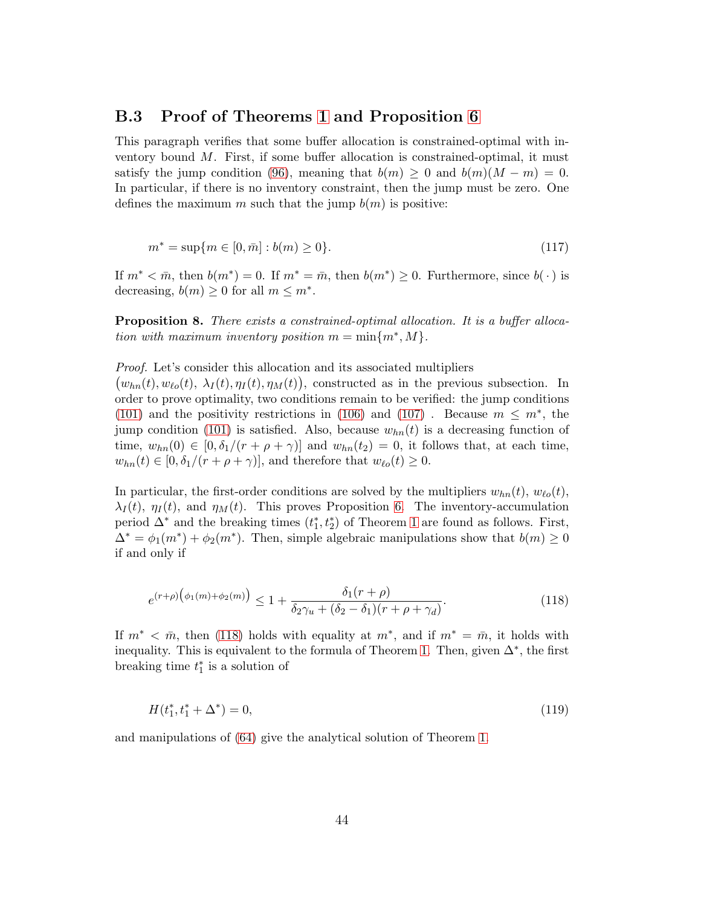## B.3 Proof of Theorems 1 and Proposition 6

This paragraph verifies that some buffer allocation is constrained-optimal with inventory bound $M$. First, if some buffer allocation is constrained-optimal, it must satisfy the jump condition (96), meaning that $b(m) \geq 0$ and $b(m)(M - m) = 0$. In particular, if there is no inventory constraint, then the jump must be zero. One defines the maximum $m$ such that the jump $b(m)$ is positive:

$$m^* = \sup\{m \in [0, \bar{m}] : b(m) \geq 0\}. \tag{117}$$

If $m^* < \bar{m}$, then $b(m^*) = 0$. If $m^* = \bar{m}$, then $b(m^*) \geq 0$. Furthermore, since $b(\,\cdot\,)$ is decreasing, $b(m) \geq 0$ for all $m \leq m^*$.

**Proposition 8.** *There exists a constrained-optimal allocation. It is a buffer allocation with maximum inventory position $m = \min\{m^*, M\}$.*

*Proof.* Let's consider this allocation and its associated multipliers $\big(w_{hn}(t), w_{\ell o}(t),\ \lambda_I(t), \eta_I(t), \eta_M(t)\big)$, constructed as in the previous subsection. In order to prove optimality, two conditions remain to be verified: the jump conditions (101) and the positivity restrictions in (106) and (107) . Because $m \leq m^*$, the jump condition (101) is satisfied. Also, because $w_{hn}(t)$ is a decreasing function of time, $w_{hn}(0) \in [0, \delta_1/(r + \rho + \gamma)]$ and $w_{hn}(t_2) = 0$, it follows that, at each time, $w_{hn}(t) \in [0, \delta_1/(r + \rho + \gamma)]$, and therefore that $w_{\ell o}(t) \geq 0$.

In particular, the first-order conditions are solved by the multipliers $w_{hn}(t)$, $w_{\ell o}(t)$, $\lambda_I(t)$, $\eta_I(t)$, and $\eta_M(t)$. This proves Proposition 6. The inventory-accumulation period $\Delta^*$ and the breaking times $(t_1^*, t_2^*)$ of Theorem 1 are found as follows. First, $\Delta^* = \phi_1(m^*) + \phi_2(m^*)$. Then, simple algebraic manipulations show that $b(m) \geq 0$ if and only if

$$e^{(r+\rho)\big(\phi_1(m)+\phi_2(m)\big)} \leq 1 + \frac{\delta_1(r + \rho)}{\delta_2\gamma_u + (\delta_2 - \delta_1)(r + \rho + \gamma_d)}. \tag{118}$$

If $m^* < \bar{m}$, then (118) holds with equality at $m^*$, and if $m^* = \bar{m}$, it holds with inequality. This is equivalent to the formula of Theorem 1. Then, given $\Delta^*$, the first breaking time $t_1^*$ is a solution of

$$H(t_1^*, t_1^* + \Delta^*) = 0, \tag{119}$$

and manipulations of (64) give the analytical solution of Theorem 1.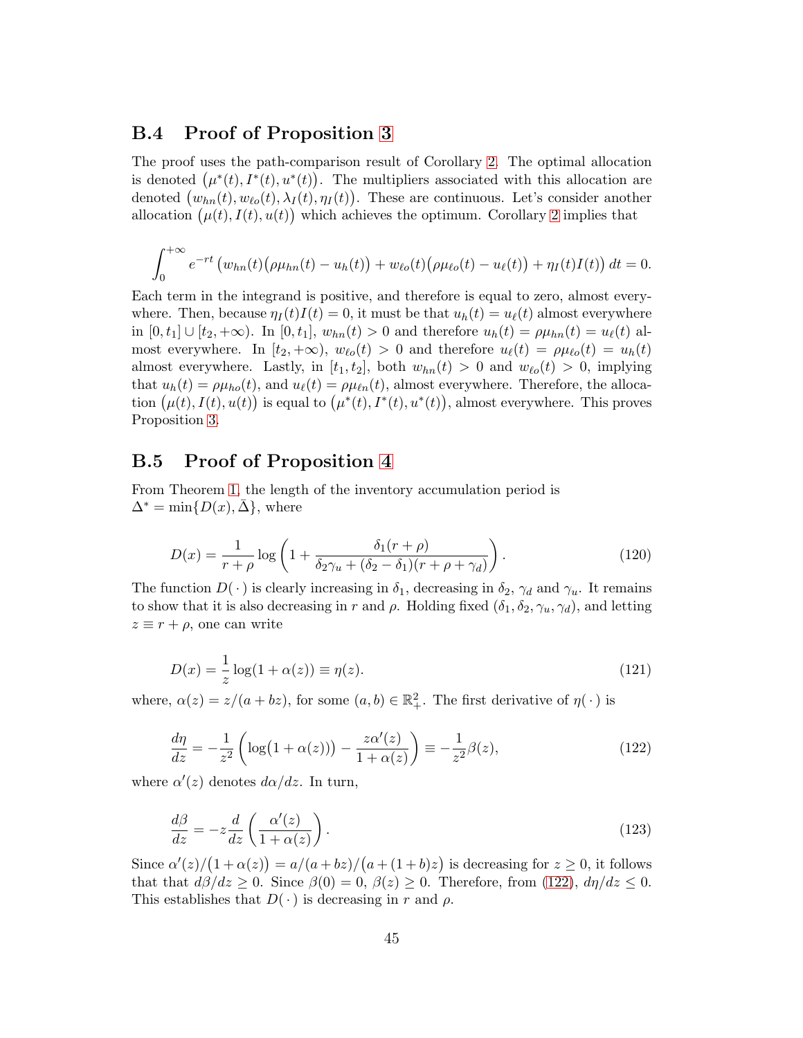## B.4 Proof of Proposition 3

The proof uses the path-comparison result of Corollary 2. The optimal allocation is denoted $\big(\mu^*(t), I^*(t), u^*(t)\big)$. The multipliers associated with this allocation are denoted $\big(w_{hn}(t), w_{\ell o}(t), \lambda_I(t), \eta_I(t)\big)$. These are continuous. Let's consider another allocation $\big(\mu(t), I(t), u(t)\big)$ which achieves the optimum. Corollary 2 implies that

$$\int_0^{+\infty} e^{-rt}\left(w_{hn}(t)\big(\rho\mu_{hn}(t) - u_h(t)\big) + w_{\ell o}(t)\big(\rho\mu_{\ell o}(t) - u_\ell(t)\big) + \eta_I(t)I(t)\right)dt = 0.$$

Each term in the integrand is positive, and therefore is equal to zero, almost everywhere. Then, because $\eta_I(t)I(t) = 0$, it must be that $u_h(t) = u_\ell(t)$ almost everywhere in $[0, t_1] \cup [t_2, +\infty)$. In $[0, t_1]$, $w_{hn}(t) > 0$ and therefore $u_h(t) = \rho\mu_{hn}(t) = u_\ell(t)$ almost everywhere. In $[t_2, +\infty)$, $w_{\ell o}(t) > 0$ and therefore $u_\ell(t) = \rho\mu_{\ell o}(t) = u_h(t)$ almost everywhere. Lastly, in $[t_1, t_2]$, both $w_{hn}(t) > 0$ and $w_{\ell o}(t) > 0$, implying that $u_h(t) = \rho\mu_{ho}(t)$, and $u_\ell(t) = \rho\mu_{\ell n}(t)$, almost everywhere. Therefore, the allocation $\big(\mu(t), I(t), u(t)\big)$ is equal to $\big(\mu^*(t), I^*(t), u^*(t)\big)$, almost everywhere. This proves Proposition 3.

## B.5 Proof of Proposition 4

From Theorem 1, the length of the inventory accumulation period is $\Delta^* = \min\{D(x), \bar{\Delta}\}$, where

$$D(x) = \frac{1}{r+\rho}\log\left(1 + \frac{\delta_1(r+\rho)}{\delta_2\gamma_u + (\delta_2 - \delta_1)(r+\rho+\gamma_d)}\right). \tag{120}$$

The function $D(\,\cdot\,)$ is clearly increasing in $\delta_1$, decreasing in $\delta_2$, $\gamma_d$ and $\gamma_u$. It remains to show that it is also decreasing in $r$ and $\rho$. Holding fixed $(\delta_1, \delta_2, \gamma_u, \gamma_d)$, and letting $z \equiv r + \rho$, one can write

$$D(x) = \frac{1}{z}\log(1 + \alpha(z)) \equiv \eta(z). \tag{121}$$

where, $\alpha(z) = z/(a + bz)$, for some $(a, b) \in \mathbb{R}^2_+$. The first derivative of $\eta(\,\cdot\,)$ is

$$\frac{d\eta}{dz} = -\frac{1}{z^2}\left(\log\big(1+\alpha(z)\big) - \frac{z\alpha'(z)}{1+\alpha(z)}\right) \equiv -\frac{1}{z^2}\beta(z), \tag{122}$$

where $\alpha'(z)$ denotes $d\alpha/dz$. In turn,

$$\frac{d\beta}{dz} = -z\frac{d}{dz}\left(\frac{\alpha'(z)}{1+\alpha(z)}\right). \tag{123}$$

Since $\alpha'(z)/\big(1+\alpha(z)\big) = a/(a+bz)/\big(a+(1+b)z\big)$ is decreasing for $z \geq 0$, it follows that that $d\beta/dz \geq 0$. Since $\beta(0) = 0$, $\beta(z) \geq 0$. Therefore, from (122), $d\eta/dz \leq 0$. This establishes that $D(\,\cdot\,)$ is decreasing in $r$ and $\rho$.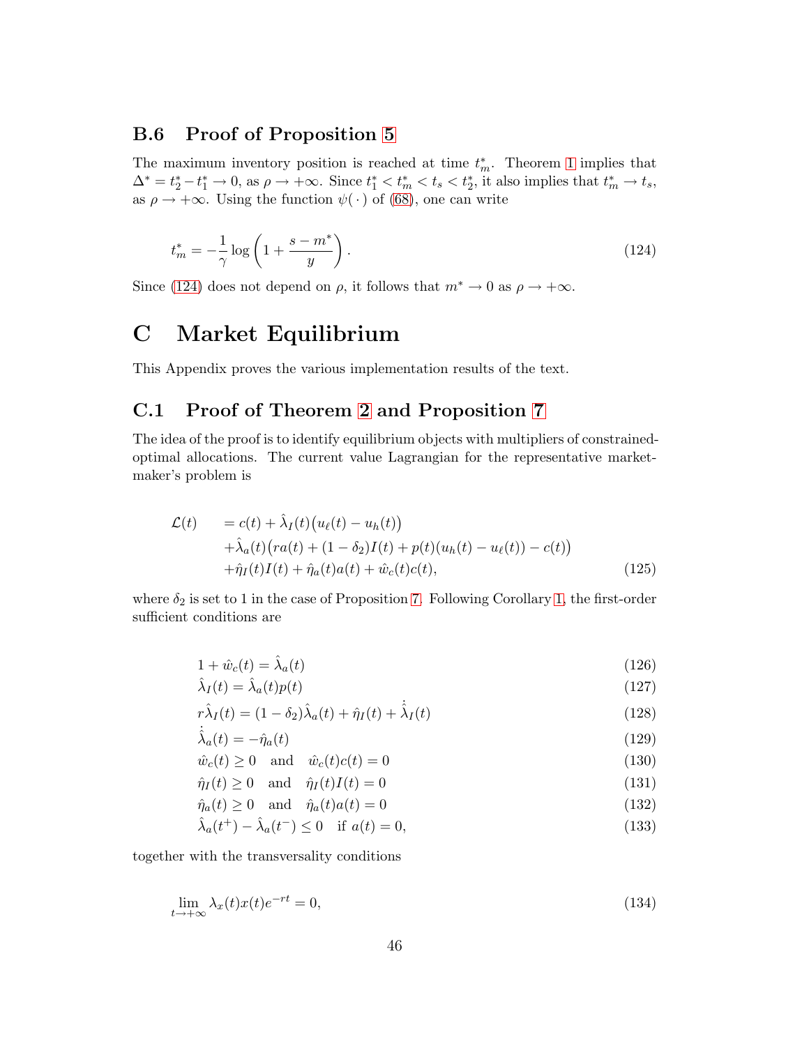### B.6 Proof of Proposition 5

The maximum inventory position is reached at time $t_m^*$. Theorem 1 implies that $\Delta^* = t_2^* - t_1^* \to 0$, as $\rho \to +\infty$. Since $t_1^* < t_m^* < t_s < t_2^*$, it also implies that $t_m^* \to t_s$, as $\rho \to +\infty$. Using the function $\psi(\,\cdot\,)$ of (68), one can write

$$t_m^* = -\frac{1}{\gamma} \log \left( 1 + \frac{s - m^*}{y} \right). \tag{124}$$

Since (124) does not depend on $\rho$, it follows that $m^* \to 0$ as $\rho \to +\infty$.

# C Market Equilibrium

This Appendix proves the various implementation results of the text.

## C.1 Proof of Theorem 2 and Proposition 7

The idea of the proof is to identify equilibrium objects with multipliers of constrained-optimal allocations. The current value Lagrangian for the representative market-maker's problem is

$$\begin{aligned}
\mathcal{L}(t) \quad &= c(t) + \hat{\lambda}_I(t)\big(u_\ell(t) - u_h(t)\big) \\
&+ \hat{\lambda}_a(t)\big(ra(t) + (1-\delta_2)I(t) + p(t)(u_h(t) - u_\ell(t)) - c(t)\big) \\
&+ \hat{\eta}_I(t)I(t) + \hat{\eta}_a(t)a(t) + \hat{w}_c(t)c(t),
\end{aligned} \tag{125}$$

where $\delta_2$ is set to 1 in the case of Proposition 7. Following Corollary 1, the first-order sufficient conditions are

$$1 + \hat{w}_c(t) = \hat{\lambda}_a(t) \tag{126}$$

$$\hat{\lambda}_I(t) = \hat{\lambda}_a(t)p(t) \tag{127}$$

$$r\hat{\lambda}_I(t) = (1-\delta_2)\hat{\lambda}_a(t) + \hat{\eta}_I(t) + \dot{\hat{\lambda}}_I(t) \tag{128}$$

$$\dot{\hat{\lambda}}_a(t) = -\hat{\eta}_a(t) \tag{129}$$

$$\hat{w}_c(t) \geq 0 \quad \text{and} \quad \hat{w}_c(t)c(t) = 0 \tag{130}$$

$$\hat{\eta}_I(t) \geq 0 \quad \text{and} \quad \hat{\eta}_I(t)I(t) = 0 \tag{131}$$

$$\hat{\eta}_a(t) \geq 0 \quad \text{and} \quad \hat{\eta}_a(t)a(t) = 0 \tag{132}$$

$$\hat{\lambda}_a(t^+) - \hat{\lambda}_a(t^-) \leq 0 \quad \text{if } a(t) = 0, \tag{133}$$

together with the transversality conditions

$$\lim_{t \to +\infty} \lambda_x(t)x(t)e^{-rt} = 0, \tag{134}$$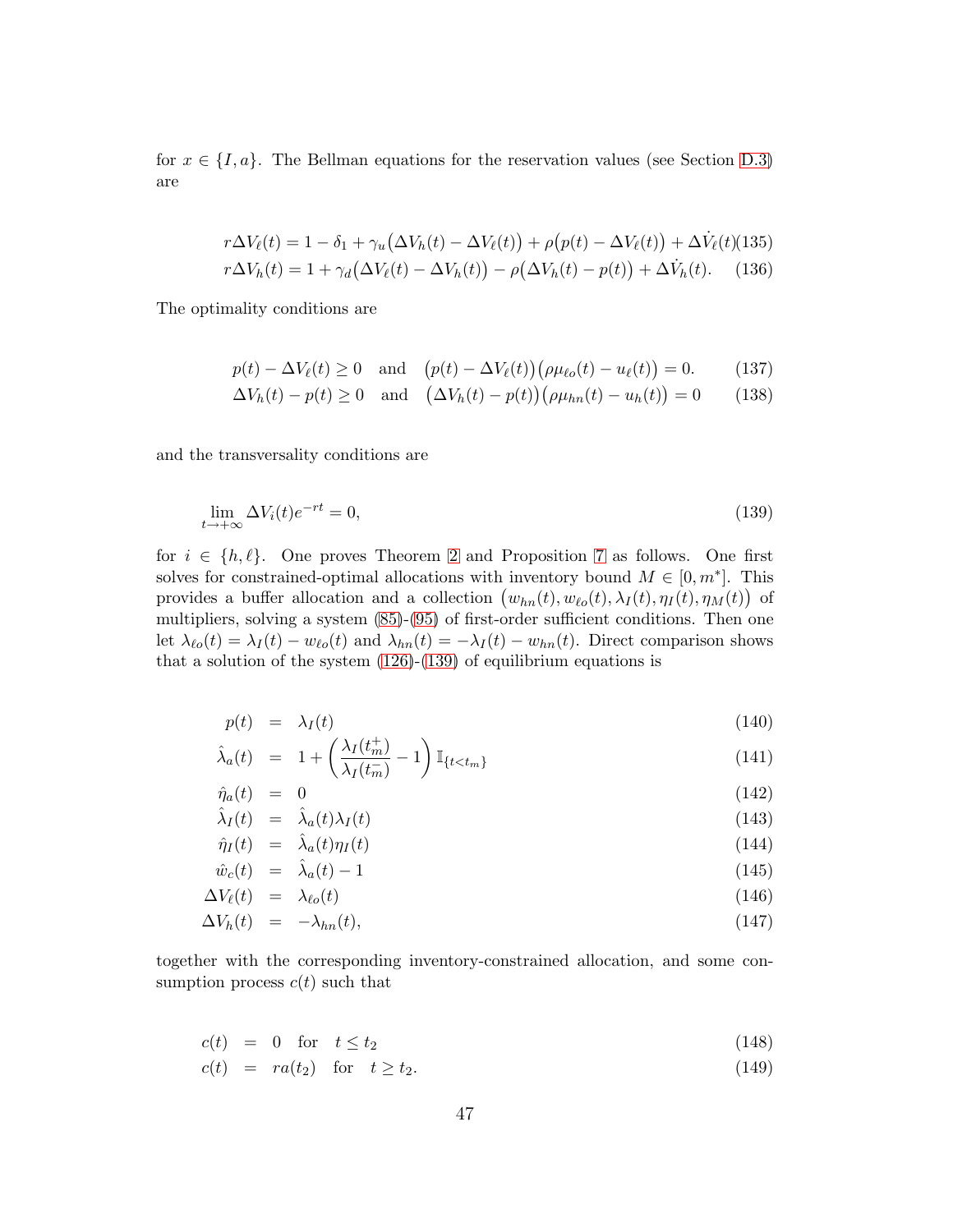for $x \in \{I, a\}$. The Bellman equations for the reservation values (see Section D.3) are

$$r\Delta V_\ell(t) = 1 - \delta_1 + \gamma_u\big(\Delta V_h(t) - \Delta V_\ell(t)\big) + \rho\big(p(t) - \Delta V_\ell(t)\big) + \Delta \dot{V}_\ell(t) \tag{135}$$

$$r\Delta V_h(t) = 1 + \gamma_d\big(\Delta V_\ell(t) - \Delta V_h(t)\big) - \rho\big(\Delta V_h(t) - p(t)\big) + \Delta \dot{V}_h(t). \tag{136}$$

The optimality conditions are

$$p(t) - \Delta V_\ell(t) \geq 0 \quad \text{and} \quad \big(p(t) - \Delta V_\ell(t)\big)\big(\rho \mu_{\ell o}(t) - u_\ell(t)\big) = 0. \tag{137}$$

$$\Delta V_h(t) - p(t) \geq 0 \quad \text{and} \quad \big(\Delta V_h(t) - p(t)\big)\big(\rho \mu_{hn}(t) - u_h(t)\big) = 0 \tag{138}$$

and the transversality conditions are

$$\lim_{t \to +\infty} \Delta V_i(t) e^{-rt} = 0, \tag{139}$$

for $i \in \{h, \ell\}$. One proves Theorem 2 and Proposition 7 as follows. One first solves for constrained-optimal allocations with inventory bound $M \in [0, m^*]$. This provides a buffer allocation and a collection $\big(w_{hn}(t), w_{\ell o}(t), \lambda_I(t), \eta_I(t), \eta_M(t)\big)$ of multipliers, solving a system (85)-(95) of first-order sufficient conditions. Then one let $\lambda_{\ell o}(t) = \lambda_I(t) - w_{\ell o}(t)$ and $\lambda_{hn}(t) = -\lambda_I(t) - w_{hn}(t)$. Direct comparison shows that a solution of the system (126)-(139) of equilibrium equations is

$$p(t) = \lambda_I(t) \tag{140}$$

$$\hat{\lambda}_a(t) = 1 + \left(\frac{\lambda_I(t_m^+)}{\lambda_I(t_m^-)} - 1\right) \mathbb{I}_{\{t < t_m\}} \tag{141}$$

$$\hat{\eta}_a(t) = 0 \tag{142}$$

$$\hat{\lambda}_I(t) = \hat{\lambda}_a(t)\lambda_I(t) \tag{143}$$

$$\hat{\eta}_I(t) = \hat{\lambda}_a(t)\eta_I(t) \tag{144}$$

$$\hat{w}_c(t) = \hat{\lambda}_a(t) - 1 \tag{145}$$

$$\Delta V_\ell(t) = \lambda_{\ell o}(t) \tag{146}$$

$$\Delta V_h(t) = -\lambda_{hn}(t), \tag{147}$$

together with the corresponding inventory-constrained allocation, and some consumption process $c(t)$ such that

$$c(t) = 0 \quad \text{for} \quad t \leq t_2 \tag{148}$$

$$c(t) = r a(t_2) \quad \text{for} \quad t \geq t_2. \tag{149}$$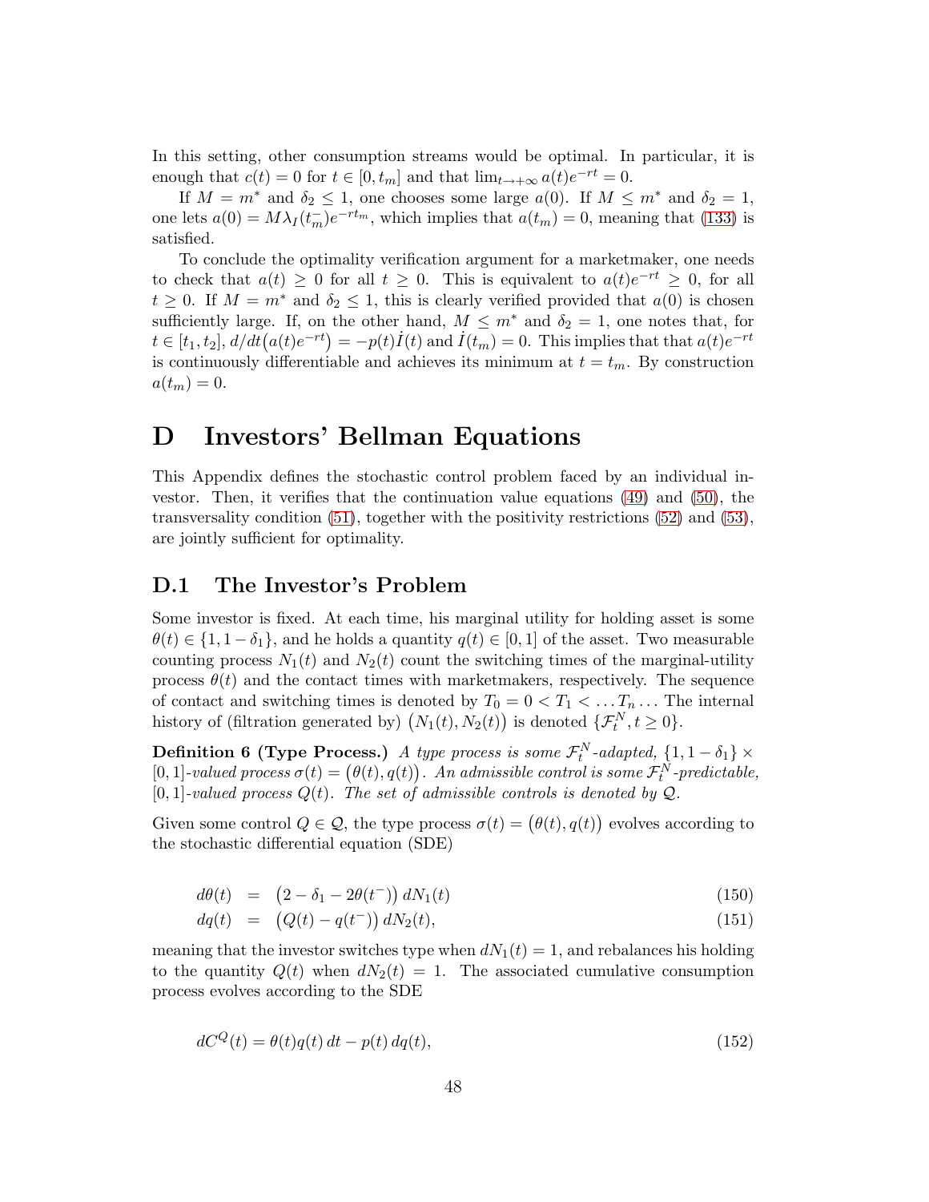In this setting, other consumption streams would be optimal. In particular, it is enough that $c(t) = 0$ for $t \in [0, t_m]$ and that $\lim_{t \to +\infty} a(t)e^{-rt} = 0$.

If $M = m^*$ and $\delta_2 \leq 1$, one chooses some large $a(0)$. If $M \leq m^*$ and $\delta_2 = 1$, one lets $a(0) = M\lambda_I(t_m^-)e^{-rt_m}$, which implies that $a(t_m) = 0$, meaning that (133) is satisfied.

To conclude the optimality verification argument for a marketmaker, one needs to check that $a(t) \geq 0$ for all $t \geq 0$. This is equivalent to $a(t)e^{-rt} \geq 0$, for all $t \geq 0$. If $M = m^*$ and $\delta_2 \leq 1$, this is clearly verified provided that $a(0)$ is chosen sufficiently large. If, on the other hand, $M \leq m^*$ and $\delta_2 = 1$, one notes that, for $t \in [t_1, t_2]$, $d/dt\big(a(t)e^{-rt}\big) = -p(t)\dot{I}(t)$ and $\dot{I}(t_m) = 0$. This implies that that $a(t)e^{-rt}$ is continuously differentiable and achieves its minimum at $t = t_m$. By construction $a(t_m) = 0$.

# D Investors' Bellman Equations

This Appendix defines the stochastic control problem faced by an individual investor. Then, it verifies that the continuation value equations (49) and (50), the transversality condition (51), together with the positivity restrictions (52) and (53), are jointly sufficient for optimality.

## D.1 The Investor's Problem

Some investor is fixed. At each time, his marginal utility for holding asset is some $\theta(t) \in \{1, 1-\delta_1\}$, and he holds a quantity $q(t) \in [0, 1]$ of the asset. Two measurable counting process $N_1(t)$ and $N_2(t)$ count the switching times of the marginal-utility process $\theta(t)$ and the contact times with marketmakers, respectively. The sequence of contact and switching times is denoted by $T_0 = 0 < T_1 < \ldots T_n \ldots$ The internal history of (filtration generated by) $\big(N_1(t), N_2(t)\big)$ is denoted $\{\mathcal{F}_t^N, t \geq 0\}$.

**Definition 6 (Type Process.)** *A type process is some $\mathcal{F}_t^N$-adapted, $\{1, 1-\delta_1\} \times [0, 1]$-valued process $\sigma(t) = \big(\theta(t), q(t)\big)$. An admissible control is some $\mathcal{F}_t^N$-predictable, $[0, 1]$-valued process $Q(t)$. The set of admissible controls is denoted by $\mathcal{Q}$.*

Given some control $Q \in \mathcal{Q}$, the type process $\sigma(t) = \big(\theta(t), q(t)\big)$ evolves according to the stochastic differential equation (SDE)

$$
\begin{aligned}
d\theta(t) &= \big(2 - \delta_1 - 2\theta(t^-)\big)\, dN_1(t) && (150)\\
dq(t) &= \big(Q(t) - q(t^-)\big)\, dN_2(t), && (151)
\end{aligned}
$$

meaning that the investor switches type when $dN_1(t) = 1$, and rebalances his holding to the quantity $Q(t)$ when $dN_2(t) = 1$. The associated cumulative consumption process evolves according to the SDE

$$
dC^Q(t) = \theta(t)q(t)\, dt - p(t)\, dq(t), \tag{152}
$$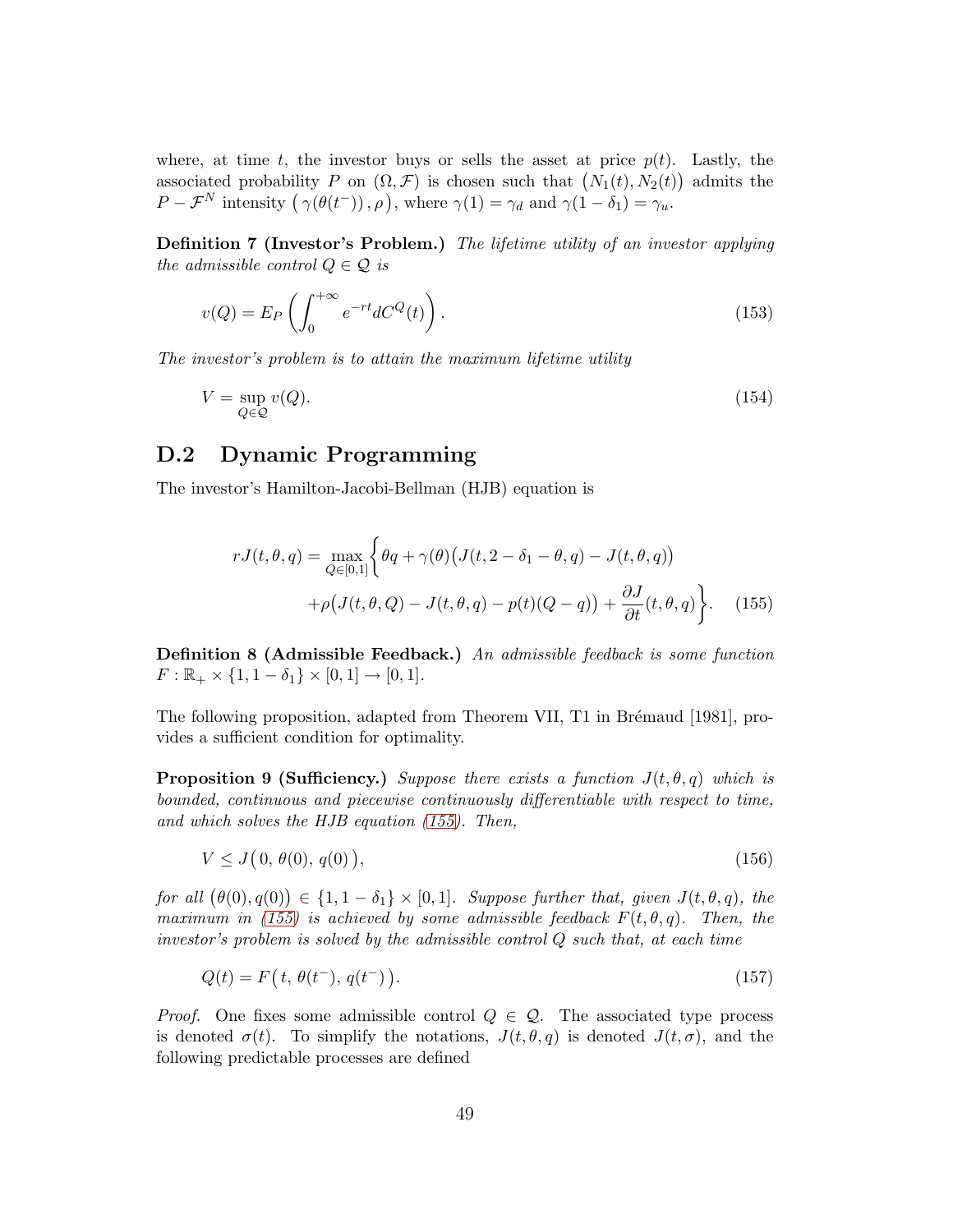where, at time $t$, the investor buys or sells the asset at price $p(t)$. Lastly, the associated probability $P$ on $(\Omega, \mathcal{F})$ is chosen such that $\big(N_1(t), N_2(t)\big)$ admits the $P - \mathcal{F}^N$ intensity $\big(\,\gamma(\theta(t^-))\,, \rho\big)$, where $\gamma(1) = \gamma_d$ and $\gamma(1-\delta_1) = \gamma_u$.

**Definition 7 (Investor's Problem.)** *The lifetime utility of an investor applying the admissible control $Q \in \mathcal{Q}$ is*

$$v(Q) = E_P\left(\int_0^{+\infty} e^{-rt} dC^Q(t)\right). \tag{153}$$

*The investor's problem is to attain the maximum lifetime utility*

$$V = \sup_{Q \in \mathcal{Q}} v(Q). \tag{154}$$

## D.2 Dynamic Programming

The investor's Hamilton-Jacobi-Bellman (HJB) equation is

$$\begin{aligned} rJ(t,\theta,q) = \max_{Q\in[0,1]} \bigg\{ &\theta q + \gamma(\theta)\big(J(t, 2-\delta_1-\theta, q) - J(t,\theta,q)\big) \\ &+ \rho\big(J(t,\theta,Q) - J(t,\theta,q) - p(t)(Q-q)\big) + \frac{\partial J}{\partial t}(t,\theta,q)\bigg\}. \end{aligned} \tag{155}$$

**Definition 8 (Admissible Feedback.)** *An admissible feedback is some function $F : \mathbb{R}_+ \times \{1, 1-\delta_1\} \times [0,1] \to [0,1]$.*

The following proposition, adapted from Theorem VII, T1 in Brémaud [1981], provides a sufficient condition for optimality.

**Proposition 9 (Sufficiency.)** *Suppose there exists a function $J(t,\theta,q)$ which is bounded, continuous and piecewise continuously differentiable with respect to time, and which solves the HJB equation (155). Then,*

$$V \le J\big(\,0,\, \theta(0),\, q(0)\,\big), \tag{156}$$

*for all $\big(\theta(0), q(0)\big) \in \{1, 1-\delta_1\} \times [0,1]$. Suppose further that, given $J(t,\theta,q)$, the maximum in (155) is achieved by some admissible feedback $F(t,\theta,q)$. Then, the investor's problem is solved by the admissible control $Q$ such that, at each time*

$$Q(t) = F\big(\,t,\, \theta(t^-),\, q(t^-)\,\big). \tag{157}$$

*Proof.* One fixes some admissible control $Q \in \mathcal{Q}$. The associated type process is denoted $\sigma(t)$. To simplify the notations, $J(t,\theta,q)$ is denoted $J(t,\sigma)$, and the following predictable processes are defined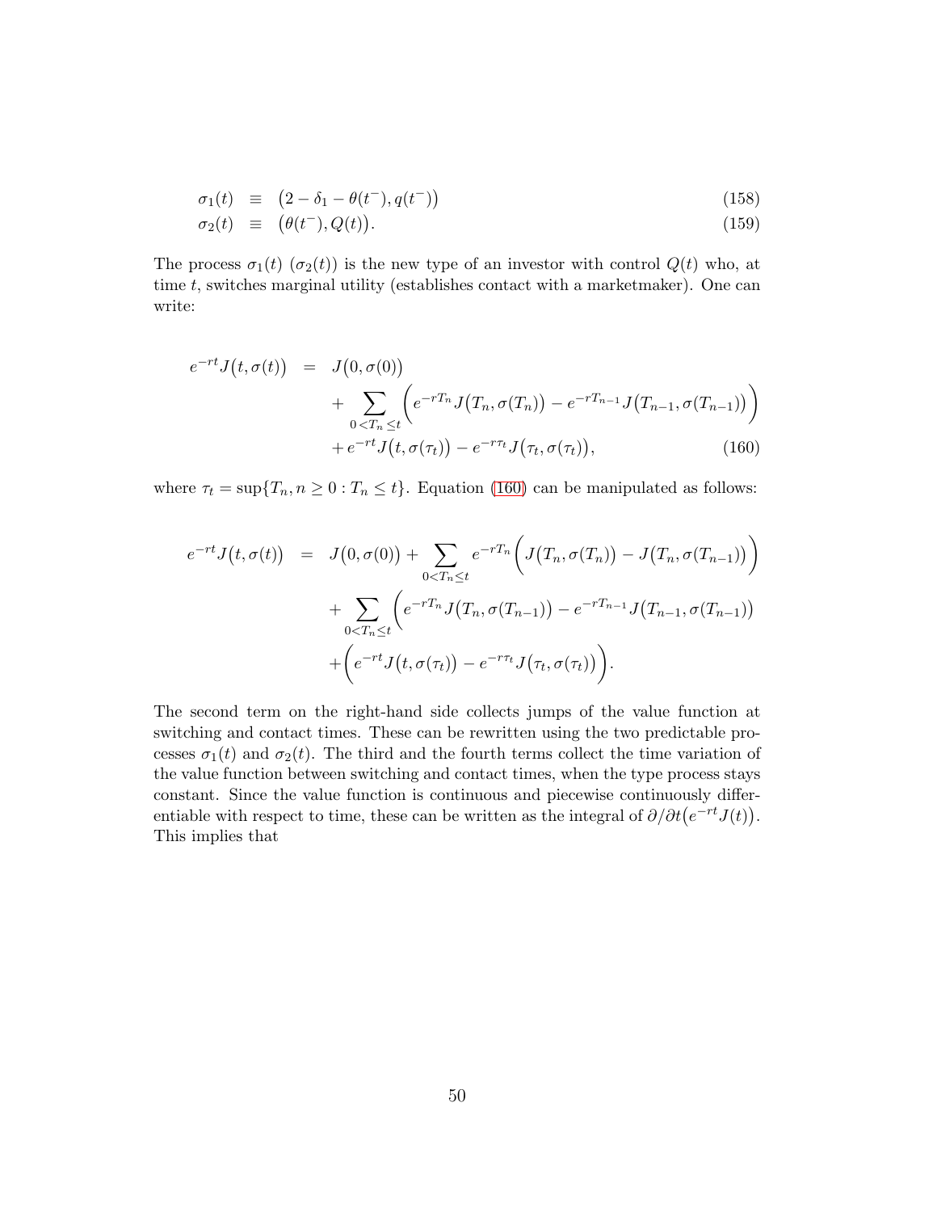$$
\begin{aligned}
\sigma_1(t) &\equiv \big(2-\delta_1-\theta(t^-), q(t^-)\big) &(158)\\
\sigma_2(t) &\equiv \big(\theta(t^-), Q(t)\big). &(159)
\end{aligned}
$$

The process $\sigma_1(t)$ ($\sigma_2(t)$) is the new type of an investor with control $Q(t)$ who, at time $t$, switches marginal utility (establishes contact with a marketmaker). One can write:

$$
\begin{aligned}
e^{-rt}J\big(t,\sigma(t)\big) &= J\big(0,\sigma(0)\big) \\
&\quad + \sum_{0<T_n\leq t}\Big(e^{-rT_n}J\big(T_n,\sigma(T_n)\big) - e^{-rT_{n-1}}J\big(T_{n-1},\sigma(T_{n-1})\big)\Big) \\
&\quad + e^{-rt}J\big(t,\sigma(\tau_t)\big) - e^{-r\tau_t}J\big(\tau_t,\sigma(\tau_t)\big), \qquad (160)
\end{aligned}
$$

where $\tau_t = \sup\{T_n, n\geq 0 : T_n \leq t\}$. Equation (160) can be manipulated as follows:

$$
\begin{aligned}
e^{-rt}J\big(t,\sigma(t)\big) &= J\big(0,\sigma(0)\big) + \sum_{0<T_n\leq t} e^{-rT_n}\Big(J\big(T_n,\sigma(T_n)\big) - J\big(T_n,\sigma(T_{n-1})\big)\Big) \\
&\quad + \sum_{0<T_n\leq t}\Big(e^{-rT_n}J\big(T_n,\sigma(T_{n-1})\big) - e^{-rT_{n-1}}J\big(T_{n-1},\sigma(T_{n-1})\big) \\
&\quad + \Big(e^{-rt}J\big(t,\sigma(\tau_t)\big) - e^{-r\tau_t}J\big(\tau_t,\sigma(\tau_t)\big)\Big).
\end{aligned}
$$

The second term on the right-hand side collects jumps of the value function at switching and contact times. These can be rewritten using the two predictable processes $\sigma_1(t)$ and $\sigma_2(t)$. The third and the fourth terms collect the time variation of the value function between switching and contact times, when the type process stays constant. Since the value function is continuous and piecewise continuously differentiable with respect to time, these can be written as the integral of $\partial/\partial t\big(e^{-rt}J(t)\big)$. This implies that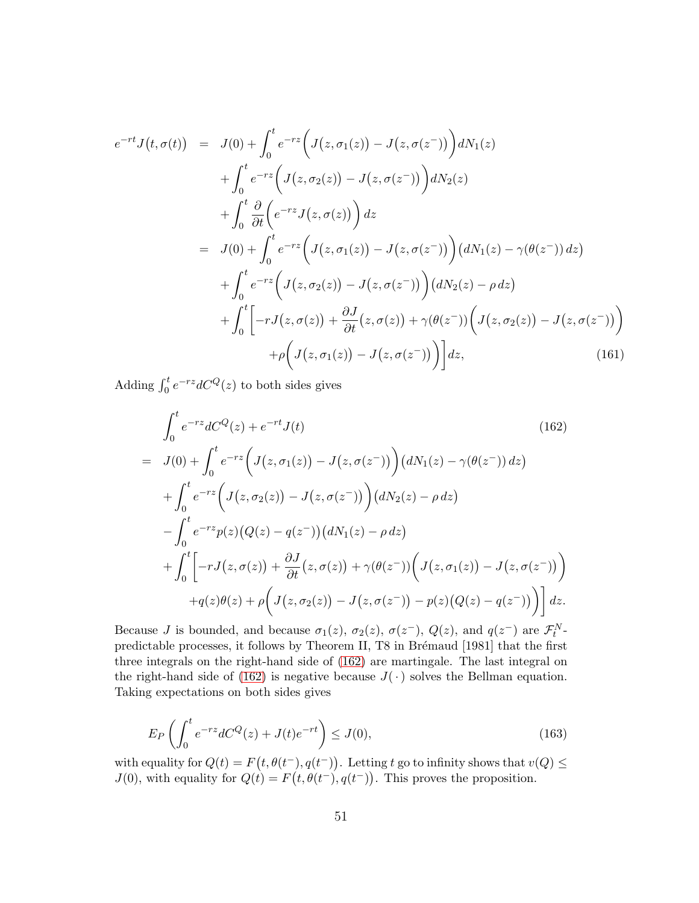$$
\begin{aligned}
e^{-rt}J\big(t,\sigma(t)\big) &= J(0) + \int_0^t e^{-rz}\Big(J\big(z,\sigma_1(z)\big) - J\big(z,\sigma(z^-)\big)\Big)\,dN_1(z) \\
&\quad + \int_0^t e^{-rz}\Big(J\big(z,\sigma_2(z)\big) - J\big(z,\sigma(z^-)\big)\Big)\,dN_2(z) \\
&\quad + \int_0^t \frac{\partial}{\partial t}\Big(e^{-rz}J\big(z,\sigma(z)\big)\Big)\,dz \\
&= J(0) + \int_0^t e^{-rz}\Big(J\big(z,\sigma_1(z)\big) - J\big(z,\sigma(z^-)\big)\Big)\big(dN_1(z) - \gamma(\theta(z^-))\,dz\big) \\
&\quad + \int_0^t e^{-rz}\Big(J\big(z,\sigma_2(z)\big) - J\big(z,\sigma(z^-)\big)\Big)\big(dN_2(z) - \rho\,dz\big) \\
&\quad + \int_0^t \bigg[-rJ\big(z,\sigma(z)\big) + \frac{\partial J}{\partial t}\big(z,\sigma(z)\big) + \gamma(\theta(z^-))\Big(J\big(z,\sigma_2(z)\big) - J\big(z,\sigma(z^-)\big)\Big) \\
&\qquad\qquad + \rho\Big(J\big(z,\sigma_1(z)\big) - J\big(z,\sigma(z^-)\big)\Big)\bigg]\,dz, \qquad (161)
\end{aligned}
$$

Adding $\int_0^t e^{-rz}dC^Q(z)$ to both sides gives

$$
\begin{aligned}
&\int_0^t e^{-rz}dC^Q(z) + e^{-rt}J(t) \qquad (162)\\
&= J(0) + \int_0^t e^{-rz}\Big(J\big(z,\sigma_1(z)\big) - J\big(z,\sigma(z^-)\big)\Big)\big(dN_1(z) - \gamma(\theta(z^-))\,dz\big) \\
&\quad + \int_0^t e^{-rz}\Big(J\big(z,\sigma_2(z)\big) - J\big(z,\sigma(z^-)\big)\Big)\big(dN_2(z) - \rho\,dz\big) \\
&\quad - \int_0^t e^{-rz}p(z)\big(Q(z) - q(z^-)\big)\big(dN_1(z) - \rho\,dz\big) \\
&\quad + \int_0^t \bigg[-rJ\big(z,\sigma(z)\big) + \frac{\partial J}{\partial t}\big(z,\sigma(z)\big) + \gamma(\theta(z^-))\Big(J\big(z,\sigma_1(z)\big) - J\big(z,\sigma(z^-)\big)\Big) \\
&\qquad + q(z)\theta(z) + \rho\Big(J\big(z,\sigma_2(z)\big) - J\big(z,\sigma(z^-)\big) - p(z)\big(Q(z) - q(z^-)\big)\Big)\bigg]\,dz.
\end{aligned}
$$

Because $J$ is bounded, and because $\sigma_1(z)$, $\sigma_2(z)$, $\sigma(z^-)$, $Q(z)$, and $q(z^-)$ are $\mathcal{F}_t^N$-predictable processes, it follows by Theorem II, T8 in Brémaud [1981] that the first three integrals on the right-hand side of (162) are martingale. The last integral on the right-hand side of (162) is negative because $J(\,\cdot\,)$ solves the Bellman equation. Taking expectations on both sides gives

$$
E_P\left(\int_0^t e^{-rz}dC^Q(z) + J(t)e^{-rt}\right) \le J(0), \qquad (163)
$$

with equality for $Q(t) = F\big(t,\theta(t^-),q(t^-)\big)$. Letting $t$ go to infinity shows that $v(Q) \le J(0)$, with equality for $Q(t) = F\big(t,\theta(t^-),q(t^-)\big)$. This proves the proposition.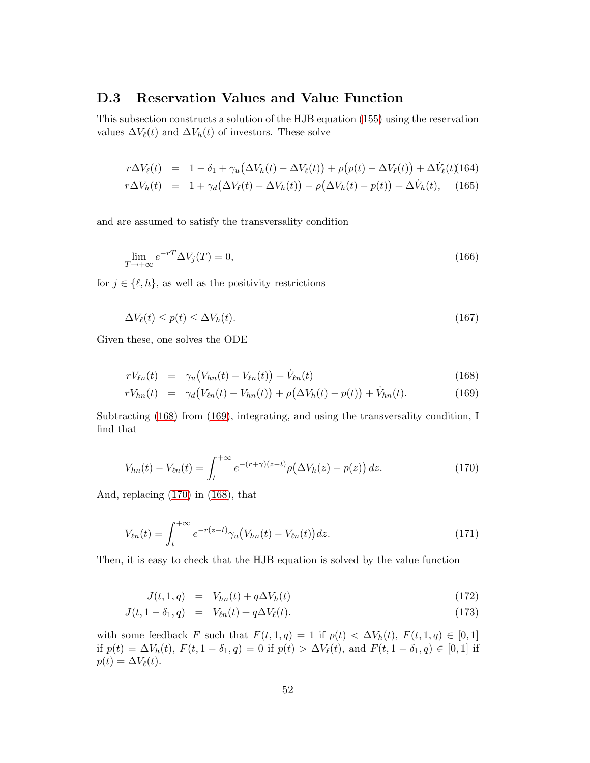## D.3 Reservation Values and Value Function

This subsection constructs a solution of the HJB equation (155) using the reservation values $\Delta V_\ell(t)$ and $\Delta V_h(t)$ of investors. These solve

$$
\begin{aligned}
r\Delta V_\ell(t) &= 1 - \delta_1 + \gamma_u\big(\Delta V_h(t) - \Delta V_\ell(t)\big) + \rho\big(p(t) - \Delta V_\ell(t)\big) + \Delta \dot{V}_\ell(t) \quad (164)\\
r\Delta V_h(t) &= 1 + \gamma_d\big(\Delta V_\ell(t) - \Delta V_h(t)\big) - \rho\big(\Delta V_h(t) - p(t)\big) + \Delta \dot{V}_h(t), \quad (165)
\end{aligned}
$$

and are assumed to satisfy the transversality condition

$$
\lim_{T \to +\infty} e^{-rT} \Delta V_j(T) = 0, \tag{166}
$$

for $j \in \{\ell, h\}$, as well as the positivity restrictions

$$
\Delta V_\ell(t) \leq p(t) \leq \Delta V_h(t). \tag{167}
$$

Given these, one solves the ODE

$$
\begin{aligned}
rV_{\ell n}(t) &= \gamma_u\big(V_{hn}(t) - V_{\ell n}(t)\big) + \dot{V}_{\ell n}(t) \quad (168)\\
rV_{hn}(t) &= \gamma_d\big(V_{\ell n}(t) - V_{hn}(t)\big) + \rho\big(\Delta V_h(t) - p(t)\big) + \dot{V}_{hn}(t). \quad (169)
\end{aligned}
$$

Subtracting (168) from (169), integrating, and using the transversality condition, I find that

$$
V_{hn}(t) - V_{\ell n}(t) = \int_t^{+\infty} e^{-(r+\gamma)(z-t)} \rho\big(\Delta V_h(z) - p(z)\big)\, dz. \tag{170}
$$

And, replacing (170) in (168), that

$$
V_{\ell n}(t) = \int_t^{+\infty} e^{-r(z-t)} \gamma_u\big(V_{hn}(t) - V_{\ell n}(t)\big)\, dz. \tag{171}
$$

Then, it is easy to check that the HJB equation is solved by the value function

$$
\begin{aligned}
J(t, 1, q) &= V_{hn}(t) + q\Delta V_h(t) \quad (172)\\
J(t, 1-\delta_1, q) &= V_{\ell n}(t) + q\Delta V_\ell(t). \quad (173)
\end{aligned}
$$

with some feedback $F$ such that $F(t, 1, q) = 1$ if $p(t) < \Delta V_h(t)$, $F(t, 1, q) \in [0, 1]$ if $p(t) = \Delta V_h(t)$, $F(t, 1-\delta_1, q) = 0$ if $p(t) > \Delta V_\ell(t)$, and $F(t, 1-\delta_1, q) \in [0, 1]$ if $p(t) = \Delta V_\ell(t)$.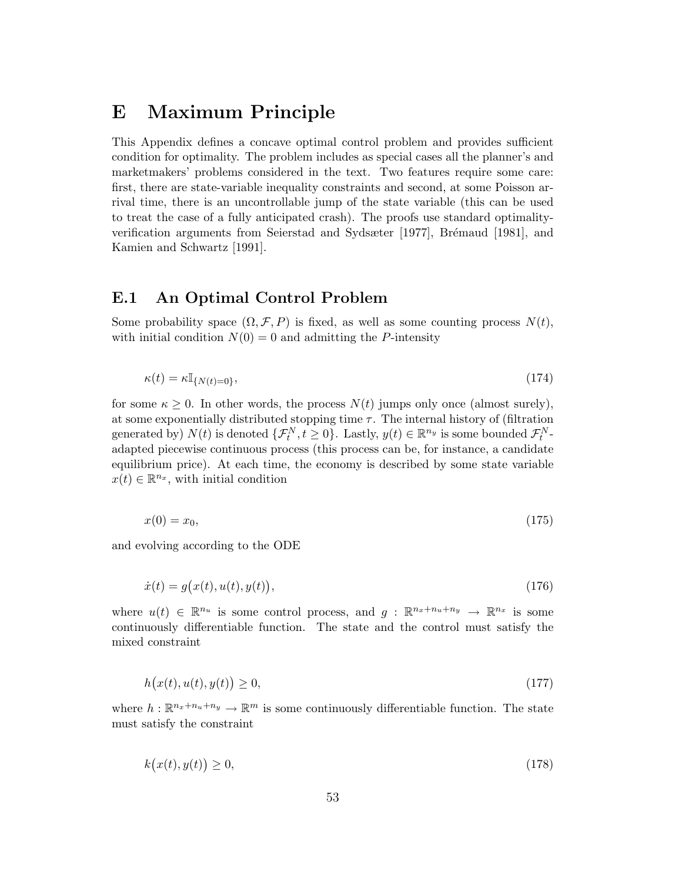# E Maximum Principle

This Appendix defines a concave optimal control problem and provides sufficient condition for optimality. The problem includes as special cases all the planner's and marketmakers' problems considered in the text. Two features require some care: first, there are state-variable inequality constraints and second, at some Poisson arrival time, there is an uncontrollable jump of the state variable (this can be used to treat the case of a fully anticipated crash). The proofs use standard optimality-verification arguments from Seierstad and Sydsæter [1977], Brémaud [1981], and Kamien and Schwartz [1991].

## E.1 An Optimal Control Problem

Some probability space $(\Omega, \mathcal{F}, P)$ is fixed, as well as some counting process $N(t)$, with initial condition $N(0) = 0$ and admitting the $P$-intensity

$$\kappa(t) = \kappa \mathbb{I}_{\{N(t)=0\}}, \tag{174}$$

for some $\kappa \geq 0$. In other words, the process $N(t)$ jumps only once (almost surely), at some exponentially distributed stopping time $\tau$. The internal history of (filtration generated by) $N(t)$ is denoted $\{\mathcal{F}_t^N, t \geq 0\}$. Lastly, $y(t) \in \mathbb{R}^{n_y}$ is some bounded $\mathcal{F}_t^N$-adapted piecewise continuous process (this process can be, for instance, a candidate equilibrium price). At each time, the economy is described by some state variable $x(t) \in \mathbb{R}^{n_x}$, with initial condition

$$x(0) = x_0, \tag{175}$$

and evolving according to the ODE

$$\dot{x}(t) = g\big(x(t), u(t), y(t)\big), \tag{176}$$

where $u(t) \in \mathbb{R}^{n_u}$ is some control process, and $g : \mathbb{R}^{n_x+n_u+n_y} \to \mathbb{R}^{n_x}$ is some continuously differentiable function. The state and the control must satisfy the mixed constraint

$$h\big(x(t), u(t), y(t)\big) \geq 0, \tag{177}$$

where $h : \mathbb{R}^{n_x+n_u+n_y} \to \mathbb{R}^m$ is some continuously differentiable function. The state must satisfy the constraint

$$k\big(x(t), y(t)\big) \geq 0, \tag{178}$$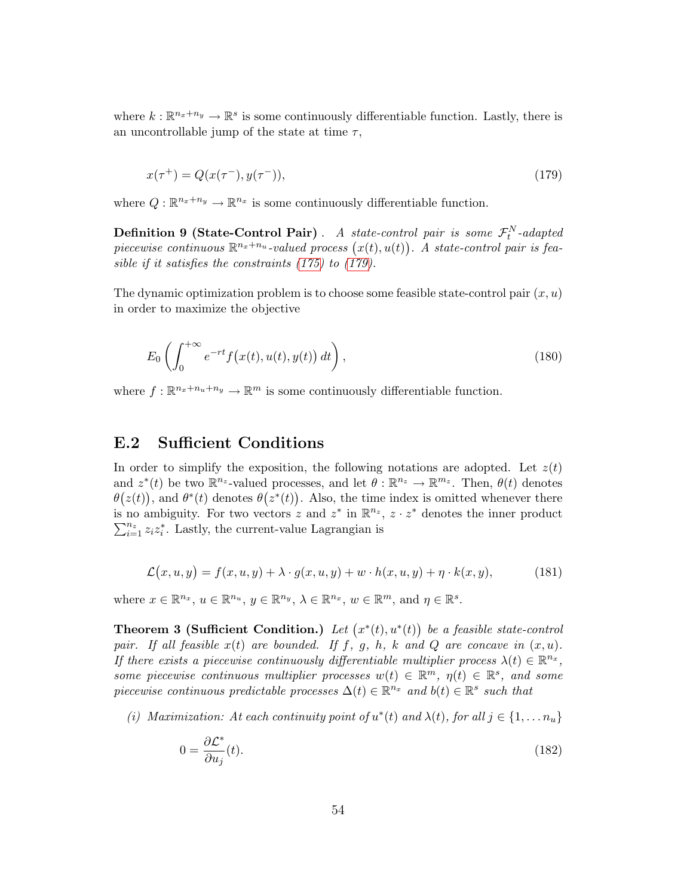where $k : \mathbb{R}^{n_x+n_y} \to \mathbb{R}^s$ is some continuously differentiable function. Lastly, there is an uncontrollable jump of the state at time $\tau$,

$$x(\tau^+) = Q(x(\tau^-), y(\tau^-)), \tag{179}$$

where $Q : \mathbb{R}^{n_x+n_y} \to \mathbb{R}^{n_x}$ is some continuously differentiable function.

**Definition 9 (State-Control Pair)** . *A state-control pair is some $\mathcal{F}_t^N$-adapted piecewise continuous $\mathbb{R}^{n_x+n_u}$-valued process $\big(x(t), u(t)\big)$. A state-control pair is feasible if it satisfies the constraints (175) to (179).*

The dynamic optimization problem is to choose some feasible state-control pair $(x, u)$ in order to maximize the objective

$$E_0 \left( \int_0^{+\infty} e^{-rt} f\big(x(t), u(t), y(t)\big)\, dt \right), \tag{180}$$

where $f : \mathbb{R}^{n_x+n_u+n_y} \to \mathbb{R}^m$ is some continuously differentiable function.

## E.2 Sufficient Conditions

In order to simplify the exposition, the following notations are adopted. Let $z(t)$ and $z^*(t)$ be two $\mathbb{R}^{n_z}$-valued processes, and let $\theta : \mathbb{R}^{n_z} \to \mathbb{R}^{m_z}$. Then, $\theta(t)$ denotes $\theta\big(z(t)\big)$, and $\theta^*(t)$ denotes $\theta\big(z^*(t)\big)$. Also, the time index is omitted whenever there is no ambiguity. For two vectors $z$ and $z^*$ in $\mathbb{R}^{n_z}$, $z \cdot z^*$ denotes the inner product $\sum_{i=1}^{n_z} z_i z_i^*$. Lastly, the current-value Lagrangian is

$$\mathcal{L}\big(x, u, y\big) = f(x, u, y) + \lambda \cdot g(x, u, y) + w \cdot h(x, u, y) + \eta \cdot k(x, y), \tag{181}$$

where $x \in \mathbb{R}^{n_x}$, $u \in \mathbb{R}^{n_u}$, $y \in \mathbb{R}^{n_y}$, $\lambda \in \mathbb{R}^{n_x}$, $w \in \mathbb{R}^m$, and $\eta \in \mathbb{R}^s$.

**Theorem 3 (Sufficient Condition.)** *Let $\big(x^*(t), u^*(t)\big)$ be a feasible state-control pair. If all feasible $x(t)$ are bounded. If $f$, $g$, $h$, $k$ and $Q$ are concave in $(x, u)$. If there exists a piecewise continuously differentiable multiplier process $\lambda(t) \in \mathbb{R}^{n_x}$, some piecewise continuous multiplier processes $w(t) \in \mathbb{R}^m$, $\eta(t) \in \mathbb{R}^s$, and some piecewise continuous predictable processes $\Delta(t) \in \mathbb{R}^{n_x}$ and $b(t) \in \mathbb{R}^s$ such that*

*(i) Maximization: At each continuity point of $u^*(t)$ and $\lambda(t)$, for all $j \in \{1, \ldots n_u\}$*

$$0 = \frac{\partial \mathcal{L}^*}{\partial u_j}(t). \tag{182}$$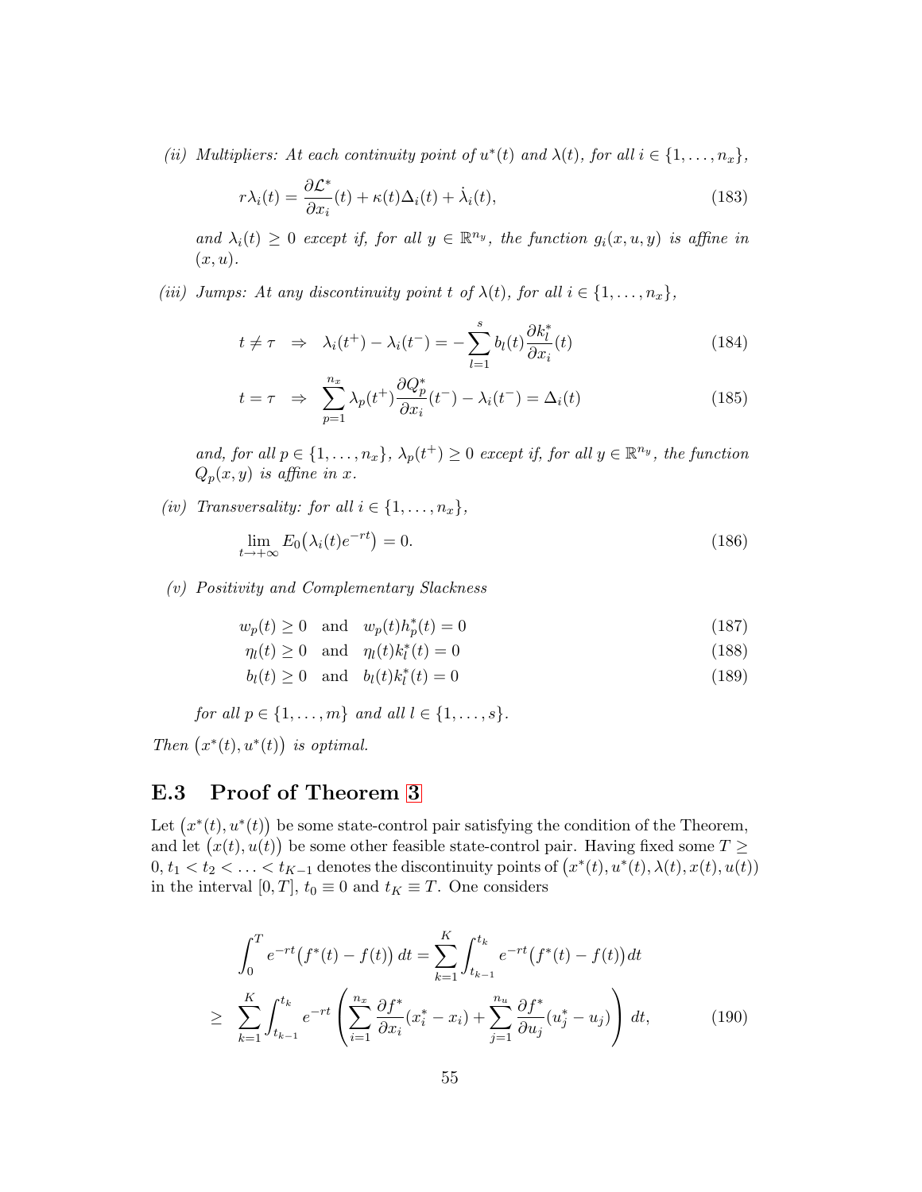*(ii) Multipliers: At each continuity point of $u^*(t)$ and $\lambda(t)$, for all $i \in \{1, \ldots, n_x\}$,*

$$r\lambda_i(t) = \frac{\partial \mathcal{L}^*}{\partial x_i}(t) + \kappa(t)\Delta_i(t) + \dot{\lambda}_i(t), \tag{183}$$

*and $\lambda_i(t) \geq 0$ except if, for all $y \in \mathbb{R}^{n_y}$, the function $g_i(x, u, y)$ is affine in $(x, u)$.*

*(iii) Jumps: At any discontinuity point $t$ of $\lambda(t)$, for all $i \in \{1, \ldots, n_x\}$,*

$$t \neq \tau \quad \Rightarrow \quad \lambda_i(t^+) - \lambda_i(t^-) = -\sum_{l=1}^{s} b_l(t) \frac{\partial k_l^*}{\partial x_i}(t) \tag{184}$$

$$t = \tau \quad \Rightarrow \quad \sum_{p=1}^{n_x} \lambda_p(t^+) \frac{\partial Q_p^*}{\partial x_i}(t^-) - \lambda_i(t^-) = \Delta_i(t) \tag{185}$$

*and, for all $p \in \{1, \ldots, n_x\}$, $\lambda_p(t^+) \geq 0$ except if, for all $y \in \mathbb{R}^{n_y}$, the function $Q_p(x, y)$ is affine in $x$.*

*(iv) Transversality: for all $i \in \{1, \ldots, n_x\}$,*

$$\lim_{t \to +\infty} E_0\big(\lambda_i(t) e^{-rt}\big) = 0. \tag{186}$$

*(v) Positivity and Complementary Slackness*

$$w_p(t) \geq 0 \quad \text{and} \quad w_p(t) h_p^*(t) = 0 \tag{187}$$

$$\eta_l(t) \geq 0 \quad \text{and} \quad \eta_l(t) k_l^*(t) = 0 \tag{188}$$

$$b_l(t) \geq 0 \quad \text{and} \quad b_l(t) k_l^*(t) = 0 \tag{189}$$

*for all $p \in \{1, \ldots, m\}$ and all $l \in \{1, \ldots, s\}$.*

*Then $\big(x^*(t), u^*(t)\big)$ is optimal.*

## E.3 Proof of Theorem 3

Let $\big(x^*(t), u^*(t)\big)$ be some state-control pair satisfying the condition of the Theorem, and let $\big(x(t), u(t)\big)$ be some other feasible state-control pair. Having fixed some $T \geq 0$, $t_1 < t_2 < \ldots < t_{K-1}$ denotes the discontinuity points of $\big(x^*(t), u^*(t), \lambda(t), x(t), u(t)\big)$ in the interval $[0, T]$, $t_0 \equiv 0$ and $t_K \equiv T$. One considers

$$\int_0^T e^{-rt}\big(f^*(t) - f(t)\big)\, dt = \sum_{k=1}^{K} \int_{t_{k-1}}^{t_k} e^{-rt}\big(f^*(t) - f(t)\big) dt$$

$$\geq \sum_{k=1}^{K} \int_{t_{k-1}}^{t_k} e^{-rt} \left( \sum_{i=1}^{n_x} \frac{\partial f^*}{\partial x_i}(x_i^* - x_i) + \sum_{j=1}^{n_u} \frac{\partial f^*}{\partial u_j}(u_j^* - u_j) \right) dt, \tag{190}$$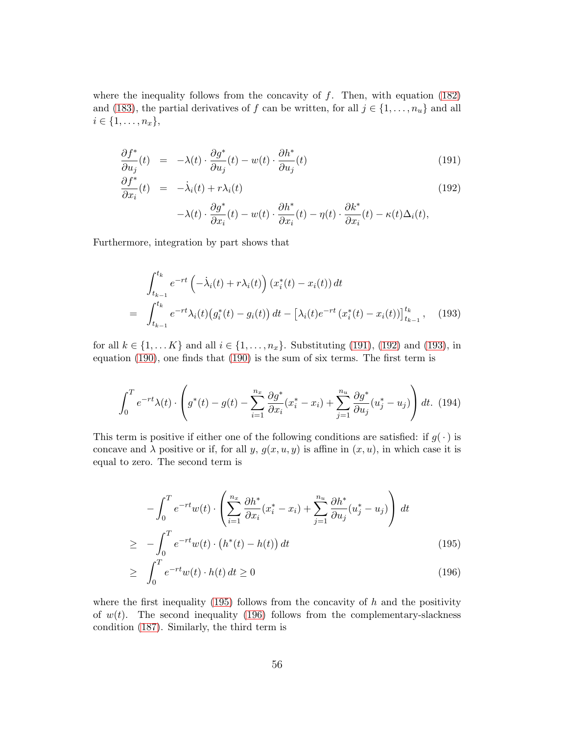where the inequality follows from the concavity of $f$. Then, with equation (182) and (183), the partial derivatives of $f$ can be written, for all $j \in \{1, \dots, n_u\}$ and all $i \in \{1, \dots, n_x\}$,

$$
\begin{aligned}
\frac{\partial f^*}{\partial u_j}(t) &= -\lambda(t) \cdot \frac{\partial g^*}{\partial u_j}(t) - w(t) \cdot \frac{\partial h^*}{\partial u_j}(t) && (191) \\
\frac{\partial f^*}{\partial x_i}(t) &= -\dot{\lambda}_i(t) + r\lambda_i(t) && (192) \\
&\quad -\lambda(t) \cdot \frac{\partial g^*}{\partial x_i}(t) - w(t) \cdot \frac{\partial h^*}{\partial x_i}(t) - \eta(t) \cdot \frac{\partial k^*}{\partial x_i}(t) - \kappa(t)\Delta_i(t),
\end{aligned}
$$

Furthermore, integration by part shows that

$$
\begin{aligned}
&\int_{t_{k-1}}^{t_k} e^{-rt} \left(-\dot{\lambda}_i(t) + r\lambda_i(t)\right) \left(x_i^*(t) - x_i(t)\right) dt \\
= \quad &\int_{t_{k-1}}^{t_k} e^{-rt} \lambda_i(t) \big(g_i^*(t) - g_i(t)\big)\, dt - \left[\lambda_i(t) e^{-rt} \left(x_i^*(t) - x_i(t)\right)\right]_{t_{k-1}}^{t_k}, \qquad (193)
\end{aligned}
$$

for all $k \in \{1, \dots K\}$ and all $i \in \{1, \dots, n_x\}$. Substituting (191), (192) and (193), in equation (190), one finds that (190) is the sum of six terms. The first term is

$$
\int_0^T e^{-rt} \lambda(t) \cdot \left( g^*(t) - g(t) - \sum_{i=1}^{n_x} \frac{\partial g^*}{\partial x_i}(x_i^* - x_i) + \sum_{j=1}^{n_u} \frac{\partial g^*}{\partial u_j}(u_j^* - u_j) \right) dt. \quad (194)
$$

This term is positive if either one of the following conditions are satisfied: if $g(\,\cdot\,)$ is concave and $\lambda$ positive or if, for all $y$, $g(x, u, y)$ is affine in $(x, u)$, in which case it is equal to zero. The second term is

$$
\begin{aligned}
&-\int_0^T e^{-rt} w(t) \cdot \left( \sum_{i=1}^{n_x} \frac{\partial h^*}{\partial x_i}(x_i^* - x_i) + \sum_{j=1}^{n_u} \frac{\partial h^*}{\partial u_j}(u_j^* - u_j) \right) dt \\
\geq \quad &-\int_0^T e^{-rt} w(t) \cdot \big(h^*(t) - h(t)\big)\, dt && (195) \\
\geq \quad &\int_0^T e^{-rt} w(t) \cdot h(t)\, dt \geq 0 && (196)
\end{aligned}
$$

where the first inequality (195) follows from the concavity of $h$ and the positivity of $w(t)$. The second inequality (196) follows from the complementary-slackness condition (187). Similarly, the third term is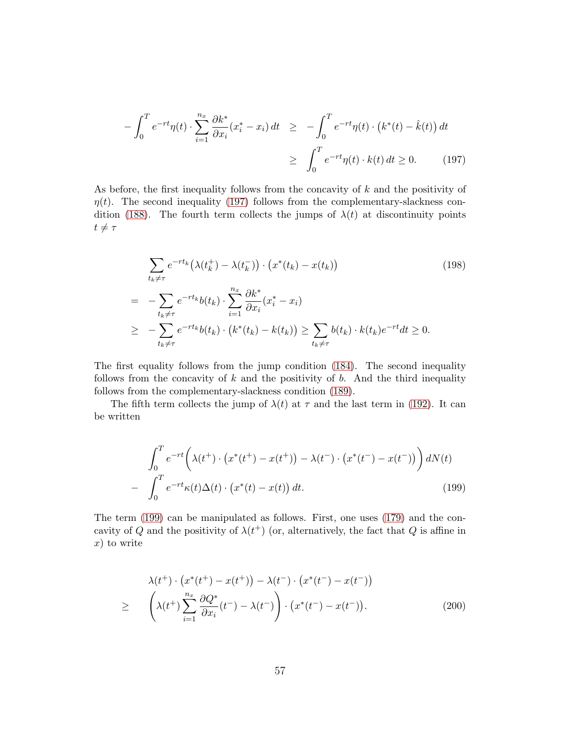$$
\begin{aligned}
-\int_0^T e^{-rt}\eta(t)\cdot\sum_{i=1}^{n_x}\frac{\partial k^*}{\partial x_i}(x_i^*-x_i)\,dt &\geq -\int_0^T e^{-rt}\eta(t)\cdot\big(k^*(t)-\hat{k}(t)\big)\,dt \\
&\geq \int_0^T e^{-rt}\eta(t)\cdot k(t)\,dt \geq 0. \qquad (197)
\end{aligned}
$$

As before, the first inequality follows from the concavity of $k$ and the positivity of $\eta(t)$. The second inequality (197) follows from the complementary-slackness condition (188). The fourth term collects the jumps of $\lambda(t)$ at discontinuity points $t \neq \tau$

$$
\begin{aligned}
&\sum_{t_k\neq\tau} e^{-rt_k}\big(\lambda(t_k^+)-\lambda(t_k^-)\big)\cdot\big(x^*(t_k)-x(t_k)\big) \qquad (198)\\
=&\ -\sum_{t_k\neq\tau} e^{-rt_k}b(t_k)\cdot\sum_{i=1}^{n_x}\frac{\partial k^*}{\partial x_i}(x_i^*-x_i)\\
\geq&\ -\sum_{t_k\neq\tau} e^{-rt_k}b(t_k)\cdot\big(k^*(t_k)-k(t_k)\big)\geq\sum_{t_k\neq\tau} b(t_k)\cdot k(t_k)e^{-rt}dt\geq 0.
\end{aligned}
$$

The first equality follows from the jump condition (184). The second inequality follows from the concavity of $k$ and the positivity of $b$. And the third inequality follows from the complementary-slackness condition (189).

The fifth term collects the jump of $\lambda(t)$ at $\tau$ and the last term in (192). It can be written

$$
\begin{aligned}
&\int_0^T e^{-rt}\Big(\lambda(t^+)\cdot\big(x^*(t^+)-x(t^+)\big)-\lambda(t^-)\cdot\big(x^*(t^-)-x(t^-)\big)\Big)\,dN(t)\\
-&\int_0^T e^{-rt}\kappa(t)\Delta(t)\cdot\big(x^*(t)-x(t)\big)\,dt. \qquad (199)
\end{aligned}
$$

The term (199) can be manipulated as follows. First, one uses (179) and the concavity of $Q$ and the positivity of $\lambda(t^+)$ (or, alternatively, the fact that $Q$ is affine in $x$) to write

$$
\begin{aligned}
&\lambda(t^+)\cdot\big(x^*(t^+)-x(t^+)\big)-\lambda(t^-)\cdot\big(x^*(t^-)-x(t^-)\big)\\
\geq&\ \left(\lambda(t^+)\sum_{i=1}^{n_x}\frac{\partial Q^*}{\partial x_i}(t^-)-\lambda(t^-)\right)\cdot\big(x^*(t^-)-x(t^-)\big). \qquad (200)
\end{aligned}
$$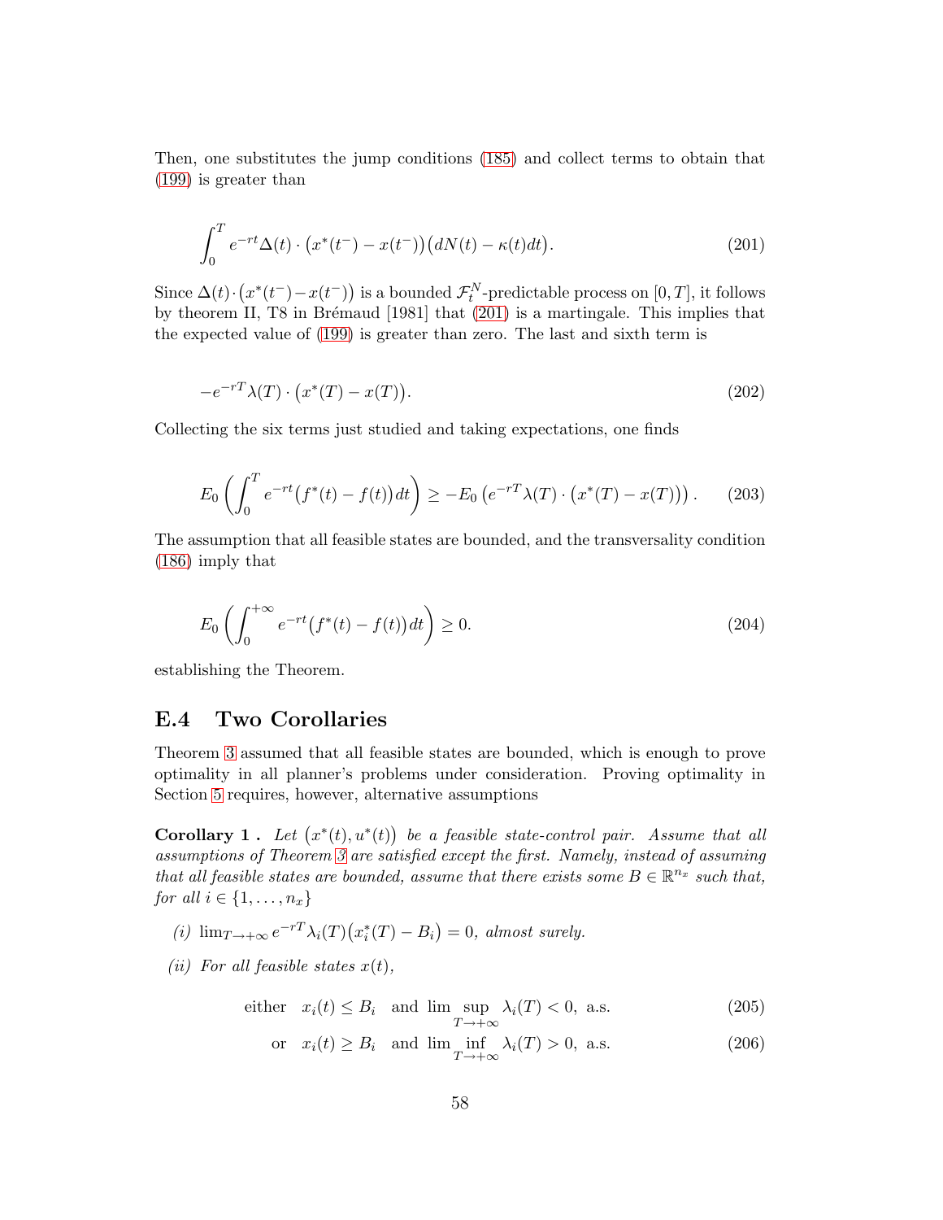Then, one substitutes the jump conditions (185) and collect terms to obtain that (199) is greater than

$$\int_0^T e^{-rt}\Delta(t)\cdot\big(x^*(t^-)-x(t^-)\big)\big(dN(t)-\kappa(t)dt\big). \tag{201}$$

Since $\Delta(t)\cdot\big(x^*(t^-)-x(t^-)\big)$ is a bounded $\mathcal{F}_t^N$-predictable process on $[0,T]$, it follows by theorem II, T8 in Brémaud [1981] that (201) is a martingale. This implies that the expected value of (199) is greater than zero. The last and sixth term is

$$-e^{-rT}\lambda(T)\cdot\big(x^*(T)-x(T)\big). \tag{202}$$

Collecting the six terms just studied and taking expectations, one finds

$$E_0\left(\int_0^T e^{-rt}\big(f^*(t)-f(t)\big)dt\right)\geq -E_0\left(e^{-rT}\lambda(T)\cdot\big(x^*(T)-x(T)\big)\right). \tag{203}$$

The assumption that all feasible states are bounded, and the transversality condition (186) imply that

$$E_0\left(\int_0^{+\infty} e^{-rt}\big(f^*(t)-f(t)\big)dt\right)\geq 0. \tag{204}$$

establishing the Theorem.

## E.4 Two Corollaries

Theorem 3 assumed that all feasible states are bounded, which is enough to prove optimality in all planner's problems under consideration. Proving optimality in Section 5 requires, however, alternative assumptions

**Corollary 1 .** *Let $\big(x^*(t),u^*(t)\big)$ be a feasible state-control pair. Assume that all assumptions of Theorem 3 are satisfied except the first. Namely, instead of assuming that all feasible states are bounded, assume that there exists some $B\in\mathbb{R}^{n_x}$ such that, for all $i\in\{1,\ldots,n_x\}$*

*(i) $\lim_{T\to+\infty} e^{-rT}\lambda_i(T)\big(x_i^*(T)-B_i\big)=0$, almost surely.*

*(ii) For all feasible states $x(t)$,*

$$\text{either}\quad x_i(t)\leq B_i\quad\text{and}\ \limsup_{T\to+\infty}\lambda_i(T)<0,\ \text{a.s.} \tag{205}$$

$$\text{or}\quad x_i(t)\geq B_i\quad\text{and}\ \liminf_{T\to+\infty}\lambda_i(T)>0,\ \text{a.s.} \tag{206}$$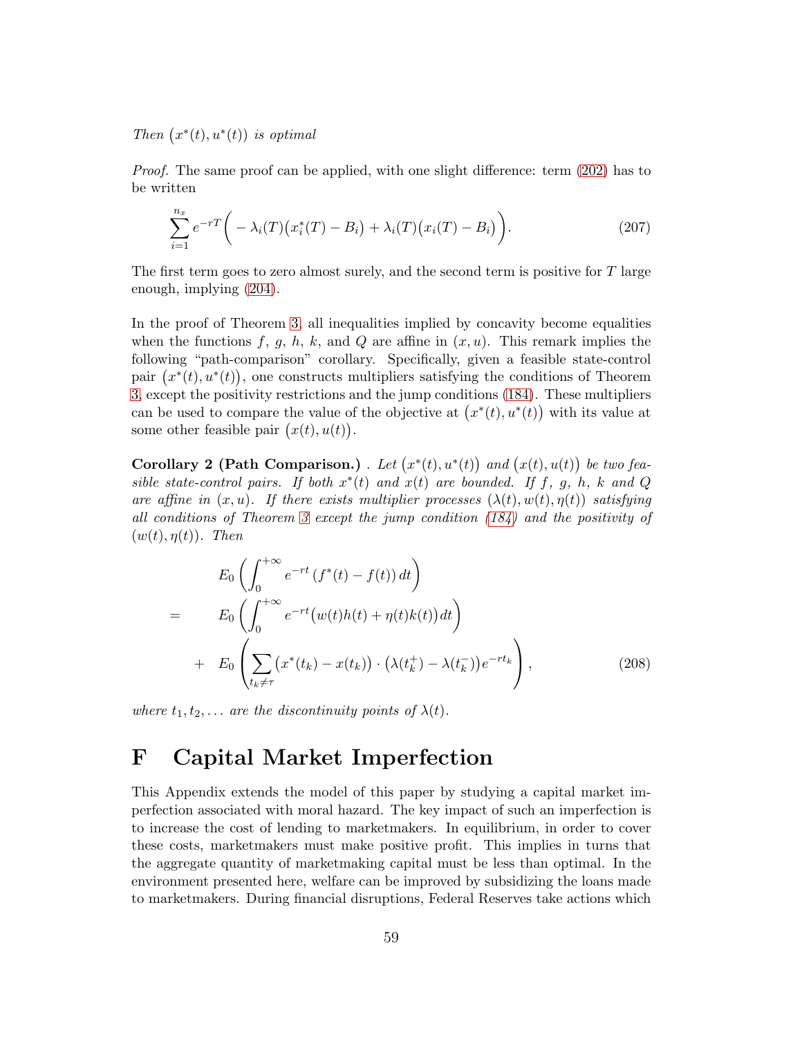*Then* $\big(x^*(t), u^*(t)\big)$ *is optimal*

*Proof.* The same proof can be applied, with one slight difference: term (202) has to be written

$$\sum_{i=1}^{n_x} e^{-rT}\bigg( -\lambda_i(T)\big(x_i^*(T) - B_i\big) + \lambda_i(T)\big(x_i(T) - B_i\big)\bigg). \tag{207}$$

The first term goes to zero almost surely, and the second term is positive for $T$ large enough, implying (204).

In the proof of Theorem 3, all inequalities implied by concavity become equalities when the functions $f$, $g$, $h$, $k$, and $Q$ are affine in $(x, u)$. This remark implies the following "path-comparison" corollary. Specifically, given a feasible state-control pair $\big(x^*(t), u^*(t)\big)$, one constructs multipliers satisfying the conditions of Theorem 3, except the positivity restrictions and the jump conditions (184). These multipliers can be used to compare the value of the objective at $\big(x^*(t), u^*(t)\big)$ with its value at some other feasible pair $\big(x(t), u(t)\big)$.

**Corollary 2 (Path Comparison.)** . *Let* $\big(x^*(t), u^*(t)\big)$ *and* $\big(x(t), u(t)\big)$ *be two feasible state-control pairs. If both* $x^*(t)$ *and* $x(t)$ *are bounded. If* $f$, $g$, $h$, $k$ *and* $Q$ *are affine in* $(x, u)$. *If there exists multiplier processes* $(\lambda(t), w(t), \eta(t))$ *satisfying all conditions of Theorem 3 except the jump condition (184) and the positivity of* $(w(t), \eta(t))$. *Then*

$$\begin{aligned}
& E_0\left(\int_0^{+\infty} e^{-rt}\left(f^*(t) - f(t)\right) dt\right) \\
= \quad & E_0\left(\int_0^{+\infty} e^{-rt}\big(w(t)h(t) + \eta(t)k(t)\big) dt\right) \\
+ \quad & E_0\left(\sum_{t_k \neq \tau} \big(x^*(t_k) - x(t_k)\big) \cdot \big(\lambda(t_k^+) - \lambda(t_k^-)\big) e^{-rt_k}\right),
\end{aligned} \tag{208}$$

*where* $t_1, t_2, \ldots$ *are the discontinuity points of* $\lambda(t)$.

# F Capital Market Imperfection

This Appendix extends the model of this paper by studying a capital market imperfection associated with moral hazard. The key impact of such an imperfection is to increase the cost of lending to marketmakers. In equilibrium, in order to cover these costs, marketmakers must make positive profit. This implies in turns that the aggregate quantity of marketmaking capital must be less than optimal. In the environment presented here, welfare can be improved by subsidizing the loans made to marketmakers. During financial disruptions, Federal Reserves take actions which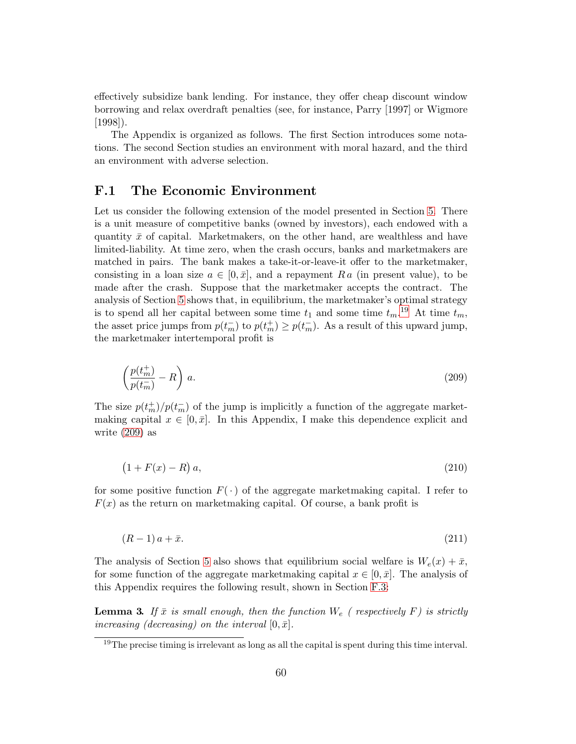effectively subsidize bank lending. For instance, they offer cheap discount window borrowing and relax overdraft penalties (see, for instance, Parry [1997] or Wigmore [1998]).

The Appendix is organized as follows. The first Section introduces some notations. The second Section studies an environment with moral hazard, and the third an environment with adverse selection.

## F.1 The Economic Environment

Let us consider the following extension of the model presented in Section 5. There is a unit measure of competitive banks (owned by investors), each endowed with a quantity $\bar{x}$ of capital. Marketmakers, on the other hand, are wealthless and have limited-liability. At time zero, when the crash occurs, banks and marketmakers are matched in pairs. The bank makes a take-it-or-leave-it offer to the marketmaker, consisting in a loan size $a \in [0, \bar{x}]$, and a repayment $R\,a$ (in present value), to be made after the crash. Suppose that the marketmaker accepts the contract. The analysis of Section 5 shows that, in equilibrium, the marketmaker's optimal strategy is to spend all her capital between some time $t_1$ and some time $t_m$.[19] At time $t_m$, the asset price jumps from $p(t_m^-)$ to $p(t_m^+) \geq p(t_m^-)$. As a result of this upward jump, the marketmaker intertemporal profit is

$$\left(\frac{p(t_m^+)}{p(t_m^-)} - R\right) a. \tag{209}$$

The size $p(t_m^+)/p(t_m^-)$ of the jump is implicitly a function of the aggregate marketmaking capital $x \in [0, \bar{x}]$. In this Appendix, I make this dependence explicit and write (209) as

$$\big(1 + F(x) - R\big)\, a, \tag{210}$$

for some positive function $F(\,\cdot\,)$ of the aggregate marketmaking capital. I refer to $F(x)$ as the return on marketmaking capital. Of course, a bank profit is

$$(R - 1)\, a + \bar{x}. \tag{211}$$

The analysis of Section 5 also shows that equilibrium social welfare is $W_e(x) + \bar{x}$, for some function of the aggregate marketmaking capital $x \in [0, \bar{x}]$. The analysis of this Appendix requires the following result, shown in Section F.3:

**Lemma 3.** *If $\bar{x}$ is small enough, then the function $W_e$ ( respectively $F$) is strictly increasing (decreasing) on the interval $[0, \bar{x}]$.*

[19] The precise timing is irrelevant as long as all the capital is spent during this time interval.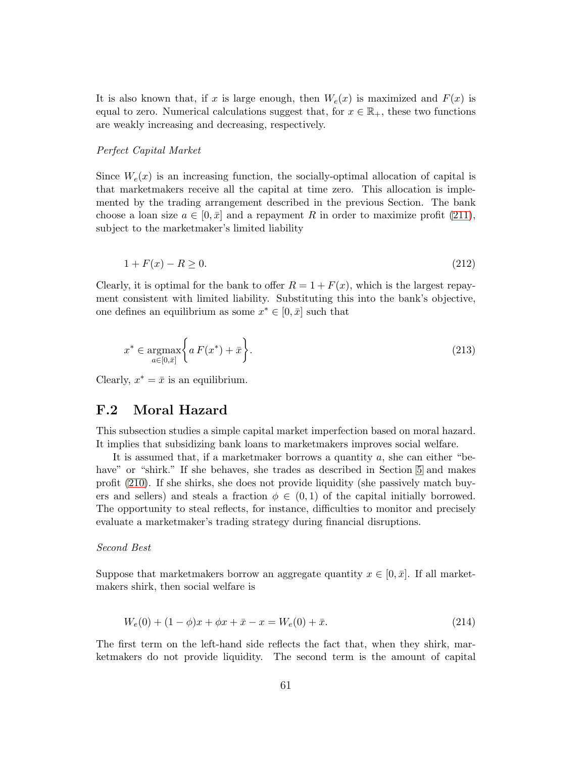It is also known that, if $x$ is large enough, then $W_e(x)$ is maximized and $F(x)$ is equal to zero. Numerical calculations suggest that, for $x \in \mathbb{R}_+$, these two functions are weakly increasing and decreasing, respectively.

*Perfect Capital Market*

Since $W_e(x)$ is an increasing function, the socially-optimal allocation of capital is that marketmakers receive all the capital at time zero. This allocation is implemented by the trading arrangement described in the previous Section. The bank choose a loan size $a \in [0, \bar{x}]$ and a repayment $R$ in order to maximize profit (211), subject to the marketmaker's limited liability

$$1 + F(x) - R \geq 0. \tag{212}$$

Clearly, it is optimal for the bank to offer $R = 1 + F(x)$, which is the largest repayment consistent with limited liability. Substituting this into the bank's objective, one defines an equilibrium as some $x^* \in [0, \bar{x}]$ such that

$$x^* \in \underset{a \in [0,\bar{x}]}{\operatorname{argmax}} \left\{ a\, F(x^*) + \bar{x} \right\}. \tag{213}$$

Clearly, $x^* = \bar{x}$ is an equilibrium.

## F.2 Moral Hazard

This subsection studies a simple capital market imperfection based on moral hazard. It implies that subsidizing bank loans to marketmakers improves social welfare.

It is assumed that, if a marketmaker borrows a quantity $a$, she can either "behave" or "shirk." If she behaves, she trades as described in Section 5 and makes profit (210). If she shirks, she does not provide liquidity (she passively match buyers and sellers) and steals a fraction $\phi \in (0, 1)$ of the capital initially borrowed. The opportunity to steal reflects, for instance, difficulties to monitor and precisely evaluate a marketmaker's trading strategy during financial disruptions.

*Second Best*

Suppose that marketmakers borrow an aggregate quantity $x \in [0, \bar{x}]$. If all marketmakers shirk, then social welfare is

$$W_e(0) + (1 - \phi)x + \phi x + \bar{x} - x = W_e(0) + \bar{x}. \tag{214}$$

The first term on the left-hand side reflects the fact that, when they shirk, marketmakers do not provide liquidity. The second term is the amount of capital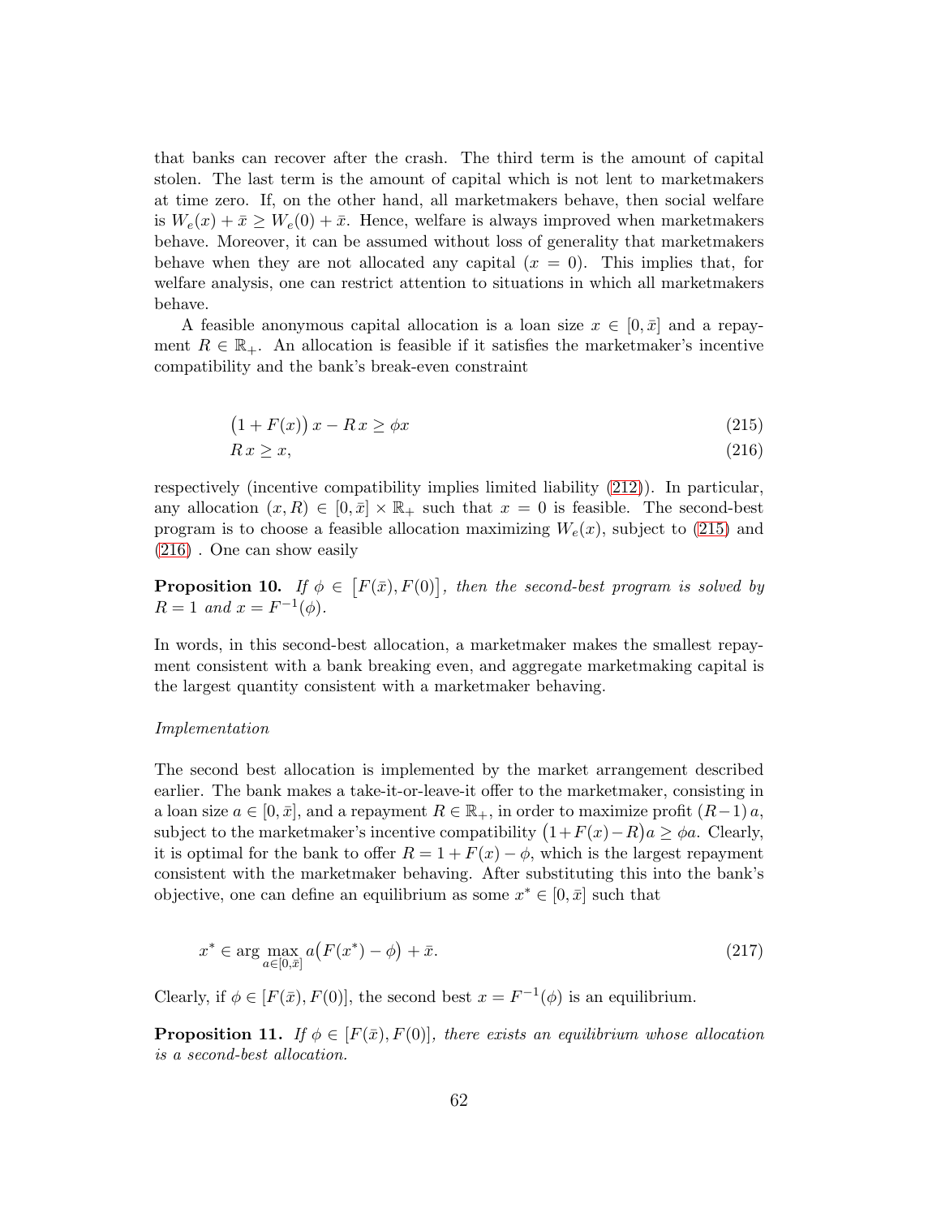that banks can recover after the crash. The third term is the amount of capital stolen. The last term is the amount of capital which is not lent to marketmakers at time zero. If, on the other hand, all marketmakers behave, then social welfare is $W_e(x) + \bar{x} \geq W_e(0) + \bar{x}$. Hence, welfare is always improved when marketmakers behave. Moreover, it can be assumed without loss of generality that marketmakers behave when they are not allocated any capital ($x = 0$). This implies that, for welfare analysis, one can restrict attention to situations in which all marketmakers behave.

A feasible anonymous capital allocation is a loan size $x \in [0, \bar{x}]$ and a repayment $R \in \mathbb{R}_+$. An allocation is feasible if it satisfies the marketmaker's incentive compatibility and the bank's break-even constraint

$$
\big(1 + F(x)\big)\, x - R\, x \geq \phi x \tag{215}
$$

$$
R\, x \geq x, \tag{216}
$$

respectively (incentive compatibility implies limited liability (212)). In particular, any allocation $(x, R) \in [0, \bar{x}] \times \mathbb{R}_+$ such that $x = 0$ is feasible. The second-best program is to choose a feasible allocation maximizing $W_e(x)$, subject to (215) and (216) . One can show easily

**Proposition 10.** *If $\phi \in \big[F(\bar{x}), F(0)\big]$, then the second-best program is solved by $R = 1$ and $x = F^{-1}(\phi)$.*

In words, in this second-best allocation, a marketmaker makes the smallest repayment consistent with a bank breaking even, and aggregate marketmaking capital is the largest quantity consistent with a marketmaker behaving.

*Implementation*

The second best allocation is implemented by the market arrangement described earlier. The bank makes a take-it-or-leave-it offer to the marketmaker, consisting in a loan size $a \in [0, \bar{x}]$, and a repayment $R \in \mathbb{R}_+$, in order to maximize profit $(R-1)\, a$, subject to the marketmaker's incentive compatibility $\big(1+F(x)-R\big)a \geq \phi a$. Clearly, it is optimal for the bank to offer $R = 1 + F(x) - \phi$, which is the largest repayment consistent with the marketmaker behaving. After substituting this into the bank's objective, one can define an equilibrium as some $x^* \in [0, \bar{x}]$ such that

$$
x^* \in \arg\max_{a \in [0,\bar{x}]} a\big(F(x^*) - \phi\big) + \bar{x}. \tag{217}
$$

Clearly, if $\phi \in [F(\bar{x}), F(0)]$, the second best $x = F^{-1}(\phi)$ is an equilibrium.

**Proposition 11.** *If $\phi \in [F(\bar{x}), F(0)]$, there exists an equilibrium whose allocation is a second-best allocation.*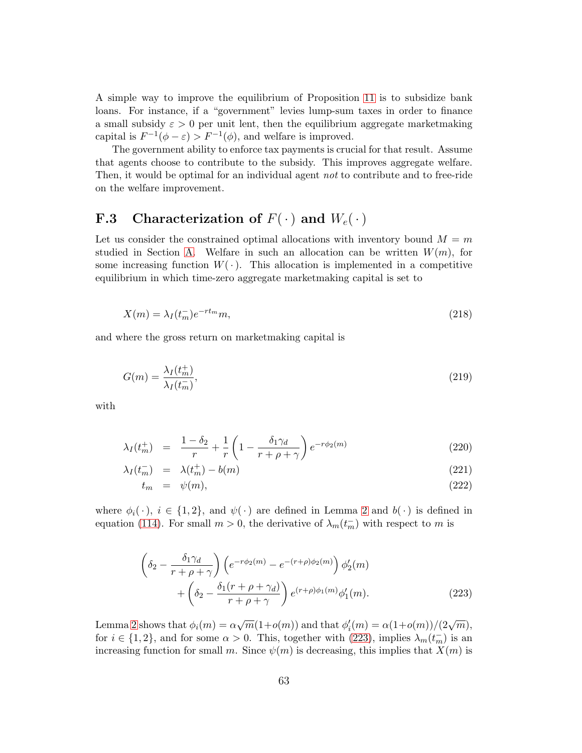A simple way to improve the equilibrium of Proposition 11 is to subsidize bank loans. For instance, if a "government" levies lump-sum taxes in order to finance a small subsidy $\varepsilon > 0$ per unit lent, then the equilibrium aggregate marketmaking capital is $F^{-1}(\phi - \varepsilon) > F^{-1}(\phi)$, and welfare is improved.

The government ability to enforce tax payments is crucial for that result. Assume that agents choose to contribute to the subsidy. This improves aggregate welfare. Then, it would be optimal for an individual agent *not* to contribute and to free-ride on the welfare improvement.

## F.3 Characterization of $F(\,\cdot\,)$ and $W_e(\,\cdot\,)$

Let us consider the constrained optimal allocations with inventory bound $M = m$ studied in Section A. Welfare in such an allocation can be written $W(m)$, for some increasing function $W(\,\cdot\,)$. This allocation is implemented in a competitive equilibrium in which time-zero aggregate marketmaking capital is set to

$$X(m) = \lambda_I(t_m^-) e^{-rt_m} m, \tag{218}$$

and where the gross return on marketmaking capital is

$$G(m) = \frac{\lambda_I(t_m^+)}{\lambda_I(t_m^-)}, \tag{219}$$

with

$$\begin{aligned}
\lambda_I(t_m^+) &= \frac{1-\delta_2}{r} + \frac{1}{r}\left(1 - \frac{\delta_1 \gamma_d}{r+\rho+\gamma}\right) e^{-r\phi_2(m)} &(220)\\
\lambda_I(t_m^-) &= \lambda(t_m^+) - b(m) &(221)\\
t_m &= \psi(m), &(222)
\end{aligned}$$

where $\phi_i(\,\cdot\,)$, $i \in \{1,2\}$, and $\psi(\,\cdot\,)$ are defined in Lemma 2 and $b(\,\cdot\,)$ is defined in equation (114). For small $m > 0$, the derivative of $\lambda_m(t_m^-)$ with respect to $m$ is

$$\begin{aligned}
&\left(\delta_2 - \frac{\delta_1 \gamma_d}{r+\rho+\gamma}\right)\left(e^{-r\phi_2(m)} - e^{-(r+\rho)\phi_2(m)}\right)\phi_2'(m) \\
&\qquad + \left(\delta_2 - \frac{\delta_1(r+\rho+\gamma_d)}{r+\rho+\gamma}\right) e^{(r+\rho)\phi_1(m)} \phi_1'(m). \qquad (223)
\end{aligned}$$

Lemma 2 shows that $\phi_i(m) = \alpha\sqrt{m}(1+o(m))$ and that $\phi_i'(m) = \alpha(1+o(m))/(2\sqrt{m})$, for $i \in \{1,2\}$, and for some $\alpha > 0$. This, together with (223), implies $\lambda_m(t_m^-)$ is an increasing function for small $m$. Since $\psi(m)$ is decreasing, this implies that $X(m)$ is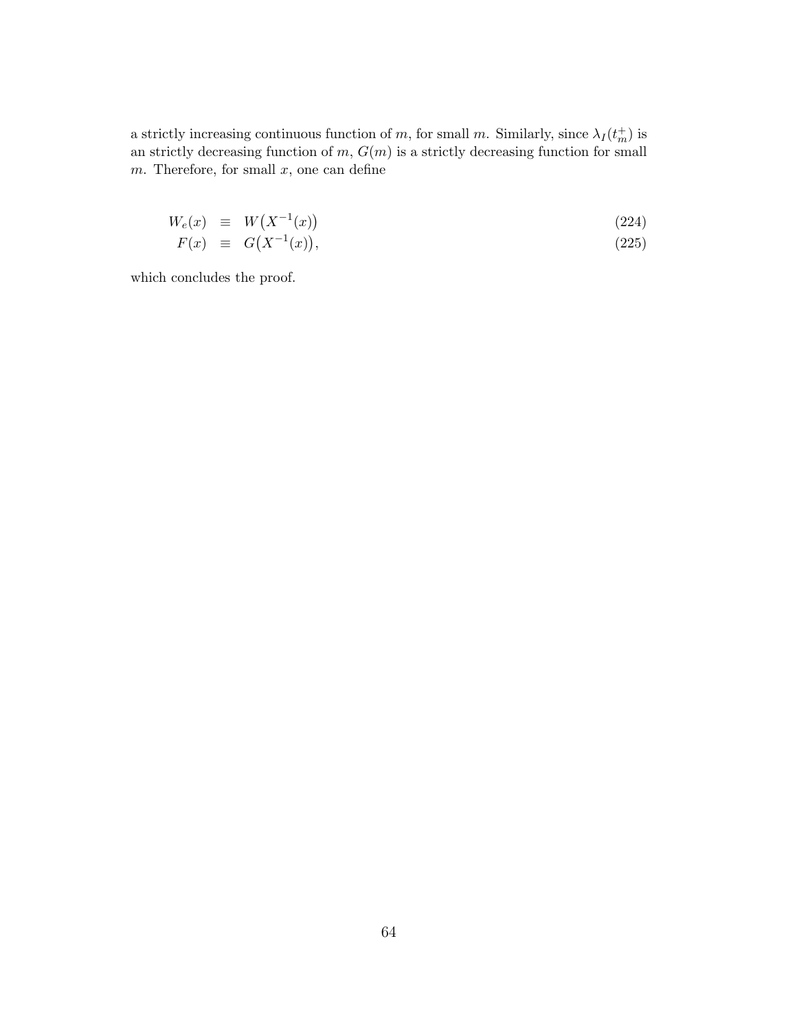a strictly increasing continuous function of $m$, for small $m$. Similarly, since $\lambda_I(t_m^+)$ is an strictly decreasing function of $m$, $G(m)$ is a strictly decreasing function for small $m$. Therefore, for small $x$, one can define

$$
\begin{aligned}
W_e(x) &\equiv W\big(X^{-1}(x)\big) &\quad (224)\\
F(x) &\equiv G\big(X^{-1}(x)\big), &\quad (225)
\end{aligned}
$$

which concludes the proof.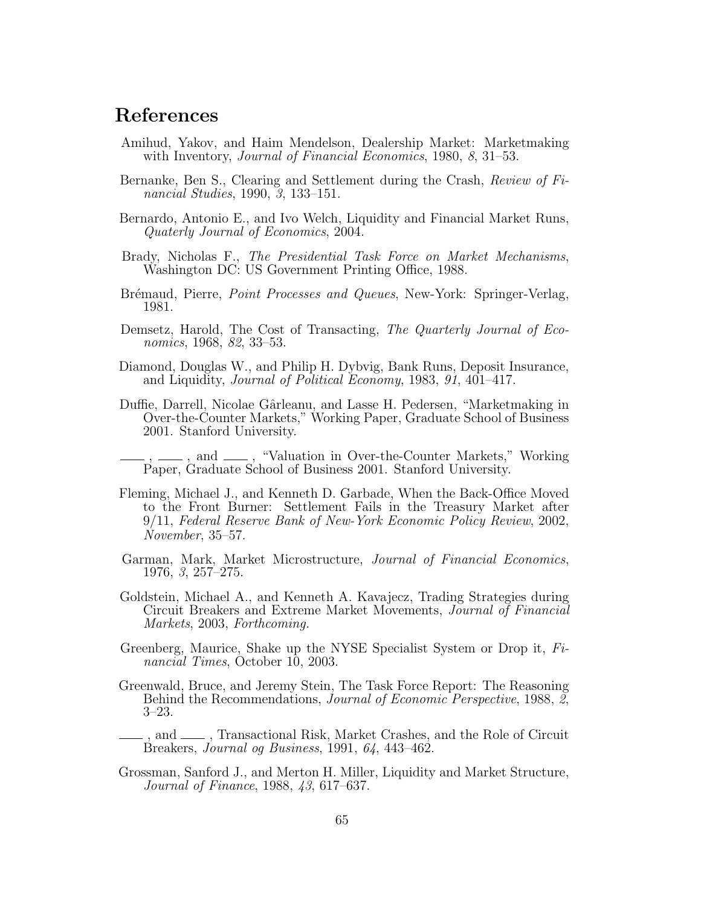# References

Amihud, Yakov, and Haim Mendelson, Dealership Market: Marketmaking with Inventory, *Journal of Financial Economics*, 1980, *8*, 31–53.

Bernanke, Ben S., Clearing and Settlement during the Crash, *Review of Financial Studies*, 1990, *3*, 133–151.

Bernardo, Antonio E., and Ivo Welch, Liquidity and Financial Market Runs, *Quaterly Journal of Economics*, 2004.

Brady, Nicholas F., *The Presidential Task Force on Market Mechanisms*, Washington DC: US Government Printing Office, 1988.

Brémaud, Pierre, *Point Processes and Queues*, New-York: Springer-Verlag, 1981.

Demsetz, Harold, The Cost of Transacting, *The Quarterly Journal of Economics*, 1968, *82*, 33–53.

Diamond, Douglas W., and Philip H. Dybvig, Bank Runs, Deposit Insurance, and Liquidity, *Journal of Political Economy*, 1983, *91*, 401–417.

Duffie, Darrell, Nicolae Gârleanu, and Lasse H. Pedersen, "Marketmaking in Over-the-Counter Markets," Working Paper, Graduate School of Business 2001. Stanford University.

——, ——, and ——, "Valuation in Over-the-Counter Markets," Working Paper, Graduate School of Business 2001. Stanford University.

Fleming, Michael J., and Kenneth D. Garbade, When the Back-Office Moved to the Front Burner: Settlement Fails in the Treasury Market after 9/11, *Federal Reserve Bank of New-York Economic Policy Review*, 2002, *November*, 35–57.

Garman, Mark, Market Microstructure, *Journal of Financial Economics*, 1976, *3*, 257–275.

Goldstein, Michael A., and Kenneth A. Kavajecz, Trading Strategies during Circuit Breakers and Extreme Market Movements, *Journal of Financial Markets*, 2003, *Forthcoming.*

Greenberg, Maurice, Shake up the NYSE Specialist System or Drop it, *Financial Times*, October 10, 2003.

Greenwald, Bruce, and Jeremy Stein, The Task Force Report: The Reasoning Behind the Recommendations, *Journal of Economic Perspective*, 1988, *2*, 3–23.

——, and ——, Transactional Risk, Market Crashes, and the Role of Circuit Breakers, *Journal og Business*, 1991, *64*, 443–462.

Grossman, Sanford J., and Merton H. Miller, Liquidity and Market Structure, *Journal of Finance*, 1988, *43*, 617–637.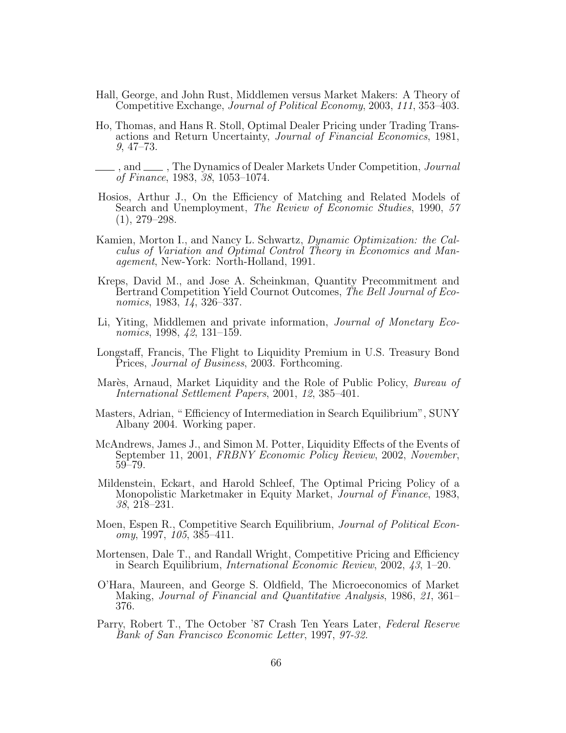Hall, George, and John Rust, Middlemen versus Market Makers: A Theory of Competitive Exchange, *Journal of Political Economy*, 2003, *111*, 353–403.

Ho, Thomas, and Hans R. Stoll, Optimal Dealer Pricing under Trading Transactions and Return Uncertainty, *Journal of Financial Economics*, 1981, *9*, 47–73.

——, and ——, The Dynamics of Dealer Markets Under Competition, *Journal of Finance*, 1983, *38*, 1053–1074.

Hosios, Arthur J., On the Efficiency of Matching and Related Models of Search and Unemployment, *The Review of Economic Studies*, 1990, *57* (1), 279–298.

Kamien, Morton I., and Nancy L. Schwartz, *Dynamic Optimization: the Calculus of Variation and Optimal Control Theory in Economics and Management*, New-York: North-Holland, 1991.

Kreps, David M., and Jose A. Scheinkman, Quantity Precommitment and Bertrand Competition Yield Cournot Outcomes, *The Bell Journal of Economics*, 1983, *14*, 326–337.

Li, Yiting, Middlemen and private information, *Journal of Monetary Economics*, 1998, *42*, 131–159.

Longstaff, Francis, The Flight to Liquidity Premium in U.S. Treasury Bond Prices, *Journal of Business*, 2003. Forthcoming.

Marès, Arnaud, Market Liquidity and the Role of Public Policy, *Bureau of International Settlement Papers*, 2001, *12*, 385–401.

Masters, Adrian, " Efficiency of Intermediation in Search Equilibrium", SUNY Albany 2004. Working paper.

McAndrews, James J., and Simon M. Potter, Liquidity Effects of the Events of September 11, 2001, *FRBNY Economic Policy Review*, 2002, *November*, 59–79.

Mildenstein, Eckart, and Harold Schleef, The Optimal Pricing Policy of a Monopolistic Marketmaker in Equity Market, *Journal of Finance*, 1983, *38*, 218–231.

Moen, Espen R., Competitive Search Equilibrium, *Journal of Political Economy*, 1997, *105*, 385–411.

Mortensen, Dale T., and Randall Wright, Competitive Pricing and Efficiency in Search Equilibrium, *International Economic Review*, 2002, *43*, 1–20.

O'Hara, Maureen, and George S. Oldfield, The Microeconomics of Market Making, *Journal of Financial and Quantitative Analysis*, 1986, *21*, 361–376.

Parry, Robert T., The October '87 Crash Ten Years Later, *Federal Reserve Bank of San Francisco Economic Letter*, 1997, *97-32.*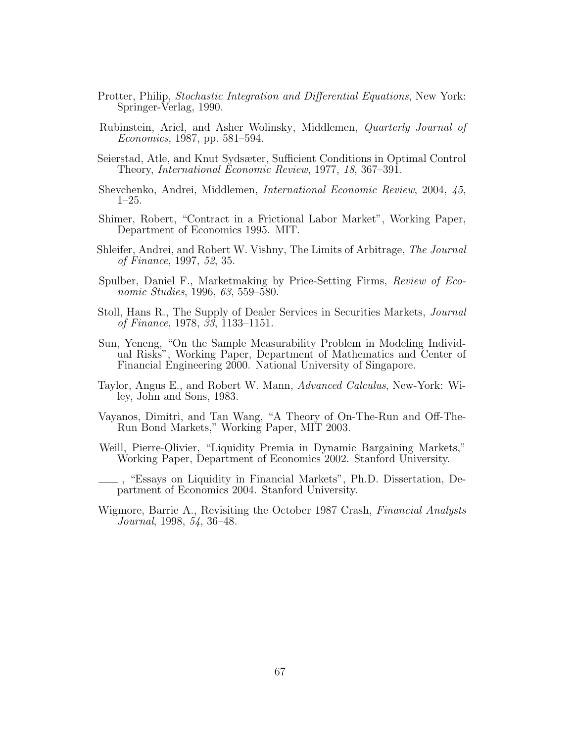Protter, Philip, *Stochastic Integration and Differential Equations*, New York: Springer-Verlag, 1990.

Rubinstein, Ariel, and Asher Wolinsky, Middlemen, *Quarterly Journal of Economics*, 1987, pp. 581–594.

Seierstad, Atle, and Knut Sydsæter, Sufficient Conditions in Optimal Control Theory, *International Economic Review*, 1977, *18*, 367–391.

Shevchenko, Andrei, Middlemen, *International Economic Review*, 2004, *45*, 1–25.

Shimer, Robert, "Contract in a Frictional Labor Market", Working Paper, Department of Economics 1995. MIT.

Shleifer, Andrei, and Robert W. Vishny, The Limits of Arbitrage, *The Journal of Finance*, 1997, *52*, 35.

Spulber, Daniel F., Marketmaking by Price-Setting Firms, *Review of Economic Studies*, 1996, *63*, 559–580.

Stoll, Hans R., The Supply of Dealer Services in Securities Markets, *Journal of Finance*, 1978, *33*, 1133–1151.

Sun, Yeneng, "On the Sample Measurability Problem in Modeling Individual Risks", Working Paper, Department of Mathematics and Center of Financial Engineering 2000. National University of Singapore.

Taylor, Angus E., and Robert W. Mann, *Advanced Calculus*, New-York: Wiley, John and Sons, 1983.

Vayanos, Dimitri, and Tan Wang, "A Theory of On-The-Run and Off-The-Run Bond Markets," Working Paper, MIT 2003.

Weill, Pierre-Olivier, "Liquidity Premia in Dynamic Bargaining Markets," Working Paper, Department of Economics 2002. Stanford University.

——, "Essays on Liquidity in Financial Markets", Ph.D. Dissertation, Department of Economics 2004. Stanford University.

Wigmore, Barrie A., Revisiting the October 1987 Crash, *Financial Analysts Journal*, 1998, *54*, 36–48.